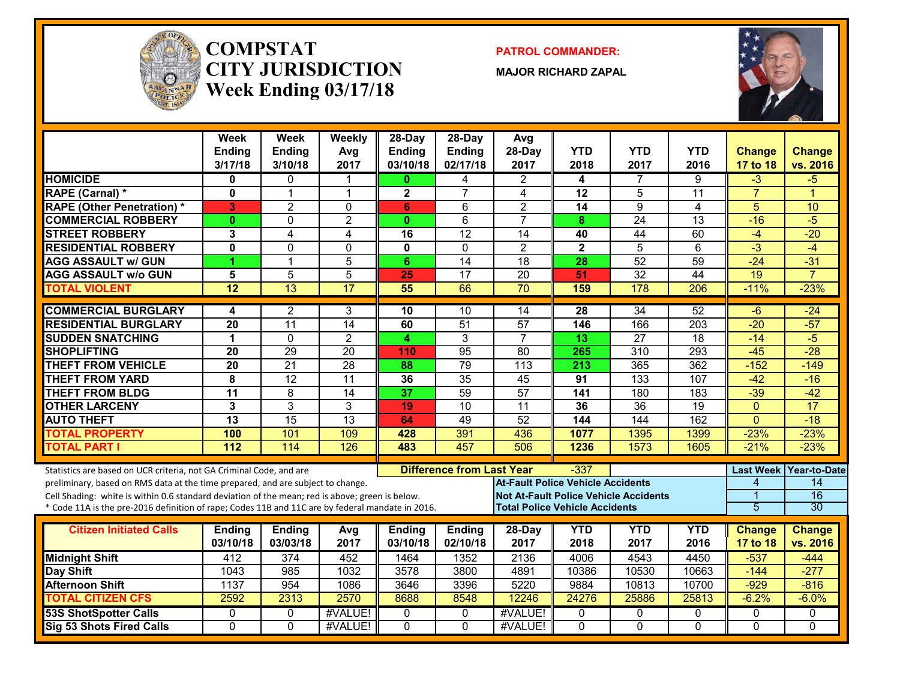# COMPSTAT CITY JURISDICTION Week Ending 03/17/18

**PATROL COMMANDER:**

**MAJOR RICHARD ZAPAL**

| | Week Ending 3/17/18 | Week Ending 3/10/18 | Weekly Avg 2017 | 28-Day Ending 03/10/18 | 28-Day Ending 02/17/18 | Avg 28-Day 2017 | YTD 2018 | YTD 2017 | YTD 2016 | Change 17 to 18 | Change vs. 2016 |
|---|---|---|---|---|---|---|---|---|---|---|---|
| HOMICIDE | 0 | 0 | 1 | 0 | 4 | 2 | 4 | 7 | 9 | -3 | -5 |
| RAPE (Carnal) * | 0 | 1 | 1 | 2 | 7 | 4 | 12 | 5 | 11 | 7 | 1 |
| RAPE (Other Penetration) * | 3 | 2 | 0 | 6 | 6 | 2 | 14 | 9 | 4 | 5 | 10 |
| COMMERCIAL ROBBERY | 0 | 0 | 2 | 0 | 6 | 7 | 8 | 24 | 13 | -16 | -5 |
| STREET ROBBERY | 3 | 4 | 4 | 16 | 12 | 14 | 40 | 44 | 60 | -4 | -20 |
| RESIDENTIAL ROBBERY | 0 | 0 | 0 | 0 | 0 | 2 | 2 | 5 | 6 | -3 | -4 |
| AGG ASSAULT w/ GUN | 1 | 1 | 5 | 6 | 14 | 18 | 28 | 52 | 59 | -24 | -31 |
| AGG ASSAULT w/o GUN | 5 | 5 | 5 | 25 | 17 | 20 | 51 | 32 | 44 | 19 | 7 |
| TOTAL VIOLENT | 12 | 13 | 17 | 55 | 66 | 70 | 159 | 178 | 206 | -11% | -23% |
| COMMERCIAL BURGLARY | 4 | 2 | 3 | 10 | 10 | 14 | 28 | 34 | 52 | -6 | -24 |
| RESIDENTIAL BURGLARY | 20 | 11 | 14 | 60 | 51 | 57 | 146 | 166 | 203 | -20 | -57 |
| SUDDEN SNATCHING | 1 | 0 | 2 | 4 | 3 | 7 | 13 | 27 | 18 | -14 | -5 |
| SHOPLIFTING | 20 | 29 | 20 | 110 | 95 | 80 | 265 | 310 | 293 | -45 | -28 |
| THEFT FROM VEHICLE | 20 | 21 | 28 | 88 | 79 | 113 | 213 | 365 | 362 | -152 | -149 |
| THEFT FROM YARD | 8 | 12 | 11 | 36 | 35 | 45 | 91 | 133 | 107 | -42 | -16 |
| THEFT FROM BLDG | 11 | 8 | 14 | 37 | 59 | 57 | 141 | 180 | 183 | -39 | -42 |
| OTHER LARCENY | 3 | 3 | 3 | 19 | 10 | 11 | 36 | 36 | 19 | 0 | 17 |
| AUTO THEFT | 13 | 15 | 13 | 64 | 49 | 52 | 144 | 144 | 162 | 0 | -18 |
| TOTAL PROPERTY | 100 | 101 | 109 | 428 | 391 | 436 | 1077 | 1395 | 1399 | -23% | -23% |
| TOTAL PART I | 112 | 114 | 126 | 483 | 457 | 506 | 1236 | 1573 | 1605 | -21% | -23% |

Statistics are based on UCR criteria, not GA Criminal Code, and are preliminary, based on RMS data at the time prepared, and are subject to change.
Cell Shading: white is within 0.6 standard deviation of the mean; red is above; green is below.
* Code 11A is the pre-2016 definition of rape; Codes 11B and 11C are by federal mandate in 2016.

**Difference from Last Year:** -337

| | Last Week | Year-to-Date |
|---|---|---|
| At-Fault Police Vehicle Accidents | 4 | 14 |
| Not At-Fault Police Vehicle Accidents | 1 | 16 |
| Total Police Vehicle Accidents | 5 | 30 |

| Citizen Initiated Calls | Ending 03/10/18 | Ending 03/03/18 | Avg 2017 | Ending 03/10/18 | Ending 02/10/18 | 28-Day 2017 | YTD 2018 | YTD 2017 | YTD 2016 | Change 17 to 18 | Change vs. 2016 |
|---|---|---|---|---|---|---|---|---|---|---|---|
| Midnight Shift | 412 | 374 | 452 | 1464 | 1352 | 2136 | 4006 | 4543 | 4450 | -537 | -444 |
| Day Shift | 1043 | 985 | 1032 | 3578 | 3800 | 4891 | 10386 | 10530 | 10663 | -144 | -277 |
| Afternoon Shift | 1137 | 954 | 1086 | 3646 | 3396 | 5220 | 9884 | 10813 | 10700 | -929 | -816 |
| TOTAL CITIZEN CFS | 2592 | 2313 | 2570 | 8688 | 8548 | 12246 | 24276 | 25886 | 25813 | -6.2% | -6.0% |
| 53S ShotSpotter Calls | 0 | 0 | #VALUE! | 0 | 0 | #VALUE! | 0 | 0 | 0 | 0 | 0 |
| Sig 53 Shots Fired Calls | 0 | 0 | #VALUE! | 0 | 0 | #VALUE! | 0 | 0 | 0 | 0 | 0 |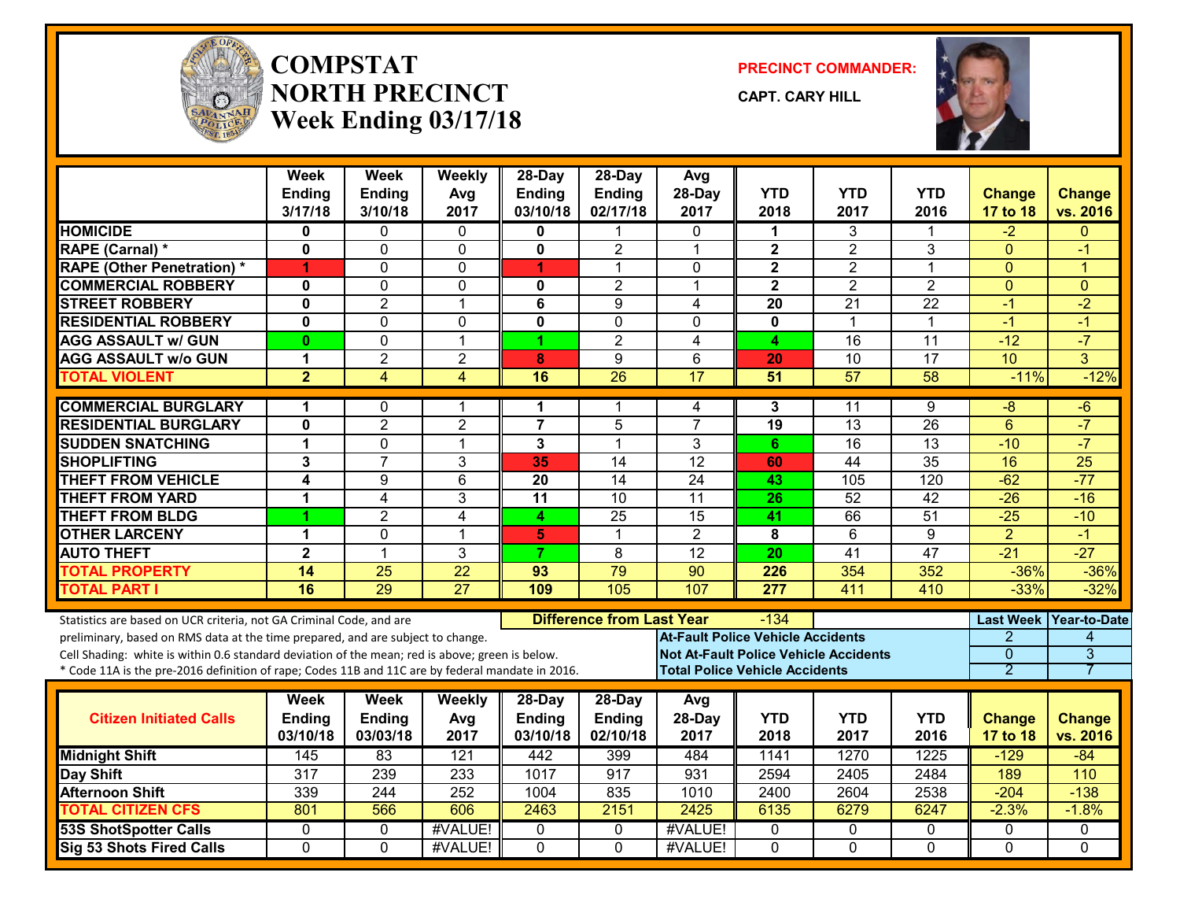# COMPSTAT
# NORTH PRECINCT
## Week Ending 03/17/18

**PRECINCT COMMANDER:**

**CAPT. CARY HILL**

| | Week Ending 3/17/18 | Week Ending 3/10/18 | Weekly Avg 2017 | 28-Day Ending 03/10/18 | 28-Day Ending 02/17/18 | Avg 28-Day 2017 | YTD 2018 | YTD 2017 | YTD 2016 | Change 17 to 18 | Change vs. 2016 |
|---|---|---|---|---|---|---|---|---|---|---|---|
| HOMICIDE | 0 | 0 | 0 | 0 | 1 | 0 | 1 | 3 | 1 | -2 | 0 |
| RAPE (Carnal) * | 0 | 0 | 0 | 0 | 2 | 1 | 2 | 2 | 3 | 0 | -1 |
| RAPE (Other Penetration) * | 1 | 0 | 0 | 1 | 1 | 0 | 2 | 2 | 1 | 0 | 1 |
| COMMERCIAL ROBBERY | 0 | 0 | 0 | 0 | 2 | 1 | 2 | 2 | 2 | 0 | 0 |
| STREET ROBBERY | 0 | 2 | 1 | 6 | 9 | 4 | 20 | 21 | 22 | -1 | -2 |
| RESIDENTIAL ROBBERY | 0 | 0 | 0 | 0 | 0 | 0 | 0 | 1 | 1 | -1 | -1 |
| AGG ASSAULT w/ GUN | 0 | 0 | 1 | 1 | 2 | 4 | 4 | 16 | 11 | -12 | -7 |
| AGG ASSAULT w/o GUN | 1 | 2 | 2 | 8 | 9 | 6 | 20 | 10 | 17 | 10 | 3 |
| TOTAL VIOLENT | 2 | 4 | 4 | 16 | 26 | 17 | 51 | 57 | 58 | -11% | -12% |
| COMMERCIAL BURGLARY | 1 | 0 | 1 | 1 | 1 | 4 | 3 | 11 | 9 | -8 | -6 |
| RESIDENTIAL BURGLARY | 0 | 2 | 2 | 7 | 5 | 7 | 19 | 13 | 26 | 6 | -7 |
| SUDDEN SNATCHING | 1 | 0 | 1 | 3 | 1 | 3 | 6 | 16 | 13 | -10 | -7 |
| SHOPLIFTING | 3 | 7 | 3 | 35 | 14 | 12 | 60 | 44 | 35 | 16 | 25 |
| THEFT FROM VEHICLE | 4 | 9 | 6 | 20 | 14 | 24 | 43 | 105 | 120 | -62 | -77 |
| THEFT FROM YARD | 1 | 4 | 3 | 11 | 10 | 11 | 26 | 52 | 42 | -26 | -16 |
| THEFT FROM BLDG | 1 | 2 | 4 | 4 | 25 | 15 | 41 | 66 | 51 | -25 | -10 |
| OTHER LARCENY | 1 | 0 | 1 | 5 | 1 | 2 | 8 | 6 | 9 | 2 | -1 |
| AUTO THEFT | 2 | 1 | 3 | 7 | 8 | 12 | 20 | 41 | 47 | -21 | -27 |
| TOTAL PROPERTY | 14 | 25 | 22 | 93 | 79 | 90 | 226 | 354 | 352 | -36% | -36% |
| TOTAL PART I | 16 | 29 | 27 | 109 | 105 | 107 | 277 | 411 | 410 | -33% | -32% |

Statistics are based on UCR criteria, not GA Criminal Code, and are preliminary, based on RMS data at the time prepared, and are subject to change.

Cell Shading: white is within 0.6 standard deviation of the mean; red is above; green is below.

* Code 11A is the pre-2016 definition of rape; Codes 11B and 11C are by federal mandate in 2016.

**Difference from Last Year:** -134

| | Last Week | Year-to-Date |
|---|---|---|
| At-Fault Police Vehicle Accidents | 2 | 4 |
| Not At-Fault Police Vehicle Accidents | 0 | 3 |
| Total Police Vehicle Accidents | 2 | 7 |

| Citizen Initiated Calls | Week Ending 03/10/18 | Week Ending 03/03/18 | Weekly Avg 2017 | 28-Day Ending 03/10/18 | 28-Day Ending 02/10/18 | Avg 28-Day 2017 | YTD 2018 | YTD 2017 | YTD 2016 | Change 17 to 18 | Change vs. 2016 |
|---|---|---|---|---|---|---|---|---|---|---|---|
| Midnight Shift | 145 | 83 | 121 | 442 | 399 | 484 | 1141 | 1270 | 1225 | -129 | -84 |
| Day Shift | 317 | 239 | 233 | 1017 | 917 | 931 | 2594 | 2405 | 2484 | 189 | 110 |
| Afternoon Shift | 339 | 244 | 252 | 1004 | 835 | 1010 | 2400 | 2604 | 2538 | -204 | -138 |
| TOTAL CITIZEN CFS | 801 | 566 | 606 | 2463 | 2151 | 2425 | 6135 | 6279 | 6247 | -2.3% | -1.8% |
| 53S ShotSpotter Calls | 0 | 0 | #VALUE! | 0 | 0 | #VALUE! | 0 | 0 | 0 | 0 | 0 |
| Sig 53 Shots Fired Calls | 0 | 0 | #VALUE! | 0 | 0 | #VALUE! | 0 | 0 | 0 | 0 | 0 |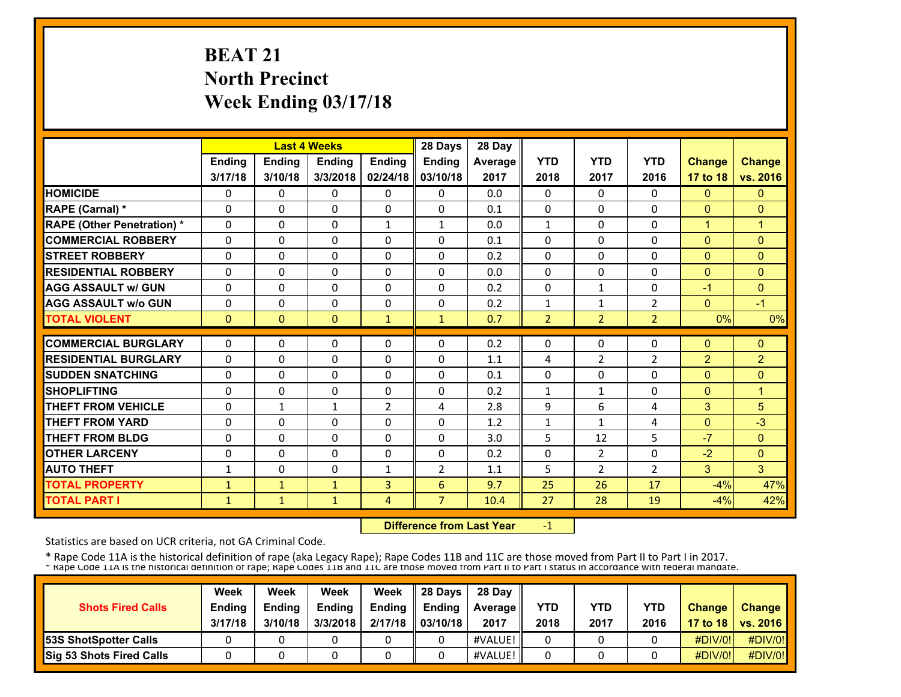# BEAT 21
# North Precinct
# Week Ending 03/17/18

| | Last 4 Weeks | | | | 28 Days | 28 Day | YTD | YTD | YTD | Change | Change |
|---|---|---|---|---|---|---|---|---|---|---|---|
| | Ending 3/17/18 | Ending 3/10/18 | Ending 3/3/2018 | Ending 02/24/18 | Ending 03/10/18 | Average 2017 | 2018 | 2017 | 2016 | 17 to 18 | vs. 2016 |
| HOMICIDE | 0 | 0 | 0 | 0 | 0 | 0.0 | 0 | 0 | 0 | 0 | 0 |
| RAPE (Carnal) * | 0 | 0 | 0 | 0 | 0 | 0.1 | 0 | 0 | 0 | 0 | 0 |
| RAPE (Other Penetration) * | 0 | 0 | 0 | 1 | 1 | 0.0 | 1 | 0 | 0 | 1 | 1 |
| COMMERCIAL ROBBERY | 0 | 0 | 0 | 0 | 0 | 0.1 | 0 | 0 | 0 | 0 | 0 |
| STREET ROBBERY | 0 | 0 | 0 | 0 | 0 | 0.2 | 0 | 0 | 0 | 0 | 0 |
| RESIDENTIAL ROBBERY | 0 | 0 | 0 | 0 | 0 | 0.0 | 0 | 0 | 0 | 0 | 0 |
| AGG ASSAULT w/ GUN | 0 | 0 | 0 | 0 | 0 | 0.2 | 0 | 1 | 0 | -1 | 0 |
| AGG ASSAULT w/o GUN | 0 | 0 | 0 | 0 | 0 | 0.2 | 1 | 1 | 2 | 0 | -1 |
| TOTAL VIOLENT | 0 | 0 | 0 | 1 | 1 | 0.7 | 2 | 2 | 2 | 0% | 0% |
| COMMERCIAL BURGLARY | 0 | 0 | 0 | 0 | 0 | 0.2 | 0 | 0 | 0 | 0 | 0 |
| RESIDENTIAL BURGLARY | 0 | 0 | 0 | 0 | 0 | 1.1 | 4 | 2 | 2 | 2 | 2 |
| SUDDEN SNATCHING | 0 | 0 | 0 | 0 | 0 | 0.1 | 0 | 0 | 0 | 0 | 0 |
| SHOPLIFTING | 0 | 0 | 0 | 0 | 0 | 0.2 | 1 | 1 | 0 | 0 | 1 |
| THEFT FROM VEHICLE | 0 | 1 | 1 | 2 | 4 | 2.8 | 9 | 6 | 4 | 3 | 5 |
| THEFT FROM YARD | 0 | 0 | 0 | 0 | 0 | 1.2 | 1 | 1 | 4 | 0 | -3 |
| THEFT FROM BLDG | 0 | 0 | 0 | 0 | 0 | 3.0 | 5 | 12 | 5 | -7 | 0 |
| OTHER LARCENY | 0 | 0 | 0 | 0 | 0 | 0.2 | 0 | 2 | 0 | -2 | 0 |
| AUTO THEFT | 1 | 0 | 0 | 1 | 2 | 1.1 | 5 | 2 | 2 | 3 | 3 |
| TOTAL PROPERTY | 1 | 1 | 1 | 3 | 6 | 9.7 | 25 | 26 | 17 | -4% | 47% |
| TOTAL PART I | 1 | 1 | 1 | 4 | 7 | 10.4 | 27 | 28 | 19 | -4% | 42% |

**Difference from Last Year** -1

Statistics are based on UCR criteria, not GA Criminal Code.

* Rape Code 11A is the historical definition of rape (aka Legacy Rape); Rape Codes 11B and 11C are those moved from Part II to Part I in 2017.
* Rape Code 11A is the historical definition of rape; Rape Codes 11B and 11C are those moved from Part II to Part I status in accordance with federal mandate.

| Shots Fired Calls | Week Ending 3/17/18 | Week Ending 3/10/18 | Week Ending 3/3/2018 | Week Ending 2/17/18 | 28 Days Ending 03/10/18 | 28 Day Average 2017 | YTD 2018 | YTD 2017 | YTD 2016 | Change 17 to 18 | Change vs. 2016 |
|---|---|---|---|---|---|---|---|---|---|---|---|
| 53S ShotSpotter Calls | 0 | 0 | 0 | 0 | 0 | #VALUE! | 0 | 0 | 0 | #DIV/0! | #DIV/0! |
| Sig 53 Shots Fired Calls | 0 | 0 | 0 | 0 | 0 | #VALUE! | 0 | 0 | 0 | #DIV/0! | #DIV/0! |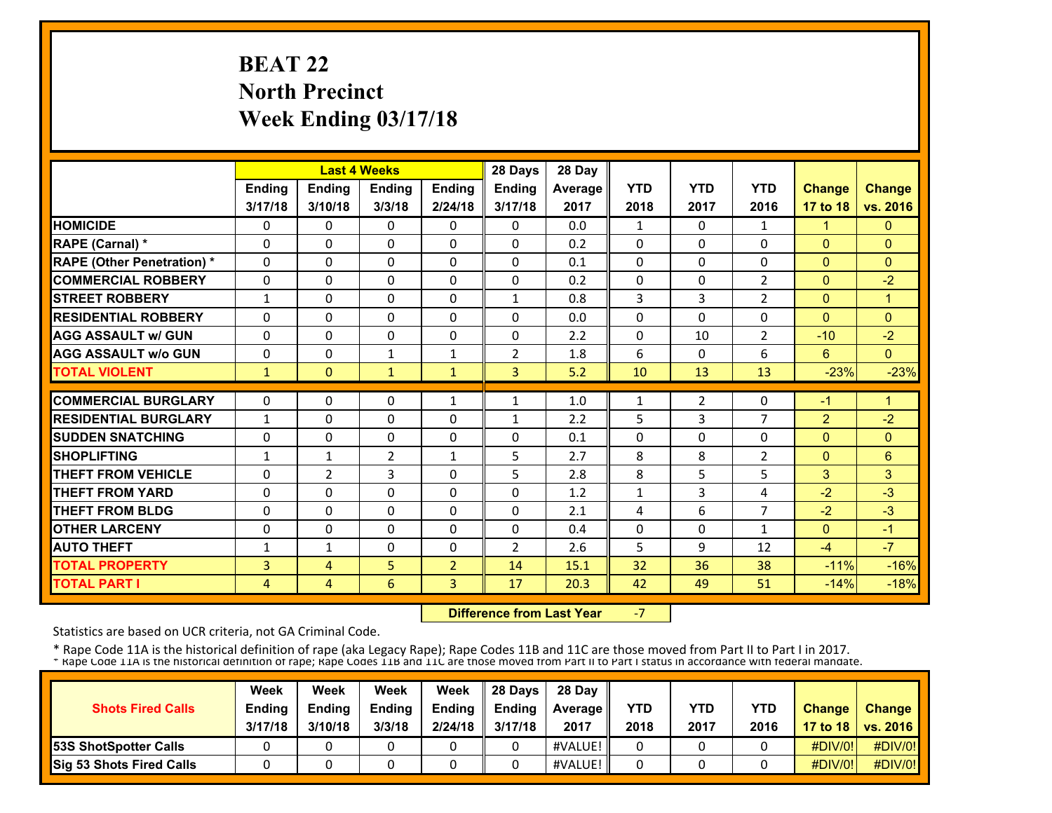# BEAT 22
## North Precinct
## Week Ending 03/17/18

| | Last 4 Weeks | | | | 28 Days | 28 Day | | | | | |
|---|---|---|---|---|---|---|---|---|---|---|---|
| | Ending 3/17/18 | Ending 3/10/18 | Ending 3/3/18 | Ending 2/24/18 | Ending 3/17/18 | Average 2017 | YTD 2018 | YTD 2017 | YTD 2016 | Change 17 to 18 | Change vs. 2016 |
| HOMICIDE | 0 | 0 | 0 | 0 | 0 | 0.0 | 1 | 0 | 1 | 1 | 0 |
| RAPE (Carnal) * | 0 | 0 | 0 | 0 | 0 | 0.2 | 0 | 0 | 0 | 0 | 0 |
| RAPE (Other Penetration) * | 0 | 0 | 0 | 0 | 0 | 0.1 | 0 | 0 | 0 | 0 | 0 |
| COMMERCIAL ROBBERY | 0 | 0 | 0 | 0 | 0 | 0.2 | 0 | 0 | 2 | 0 | -2 |
| STREET ROBBERY | 1 | 0 | 0 | 0 | 1 | 0.8 | 3 | 3 | 2 | 0 | 1 |
| RESIDENTIAL ROBBERY | 0 | 0 | 0 | 0 | 0 | 0.0 | 0 | 0 | 0 | 0 | 0 |
| AGG ASSAULT w/ GUN | 0 | 0 | 0 | 0 | 0 | 2.2 | 0 | 10 | 2 | -10 | -2 |
| AGG ASSAULT w/o GUN | 0 | 0 | 1 | 1 | 2 | 1.8 | 6 | 0 | 6 | 6 | 0 |
| TOTAL VIOLENT | 1 | 0 | 1 | 1 | 3 | 5.2 | 10 | 13 | 13 | -23% | -23% |
| COMMERCIAL BURGLARY | 0 | 0 | 0 | 1 | 1 | 1.0 | 1 | 2 | 0 | -1 | 1 |
| RESIDENTIAL BURGLARY | 1 | 0 | 0 | 0 | 1 | 2.2 | 5 | 3 | 7 | 2 | -2 |
| SUDDEN SNATCHING | 0 | 0 | 0 | 0 | 0 | 0.1 | 0 | 0 | 0 | 0 | 0 |
| SHOPLIFTING | 1 | 1 | 2 | 1 | 5 | 2.7 | 8 | 8 | 2 | 0 | 6 |
| THEFT FROM VEHICLE | 0 | 2 | 3 | 0 | 5 | 2.8 | 8 | 5 | 5 | 3 | 3 |
| THEFT FROM YARD | 0 | 0 | 0 | 0 | 0 | 1.2 | 1 | 3 | 4 | -2 | -3 |
| THEFT FROM BLDG | 0 | 0 | 0 | 0 | 0 | 2.1 | 4 | 6 | 7 | -2 | -3 |
| OTHER LARCENY | 0 | 0 | 0 | 0 | 0 | 0.4 | 0 | 0 | 1 | 0 | -1 |
| AUTO THEFT | 1 | 1 | 0 | 0 | 2 | 2.6 | 5 | 9 | 12 | -4 | -7 |
| TOTAL PROPERTY | 3 | 4 | 5 | 2 | 14 | 15.1 | 32 | 36 | 38 | -11% | -16% |
| TOTAL PART I | 4 | 4 | 6 | 3 | 17 | 20.3 | 42 | 49 | 51 | -14% | -18% |

**Difference from Last Year** -7

Statistics are based on UCR criteria, not GA Criminal Code.

* Rape Code 11A is the historical definition of rape (aka Legacy Rape); Rape Codes 11B and 11C are those moved from Part II to Part I in 2017.

* Rape Code 11A is the historical definition of rape; Rape Codes 11B and 11C are those moved from Part II to Part I status in accordance with federal mandate.

| Shots Fired Calls | Week Ending 3/17/18 | Week Ending 3/10/18 | Week Ending 3/3/18 | Week Ending 2/24/18 | 28 Days Ending 3/17/18 | 28 Day Average 2017 | YTD 2018 | YTD 2017 | YTD 2016 | Change 17 to 18 | Change vs. 2016 |
|---|---|---|---|---|---|---|---|---|---|---|---|
| 53S ShotSpotter Calls | 0 | 0 | 0 | 0 | 0 | #VALUE! | 0 | 0 | 0 | #DIV/0! | #DIV/0! |
| Sig 53 Shots Fired Calls | 0 | 0 | 0 | 0 | 0 | #VALUE! | 0 | 0 | 0 | #DIV/0! | #DIV/0! |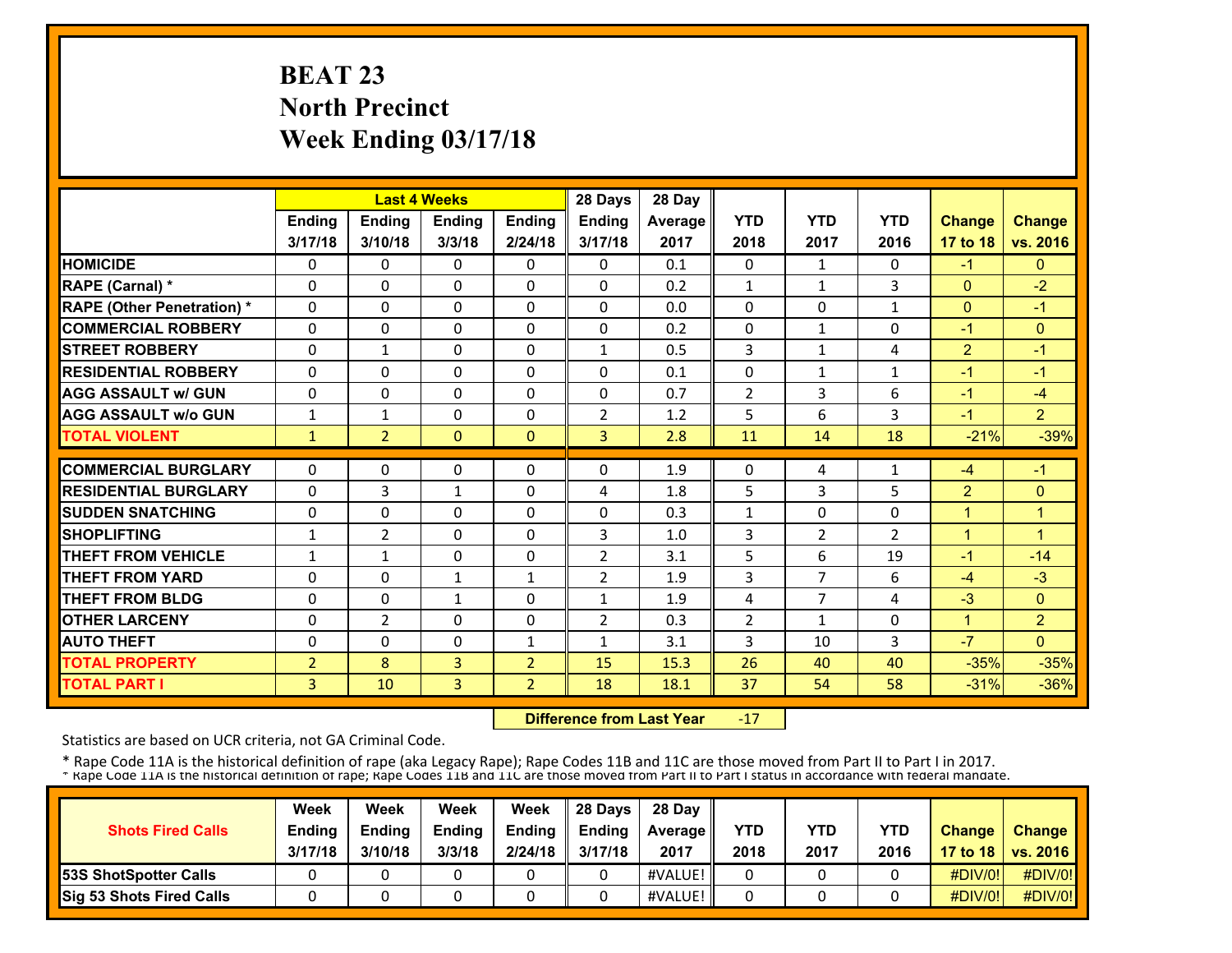# BEAT 23
## North Precinct
## Week Ending 03/17/18

| | Last 4 Weeks | | | | 28 Days | 28 Day | | | | | |
|---|---|---|---|---|---|---|---|---|---|---|---|
| | Ending 3/17/18 | Ending 3/10/18 | Ending 3/3/18 | Ending 2/24/18 | Ending 3/17/18 | Average 2017 | YTD 2018 | YTD 2017 | YTD 2016 | Change 17 to 18 | Change vs. 2016 |
| **HOMICIDE** | 0 | 0 | 0 | 0 | 0 | 0.1 | 0 | 1 | 0 | -1 | 0 |
| **RAPE (Carnal) *** | 0 | 0 | 0 | 0 | 0 | 0.2 | 1 | 1 | 3 | 0 | -2 |
| **RAPE (Other Penetration) *** | 0 | 0 | 0 | 0 | 0 | 0.0 | 0 | 0 | 1 | 0 | -1 |
| **COMMERCIAL ROBBERY** | 0 | 0 | 0 | 0 | 0 | 0.2 | 0 | 1 | 0 | -1 | 0 |
| **STREET ROBBERY** | 0 | 1 | 0 | 0 | 1 | 0.5 | 3 | 1 | 4 | 2 | -1 |
| **RESIDENTIAL ROBBERY** | 0 | 0 | 0 | 0 | 0 | 0.1 | 0 | 1 | 1 | -1 | -1 |
| **AGG ASSAULT w/ GUN** | 0 | 0 | 0 | 0 | 0 | 0.7 | 2 | 3 | 6 | -1 | -4 |
| **AGG ASSAULT w/o GUN** | 1 | 1 | 0 | 0 | 2 | 1.2 | 5 | 6 | 3 | -1 | 2 |
| **TOTAL VIOLENT** | 1 | 2 | 0 | 0 | 3 | 2.8 | 11 | 14 | 18 | -21% | -39% |
| **COMMERCIAL BURGLARY** | 0 | 0 | 0 | 0 | 0 | 1.9 | 0 | 4 | 1 | -4 | -1 |
| **RESIDENTIAL BURGLARY** | 0 | 3 | 1 | 0 | 4 | 1.8 | 5 | 3 | 5 | 2 | 0 |
| **SUDDEN SNATCHING** | 0 | 0 | 0 | 0 | 0 | 0.3 | 1 | 0 | 0 | 1 | 1 |
| **SHOPLIFTING** | 1 | 2 | 0 | 0 | 3 | 1.0 | 3 | 2 | 2 | 1 | 1 |
| **THEFT FROM VEHICLE** | 1 | 1 | 0 | 0 | 2 | 3.1 | 5 | 6 | 19 | -1 | -14 |
| **THEFT FROM YARD** | 0 | 0 | 1 | 1 | 2 | 1.9 | 3 | 7 | 6 | -4 | -3 |
| **THEFT FROM BLDG** | 0 | 0 | 1 | 0 | 1 | 1.9 | 4 | 7 | 4 | -3 | 0 |
| **OTHER LARCENY** | 0 | 2 | 0 | 0 | 2 | 0.3 | 2 | 1 | 0 | 1 | 2 |
| **AUTO THEFT** | 0 | 0 | 0 | 1 | 1 | 3.1 | 3 | 10 | 3 | -7 | 0 |
| **TOTAL PROPERTY** | 2 | 8 | 3 | 2 | 15 | 15.3 | 26 | 40 | 40 | -35% | -35% |
| **TOTAL PART I** | 3 | 10 | 3 | 2 | 18 | 18.1 | 37 | 54 | 58 | -31% | -36% |

**Difference from Last Year** -17

Statistics are based on UCR criteria, not GA Criminal Code.

* Rape Code 11A is the historical definition of rape (aka Legacy Rape); Rape Codes 11B and 11C are those moved from Part II to Part I in 2017.
* Rape Code 11A is the historical definition of rape; Rape Codes 11B and 11C are those moved from Part II to Part I status in accordance with federal mandate.

| Shots Fired Calls | Week Ending 3/17/18 | Week Ending 3/10/18 | Week Ending 3/3/18 | Week Ending 2/24/18 | 28 Days Ending 3/17/18 | 28 Day Average 2017 | YTD 2018 | YTD 2017 | YTD 2016 | Change 17 to 18 | Change vs. 2016 |
|---|---|---|---|---|---|---|---|---|---|---|---|
| **53S ShotSpotter Calls** | 0 | 0 | 0 | 0 | 0 | #VALUE! | 0 | 0 | 0 | #DIV/0! | #DIV/0! |
| **Sig 53 Shots Fired Calls** | 0 | 0 | 0 | 0 | 0 | #VALUE! | 0 | 0 | 0 | #DIV/0! | #DIV/0! |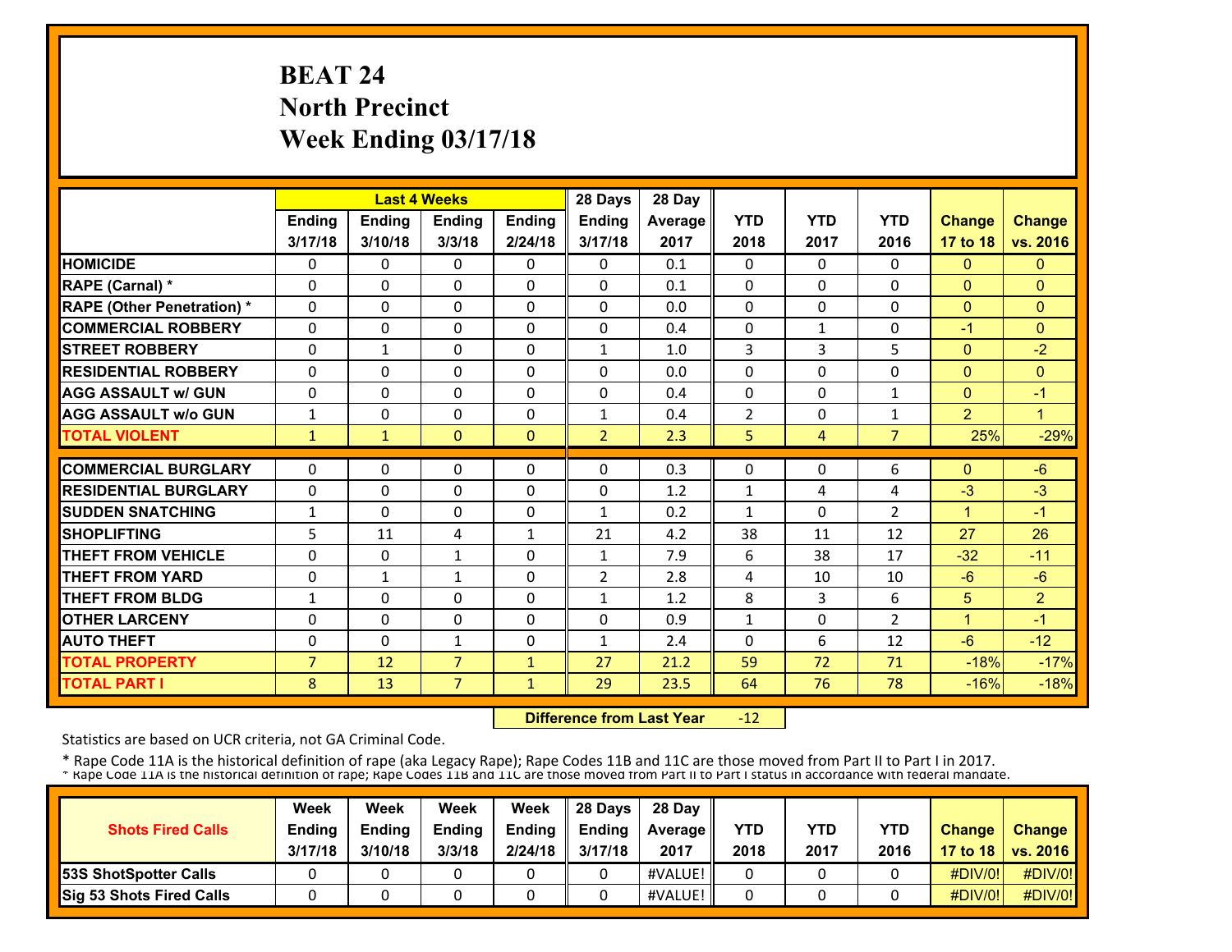# BEAT 24
## North Precinct
## Week Ending 03/17/18

| | Last 4 Weeks | | | | 28 Days | 28 Day | | | | | |
|---|---|---|---|---|---|---|---|---|---|---|---|
| | Ending 3/17/18 | Ending 3/10/18 | Ending 3/3/18 | Ending 2/24/18 | Ending 3/17/18 | Average 2017 | YTD 2018 | YTD 2017 | YTD 2016 | Change 17 to 18 | Change vs. 2016 |
| **HOMICIDE** | 0 | 0 | 0 | 0 | 0 | 0.1 | 0 | 0 | 0 | 0 | 0 |
| **RAPE (Carnal) *** | 0 | 0 | 0 | 0 | 0 | 0.1 | 0 | 0 | 0 | 0 | 0 |
| **RAPE (Other Penetration) *** | 0 | 0 | 0 | 0 | 0 | 0.0 | 0 | 0 | 0 | 0 | 0 |
| **COMMERCIAL ROBBERY** | 0 | 0 | 0 | 0 | 0 | 0.4 | 0 | 1 | 0 | -1 | 0 |
| **STREET ROBBERY** | 0 | 1 | 0 | 0 | 1 | 1.0 | 3 | 3 | 5 | 0 | -2 |
| **RESIDENTIAL ROBBERY** | 0 | 0 | 0 | 0 | 0 | 0.0 | 0 | 0 | 0 | 0 | 0 |
| **AGG ASSAULT w/ GUN** | 0 | 0 | 0 | 0 | 0 | 0.4 | 0 | 0 | 1 | 0 | -1 |
| **AGG ASSAULT w/o GUN** | 1 | 0 | 0 | 0 | 1 | 0.4 | 2 | 0 | 1 | 2 | 1 |
| **TOTAL VIOLENT** | 1 | 1 | 0 | 0 | 2 | 2.3 | 5 | 4 | 7 | 25% | -29% |
| **COMMERCIAL BURGLARY** | 0 | 0 | 0 | 0 | 0 | 0.3 | 0 | 0 | 6 | 0 | -6 |
| **RESIDENTIAL BURGLARY** | 0 | 0 | 0 | 0 | 0 | 1.2 | 1 | 4 | 4 | -3 | -3 |
| **SUDDEN SNATCHING** | 1 | 0 | 0 | 0 | 1 | 0.2 | 1 | 0 | 2 | 1 | -1 |
| **SHOPLIFTING** | 5 | 11 | 4 | 1 | 21 | 4.2 | 38 | 11 | 12 | 27 | 26 |
| **THEFT FROM VEHICLE** | 0 | 0 | 1 | 0 | 1 | 7.9 | 6 | 38 | 17 | -32 | -11 |
| **THEFT FROM YARD** | 0 | 1 | 1 | 0 | 2 | 2.8 | 4 | 10 | 10 | -6 | -6 |
| **THEFT FROM BLDG** | 1 | 0 | 0 | 0 | 1 | 1.2 | 8 | 3 | 6 | 5 | 2 |
| **OTHER LARCENY** | 0 | 0 | 0 | 0 | 0 | 0.9 | 1 | 0 | 2 | 1 | -1 |
| **AUTO THEFT** | 0 | 0 | 1 | 0 | 1 | 2.4 | 0 | 6 | 12 | -6 | -12 |
| **TOTAL PROPERTY** | 7 | 12 | 7 | 1 | 27 | 21.2 | 59 | 72 | 71 | -18% | -17% |
| **TOTAL PART I** | 8 | 13 | 7 | 1 | 29 | 23.5 | 64 | 76 | 78 | -16% | -18% |

**Difference from Last Year** -12

Statistics are based on UCR criteria, not GA Criminal Code.

* Rape Code 11A is the historical definition of rape (aka Legacy Rape); Rape Codes 11B and 11C are those moved from Part II to Part I in 2017.

* Rape Code 11A is the historical definition of rape; Rape Codes 11B and 11C are those moved from Part II to Part I status in accordance with federal mandate.

| Shots Fired Calls | Week Ending 3/17/18 | Week Ending 3/10/18 | Week Ending 3/3/18 | Week Ending 2/24/18 | 28 Days Ending 3/17/18 | 28 Day Average 2017 | YTD 2018 | YTD 2017 | YTD 2016 | Change 17 to 18 | Change vs. 2016 |
|---|---|---|---|---|---|---|---|---|---|---|---|
| **53S ShotSpotter Calls** | 0 | 0 | 0 | 0 | 0 | #VALUE! | 0 | 0 | 0 | #DIV/0! | #DIV/0! |
| **Sig 53 Shots Fired Calls** | 0 | 0 | 0 | 0 | 0 | #VALUE! | 0 | 0 | 0 | #DIV/0! | #DIV/0! |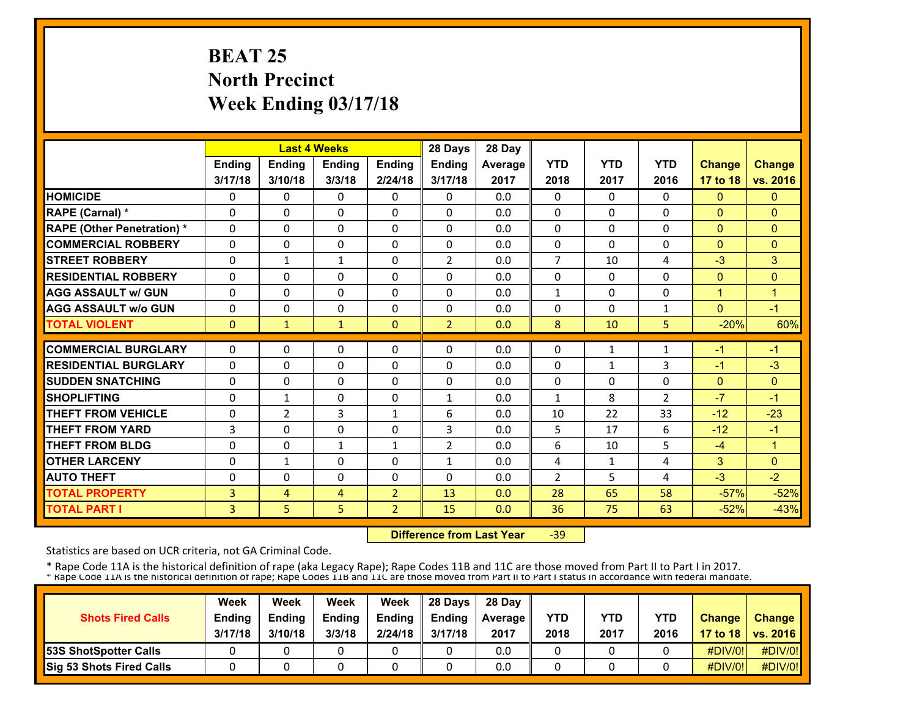# BEAT 25
# North Precinct
# Week Ending 03/17/18

| | Last 4 Weeks | | | | 28 Days | 28 Day | | | | | |
|---|---|---|---|---|---|---|---|---|---|---|---|
| | Ending 3/17/18 | Ending 3/10/18 | Ending 3/3/18 | Ending 2/24/18 | Ending 3/17/18 | Average 2017 | YTD 2018 | YTD 2017 | YTD 2016 | Change 17 to 18 | Change vs. 2016 |
| HOMICIDE | 0 | 0 | 0 | 0 | 0 | 0.0 | 0 | 0 | 0 | 0 | 0 |
| RAPE (Carnal) * | 0 | 0 | 0 | 0 | 0 | 0.0 | 0 | 0 | 0 | 0 | 0 |
| RAPE (Other Penetration) * | 0 | 0 | 0 | 0 | 0 | 0.0 | 0 | 0 | 0 | 0 | 0 |
| COMMERCIAL ROBBERY | 0 | 0 | 0 | 0 | 0 | 0.0 | 0 | 0 | 0 | 0 | 0 |
| STREET ROBBERY | 0 | 1 | 1 | 0 | 2 | 0.0 | 7 | 10 | 4 | -3 | 3 |
| RESIDENTIAL ROBBERY | 0 | 0 | 0 | 0 | 0 | 0.0 | 0 | 0 | 0 | 0 | 0 |
| AGG ASSAULT w/ GUN | 0 | 0 | 0 | 0 | 0 | 0.0 | 1 | 0 | 0 | 1 | 1 |
| AGG ASSAULT w/o GUN | 0 | 0 | 0 | 0 | 0 | 0.0 | 0 | 0 | 1 | 0 | -1 |
| TOTAL VIOLENT | 0 | 1 | 1 | 0 | 2 | 0.0 | 8 | 10 | 5 | -20% | 60% |
| COMMERCIAL BURGLARY | 0 | 0 | 0 | 0 | 0 | 0.0 | 0 | 1 | 1 | -1 | -1 |
| RESIDENTIAL BURGLARY | 0 | 0 | 0 | 0 | 0 | 0.0 | 0 | 1 | 3 | -1 | -3 |
| SUDDEN SNATCHING | 0 | 0 | 0 | 0 | 0 | 0.0 | 0 | 0 | 0 | 0 | 0 |
| SHOPLIFTING | 0 | 1 | 0 | 0 | 1 | 0.0 | 1 | 8 | 2 | -7 | -1 |
| THEFT FROM VEHICLE | 0 | 2 | 3 | 1 | 6 | 0.0 | 10 | 22 | 33 | -12 | -23 |
| THEFT FROM YARD | 3 | 0 | 0 | 0 | 3 | 0.0 | 5 | 17 | 6 | -12 | -1 |
| THEFT FROM BLDG | 0 | 0 | 1 | 1 | 2 | 0.0 | 6 | 10 | 5 | -4 | 1 |
| OTHER LARCENY | 0 | 1 | 0 | 0 | 1 | 0.0 | 4 | 1 | 4 | 3 | 0 |
| AUTO THEFT | 0 | 0 | 0 | 0 | 0 | 0.0 | 2 | 5 | 4 | -3 | -2 |
| TOTAL PROPERTY | 3 | 4 | 4 | 2 | 13 | 0.0 | 28 | 65 | 58 | -57% | -52% |
| TOTAL PART I | 3 | 5 | 5 | 2 | 15 | 0.0 | 36 | 75 | 63 | -52% | -43% |

**Difference from Last Year** -39

Statistics are based on UCR criteria, not GA Criminal Code.

* Rape Code 11A is the historical definition of rape (aka Legacy Rape); Rape Codes 11B and 11C are those moved from Part II to Part I in 2017.
* Rape Code 11A is the historical definition of rape; Rape Codes 11B and 11C are those moved from Part II to Part I status in accordance with federal mandate.

| Shots Fired Calls | Week Ending 3/17/18 | Week Ending 3/10/18 | Week Ending 3/3/18 | Week Ending 2/24/18 | 28 Days Ending 3/17/18 | 28 Day Average 2017 | YTD 2018 | YTD 2017 | YTD 2016 | Change 17 to 18 | Change vs. 2016 |
|---|---|---|---|---|---|---|---|---|---|---|---|
| 53S ShotSpotter Calls | 0 | 0 | 0 | 0 | 0 | 0.0 | 0 | 0 | 0 | #DIV/0! | #DIV/0! |
| Sig 53 Shots Fired Calls | 0 | 0 | 0 | 0 | 0 | 0.0 | 0 | 0 | 0 | #DIV/0! | #DIV/0! |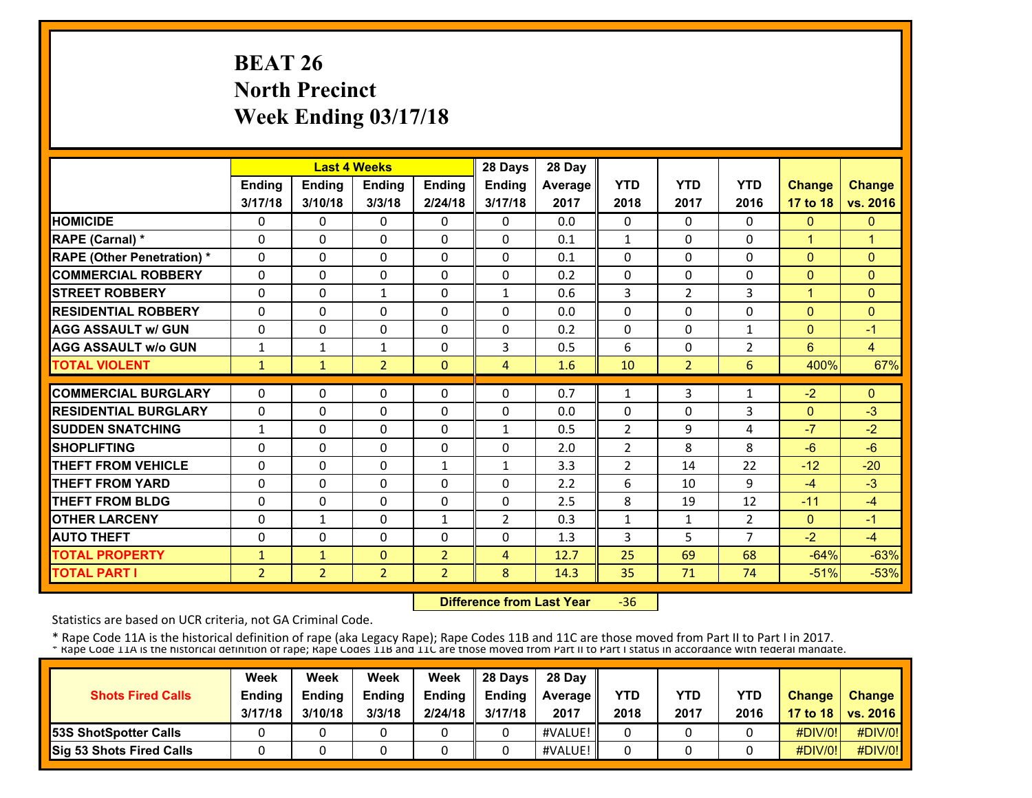# BEAT 26
## North Precinct
## Week Ending 03/17/18

| | Last 4 Weeks | | | | 28 Days | 28 Day | YTD | YTD | YTD | Change | Change |
|---|---|---|---|---|---|---|---|---|---|---|---|
| | Ending 3/17/18 | Ending 3/10/18 | Ending 3/3/18 | Ending 2/24/18 | Ending 3/17/18 | Average 2017 | 2018 | 2017 | 2016 | 17 to 18 | vs. 2016 |
| HOMICIDE | 0 | 0 | 0 | 0 | 0 | 0.0 | 0 | 0 | 0 | 0 | 0 |
| RAPE (Carnal) * | 0 | 0 | 0 | 0 | 0 | 0.1 | 1 | 0 | 0 | 1 | 1 |
| RAPE (Other Penetration) * | 0 | 0 | 0 | 0 | 0 | 0.1 | 0 | 0 | 0 | 0 | 0 |
| COMMERCIAL ROBBERY | 0 | 0 | 0 | 0 | 0 | 0.2 | 0 | 0 | 0 | 0 | 0 |
| STREET ROBBERY | 0 | 0 | 1 | 0 | 1 | 0.6 | 3 | 2 | 3 | 1 | 0 |
| RESIDENTIAL ROBBERY | 0 | 0 | 0 | 0 | 0 | 0.0 | 0 | 0 | 0 | 0 | 0 |
| AGG ASSAULT w/ GUN | 0 | 0 | 0 | 0 | 0 | 0.2 | 0 | 0 | 1 | 0 | -1 |
| AGG ASSAULT w/o GUN | 1 | 1 | 1 | 0 | 3 | 0.5 | 6 | 0 | 2 | 6 | 4 |
| TOTAL VIOLENT | 1 | 1 | 2 | 0 | 4 | 1.6 | 10 | 2 | 6 | 400% | 67% |
| COMMERCIAL BURGLARY | 0 | 0 | 0 | 0 | 0 | 0.7 | 1 | 3 | 1 | -2 | 0 |
| RESIDENTIAL BURGLARY | 0 | 0 | 0 | 0 | 0 | 0.0 | 0 | 0 | 3 | 0 | -3 |
| SUDDEN SNATCHING | 1 | 0 | 0 | 0 | 1 | 0.5 | 2 | 9 | 4 | -7 | -2 |
| SHOPLIFTING | 0 | 0 | 0 | 0 | 0 | 2.0 | 2 | 8 | 8 | -6 | -6 |
| THEFT FROM VEHICLE | 0 | 0 | 0 | 1 | 1 | 3.3 | 2 | 14 | 22 | -12 | -20 |
| THEFT FROM YARD | 0 | 0 | 0 | 0 | 0 | 2.2 | 6 | 10 | 9 | -4 | -3 |
| THEFT FROM BLDG | 0 | 0 | 0 | 0 | 0 | 2.5 | 8 | 19 | 12 | -11 | -4 |
| OTHER LARCENY | 0 | 1 | 0 | 1 | 2 | 0.3 | 1 | 1 | 2 | 0 | -1 |
| AUTO THEFT | 0 | 0 | 0 | 0 | 0 | 1.3 | 3 | 5 | 7 | -2 | -4 |
| TOTAL PROPERTY | 1 | 1 | 0 | 2 | 4 | 12.7 | 25 | 69 | 68 | -64% | -63% |
| TOTAL PART I | 2 | 2 | 2 | 2 | 8 | 14.3 | 35 | 71 | 74 | -51% | -53% |

**Difference from Last Year** -36

Statistics are based on UCR criteria, not GA Criminal Code.

* Rape Code 11A is the historical definition of rape (aka Legacy Rape); Rape Codes 11B and 11C are those moved from Part II to Part I in 2017.
* Rape Code 11A is the historical definition of rape; Rape Codes 11B and 11C are those moved from Part II to Part I status in accordance with federal mandate.

| Shots Fired Calls | Week Ending 3/17/18 | Week Ending 3/10/18 | Week Ending 3/3/18 | Week Ending 2/24/18 | 28 Days Ending 3/17/18 | 28 Day Average 2017 | YTD 2018 | YTD 2017 | YTD 2016 | Change 17 to 18 | Change vs. 2016 |
|---|---|---|---|---|---|---|---|---|---|---|---|
| 53S ShotSpotter Calls | 0 | 0 | 0 | 0 | 0 | #VALUE! | 0 | 0 | 0 | #DIV/0! | #DIV/0! |
| Sig 53 Shots Fired Calls | 0 | 0 | 0 | 0 | 0 | #VALUE! | 0 | 0 | 0 | #DIV/0! | #DIV/0! |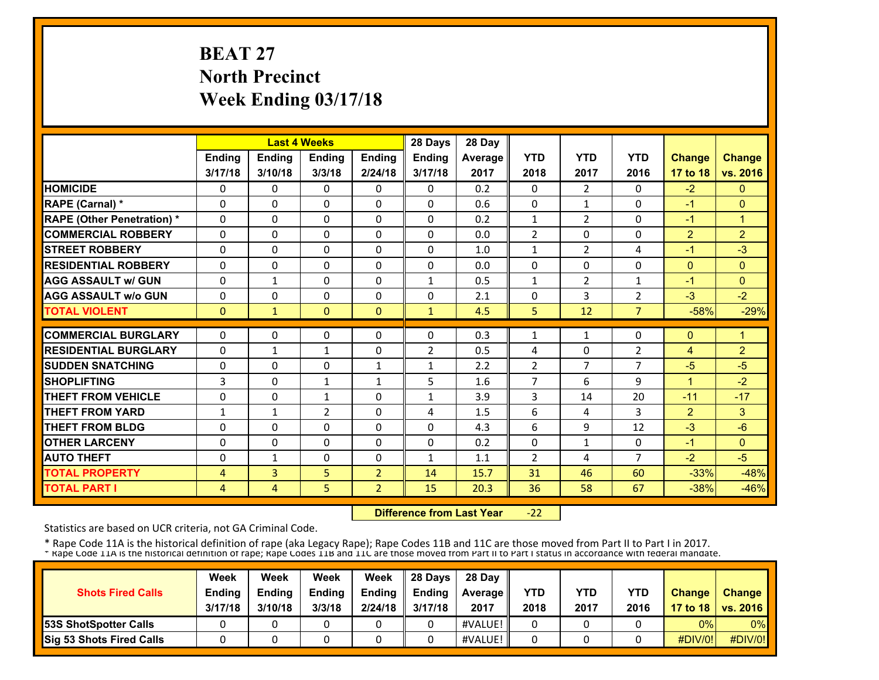# BEAT 27
# North Precinct
# Week Ending 03/17/18

| | Last 4 Weeks | | | | 28 Days | 28 Day | | | | | |
|---|---|---|---|---|---|---|---|---|---|---|---|
| | Ending 3/17/18 | Ending 3/10/18 | Ending 3/3/18 | Ending 2/24/18 | Ending 3/17/18 | Average 2017 | YTD 2018 | YTD 2017 | YTD 2016 | Change 17 to 18 | Change vs. 2016 |
| HOMICIDE | 0 | 0 | 0 | 0 | 0 | 0.2 | 0 | 2 | 0 | -2 | 0 |
| RAPE (Carnal) * | 0 | 0 | 0 | 0 | 0 | 0.6 | 0 | 1 | 0 | -1 | 0 |
| RAPE (Other Penetration) * | 0 | 0 | 0 | 0 | 0 | 0.2 | 1 | 2 | 0 | -1 | 1 |
| COMMERCIAL ROBBERY | 0 | 0 | 0 | 0 | 0 | 0.0 | 2 | 0 | 0 | 2 | 2 |
| STREET ROBBERY | 0 | 0 | 0 | 0 | 0 | 1.0 | 1 | 2 | 4 | -1 | -3 |
| RESIDENTIAL ROBBERY | 0 | 0 | 0 | 0 | 0 | 0.0 | 0 | 0 | 0 | 0 | 0 |
| AGG ASSAULT w/ GUN | 0 | 1 | 0 | 0 | 1 | 0.5 | 1 | 2 | 1 | -1 | 0 |
| AGG ASSAULT w/o GUN | 0 | 0 | 0 | 0 | 0 | 2.1 | 0 | 3 | 2 | -3 | -2 |
| TOTAL VIOLENT | 0 | 1 | 0 | 0 | 1 | 4.5 | 5 | 12 | 7 | -58% | -29% |
| COMMERCIAL BURGLARY | 0 | 0 | 0 | 0 | 0 | 0.3 | 1 | 1 | 0 | 0 | 1 |
| RESIDENTIAL BURGLARY | 0 | 1 | 1 | 0 | 2 | 0.5 | 4 | 0 | 2 | 4 | 2 |
| SUDDEN SNATCHING | 0 | 0 | 0 | 1 | 1 | 2.2 | 2 | 7 | 7 | -5 | -5 |
| SHOPLIFTING | 3 | 0 | 1 | 1 | 5 | 1.6 | 7 | 6 | 9 | 1 | -2 |
| THEFT FROM VEHICLE | 0 | 0 | 1 | 0 | 1 | 3.9 | 3 | 14 | 20 | -11 | -17 |
| THEFT FROM YARD | 1 | 1 | 2 | 0 | 4 | 1.5 | 6 | 4 | 3 | 2 | 3 |
| THEFT FROM BLDG | 0 | 0 | 0 | 0 | 0 | 4.3 | 6 | 9 | 12 | -3 | -6 |
| OTHER LARCENY | 0 | 0 | 0 | 0 | 0 | 0.2 | 0 | 1 | 0 | -1 | 0 |
| AUTO THEFT | 0 | 1 | 0 | 0 | 1 | 1.1 | 2 | 4 | 7 | -2 | -5 |
| TOTAL PROPERTY | 4 | 3 | 5 | 2 | 14 | 15.7 | 31 | 46 | 60 | -33% | -48% |
| TOTAL PART I | 4 | 4 | 5 | 2 | 15 | 20.3 | 36 | 58 | 67 | -38% | -46% |

**Difference from Last Year** -22

Statistics are based on UCR criteria, not GA Criminal Code.

* Rape Code 11A is the historical definition of rape (aka Legacy Rape); Rape Codes 11B and 11C are those moved from Part II to Part I in 2017.
* Rape Code 11A is the historical definition of rape; Rape Codes 11B and 11C are those moved from Part II to Part I status in accordance with federal mandate.

| Shots Fired Calls | Week Ending 3/17/18 | Week Ending 3/10/18 | Week Ending 3/3/18 | Week Ending 2/24/18 | 28 Days Ending 3/17/18 | 28 Day Average 2017 | YTD 2018 | YTD 2017 | YTD 2016 | Change 17 to 18 | Change vs. 2016 |
|---|---|---|---|---|---|---|---|---|---|---|---|
| 53S ShotSpotter Calls | 0 | 0 | 0 | 0 | 0 | #VALUE! | 0 | 0 | 0 | 0% | 0% |
| Sig 53 Shots Fired Calls | 0 | 0 | 0 | 0 | 0 | #VALUE! | 0 | 0 | 0 | #DIV/0! | #DIV/0! |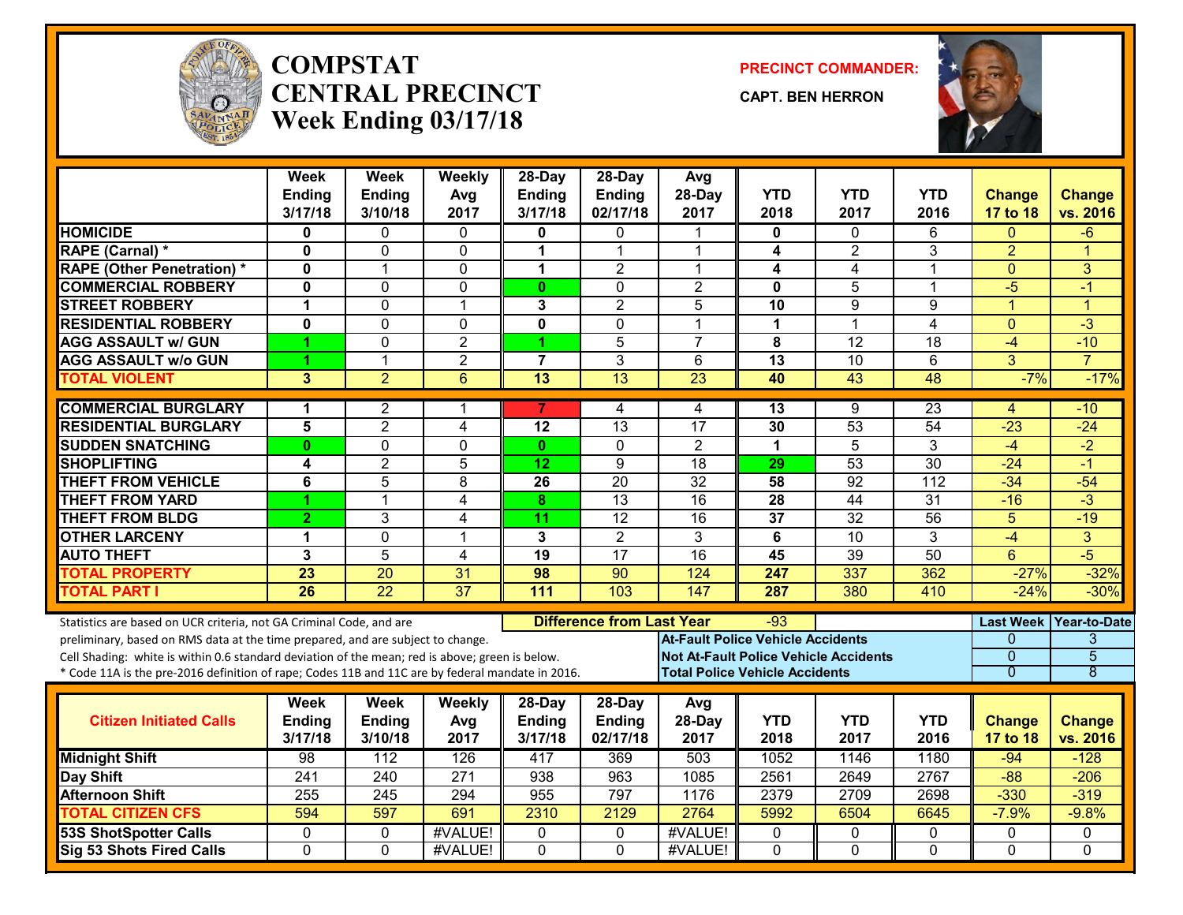# COMPSTAT
# CENTRAL PRECINCT
## Week Ending 03/17/18

**PRECINCT COMMANDER:**

**CAPT. BEN HERRON**

| | Week Ending 3/17/18 | Week Ending 3/10/18 | Weekly Avg 2017 | 28-Day Ending 3/17/18 | 28-Day Ending 02/17/18 | Avg 28-Day 2017 | YTD 2018 | YTD 2017 | YTD 2016 | Change 17 to 18 | Change vs. 2016 |
|---|---|---|---|---|---|---|---|---|---|---|---|
| HOMICIDE | 0 | 0 | 0 | 0 | 0 | 1 | 0 | 0 | 6 | 0 | -6 |
| RAPE (Carnal) * | 0 | 0 | 0 | 1 | 1 | 1 | 4 | 2 | 3 | 2 | 1 |
| RAPE (Other Penetration) * | 0 | 1 | 0 | 1 | 2 | 1 | 4 | 4 | 1 | 0 | 3 |
| COMMERCIAL ROBBERY | 0 | 0 | 0 | 0 | 0 | 2 | 0 | 5 | 1 | -5 | -1 |
| STREET ROBBERY | 1 | 0 | 1 | 3 | 2 | 5 | 10 | 9 | 9 | 1 | 1 |
| RESIDENTIAL ROBBERY | 0 | 0 | 0 | 0 | 0 | 1 | 1 | 1 | 4 | 0 | -3 |
| AGG ASSAULT w/ GUN | 1 | 0 | 2 | 1 | 5 | 7 | 8 | 12 | 18 | -4 | -10 |
| AGG ASSAULT w/o GUN | 1 | 1 | 2 | 7 | 3 | 6 | 13 | 10 | 6 | 3 | 7 |
| TOTAL VIOLENT | 3 | 2 | 6 | 13 | 13 | 23 | 40 | 43 | 48 | -7% | -17% |
| COMMERCIAL BURGLARY | 1 | 2 | 1 | 7 | 4 | 4 | 13 | 9 | 23 | 4 | -10 |
| RESIDENTIAL BURGLARY | 5 | 2 | 4 | 12 | 13 | 17 | 30 | 53 | 54 | -23 | -24 |
| SUDDEN SNATCHING | 0 | 0 | 0 | 0 | 0 | 2 | 1 | 5 | 3 | -4 | -2 |
| SHOPLIFTING | 4 | 2 | 5 | 12 | 9 | 18 | 29 | 53 | 30 | -24 | -1 |
| THEFT FROM VEHICLE | 6 | 5 | 8 | 26 | 20 | 32 | 58 | 92 | 112 | -34 | -54 |
| THEFT FROM YARD | 1 | 1 | 4 | 8 | 13 | 16 | 28 | 44 | 31 | -16 | -3 |
| THEFT FROM BLDG | 2 | 3 | 4 | 11 | 12 | 16 | 37 | 32 | 56 | 5 | -19 |
| OTHER LARCENY | 1 | 0 | 1 | 3 | 2 | 3 | 6 | 10 | 3 | -4 | 3 |
| AUTO THEFT | 3 | 5 | 4 | 19 | 17 | 16 | 45 | 39 | 50 | 6 | -5 |
| TOTAL PROPERTY | 23 | 20 | 31 | 98 | 90 | 124 | 247 | 337 | 362 | -27% | -32% |
| TOTAL PART I | 26 | 22 | 37 | 111 | 103 | 147 | 287 | 380 | 410 | -24% | -30% |

Statistics are based on UCR criteria, not GA Criminal Code, and are preliminary, based on RMS data at the time prepared, and are subject to change.
Cell Shading: white is within 0.6 standard deviation of the mean; red is above; green is below.
* Code 11A is the pre-2016 definition of rape; Codes 11B and 11C are by federal mandate in 2016.

**Difference from Last Year:** -93

| | Last Week | Year-to-Date |
|---|---|---|
| At-Fault Police Vehicle Accidents | 0 | 3 |
| Not At-Fault Police Vehicle Accidents | 0 | 5 |
| Total Police Vehicle Accidents | 0 | 8 |

| Citizen Initiated Calls | Week Ending 3/17/18 | Week Ending 3/10/18 | Weekly Avg 2017 | 28-Day Ending 3/17/18 | 28-Day Ending 02/17/18 | Avg 28-Day 2017 | YTD 2018 | YTD 2017 | YTD 2016 | Change 17 to 18 | Change vs. 2016 |
|---|---|---|---|---|---|---|---|---|---|---|---|
| Midnight Shift | 98 | 112 | 126 | 417 | 369 | 503 | 1052 | 1146 | 1180 | -94 | -128 |
| Day Shift | 241 | 240 | 271 | 938 | 963 | 1085 | 2561 | 2649 | 2767 | -88 | -206 |
| Afternoon Shift | 255 | 245 | 294 | 955 | 797 | 1176 | 2379 | 2709 | 2698 | -330 | -319 |
| TOTAL CITIZEN CFS | 594 | 597 | 691 | 2310 | 2129 | 2764 | 5992 | 6504 | 6645 | -7.9% | -9.8% |
| 53S ShotSpotter Calls | 0 | 0 | #VALUE! | 0 | 0 | #VALUE! | 0 | 0 | 0 | 0 | 0 |
| Sig 53 Shots Fired Calls | 0 | 0 | #VALUE! | 0 | 0 | #VALUE! | 0 | 0 | 0 | 0 | 0 |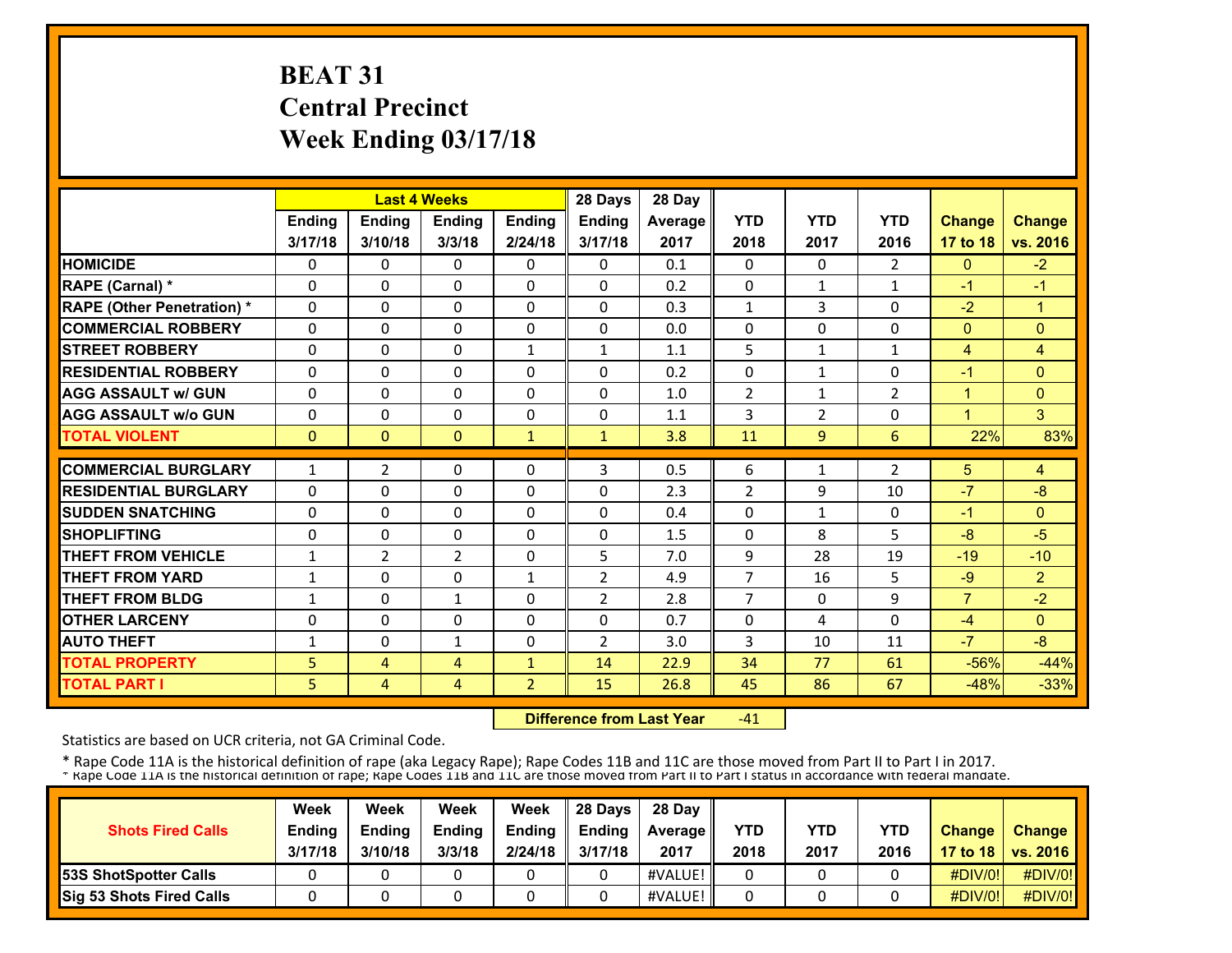# BEAT 31
# Central Precinct
# Week Ending 03/17/18

| | Last 4 Weeks | | | | 28 Days | 28 Day | | | | | |
|---|---|---|---|---|---|---|---|---|---|---|---|
| | Ending 3/17/18 | Ending 3/10/18 | Ending 3/3/18 | Ending 2/24/18 | Ending 3/17/18 | Average 2017 | YTD 2018 | YTD 2017 | YTD 2016 | Change 17 to 18 | Change vs. 2016 |
| HOMICIDE | 0 | 0 | 0 | 0 | 0 | 0.1 | 0 | 0 | 2 | 0 | -2 |
| RAPE (Carnal) * | 0 | 0 | 0 | 0 | 0 | 0.2 | 0 | 1 | 1 | -1 | -1 |
| RAPE (Other Penetration) * | 0 | 0 | 0 | 0 | 0 | 0.3 | 1 | 3 | 0 | -2 | 1 |
| COMMERCIAL ROBBERY | 0 | 0 | 0 | 0 | 0 | 0.0 | 0 | 0 | 0 | 0 | 0 |
| STREET ROBBERY | 0 | 0 | 0 | 1 | 1 | 1.1 | 5 | 1 | 1 | 4 | 4 |
| RESIDENTIAL ROBBERY | 0 | 0 | 0 | 0 | 0 | 0.2 | 0 | 1 | 0 | -1 | 0 |
| AGG ASSAULT w/ GUN | 0 | 0 | 0 | 0 | 0 | 1.0 | 2 | 1 | 2 | 1 | 0 |
| AGG ASSAULT w/o GUN | 0 | 0 | 0 | 0 | 0 | 1.1 | 3 | 2 | 0 | 1 | 3 |
| TOTAL VIOLENT | 0 | 0 | 0 | 1 | 1 | 3.8 | 11 | 9 | 6 | 22% | 83% |
| COMMERCIAL BURGLARY | 1 | 2 | 0 | 0 | 3 | 0.5 | 6 | 1 | 2 | 5 | 4 |
| RESIDENTIAL BURGLARY | 0 | 0 | 0 | 0 | 0 | 2.3 | 2 | 9 | 10 | -7 | -8 |
| SUDDEN SNATCHING | 0 | 0 | 0 | 0 | 0 | 0.4 | 0 | 1 | 0 | -1 | 0 |
| SHOPLIFTING | 0 | 0 | 0 | 0 | 0 | 1.5 | 0 | 8 | 5 | -8 | -5 |
| THEFT FROM VEHICLE | 1 | 2 | 2 | 0 | 5 | 7.0 | 9 | 28 | 19 | -19 | -10 |
| THEFT FROM YARD | 1 | 0 | 0 | 1 | 2 | 4.9 | 7 | 16 | 5 | -9 | 2 |
| THEFT FROM BLDG | 1 | 0 | 1 | 0 | 2 | 2.8 | 7 | 0 | 9 | 7 | -2 |
| OTHER LARCENY | 0 | 0 | 0 | 0 | 0 | 0.7 | 0 | 4 | 0 | -4 | 0 |
| AUTO THEFT | 1 | 0 | 1 | 0 | 2 | 3.0 | 3 | 10 | 11 | -7 | -8 |
| TOTAL PROPERTY | 5 | 4 | 4 | 1 | 14 | 22.9 | 34 | 77 | 61 | -56% | -44% |
| TOTAL PART I | 5 | 4 | 4 | 2 | 15 | 26.8 | 45 | 86 | 67 | -48% | -33% |

**Difference from Last Year** -41

Statistics are based on UCR criteria, not GA Criminal Code.

\* Rape Code 11A is the historical definition of rape (aka Legacy Rape); Rape Codes 11B and 11C are those moved from Part II to Part I in 2017.

\* Rape Code 11A is the historical definition of rape; Rape Codes 11B and 11C are those moved from Part II to Part I status in accordance with federal mandate.

| Shots Fired Calls | Week Ending 3/17/18 | Week Ending 3/10/18 | Week Ending 3/3/18 | Week Ending 2/24/18 | 28 Days Ending 3/17/18 | 28 Day Average 2017 | YTD 2018 | YTD 2017 | YTD 2016 | Change 17 to 18 | Change vs. 2016 |
|---|---|---|---|---|---|---|---|---|---|---|---|
| 53S ShotSpotter Calls | 0 | 0 | 0 | 0 | 0 | #VALUE! | 0 | 0 | 0 | #DIV/0! | #DIV/0! |
| Sig 53 Shots Fired Calls | 0 | 0 | 0 | 0 | 0 | #VALUE! | 0 | 0 | 0 | #DIV/0! | #DIV/0! |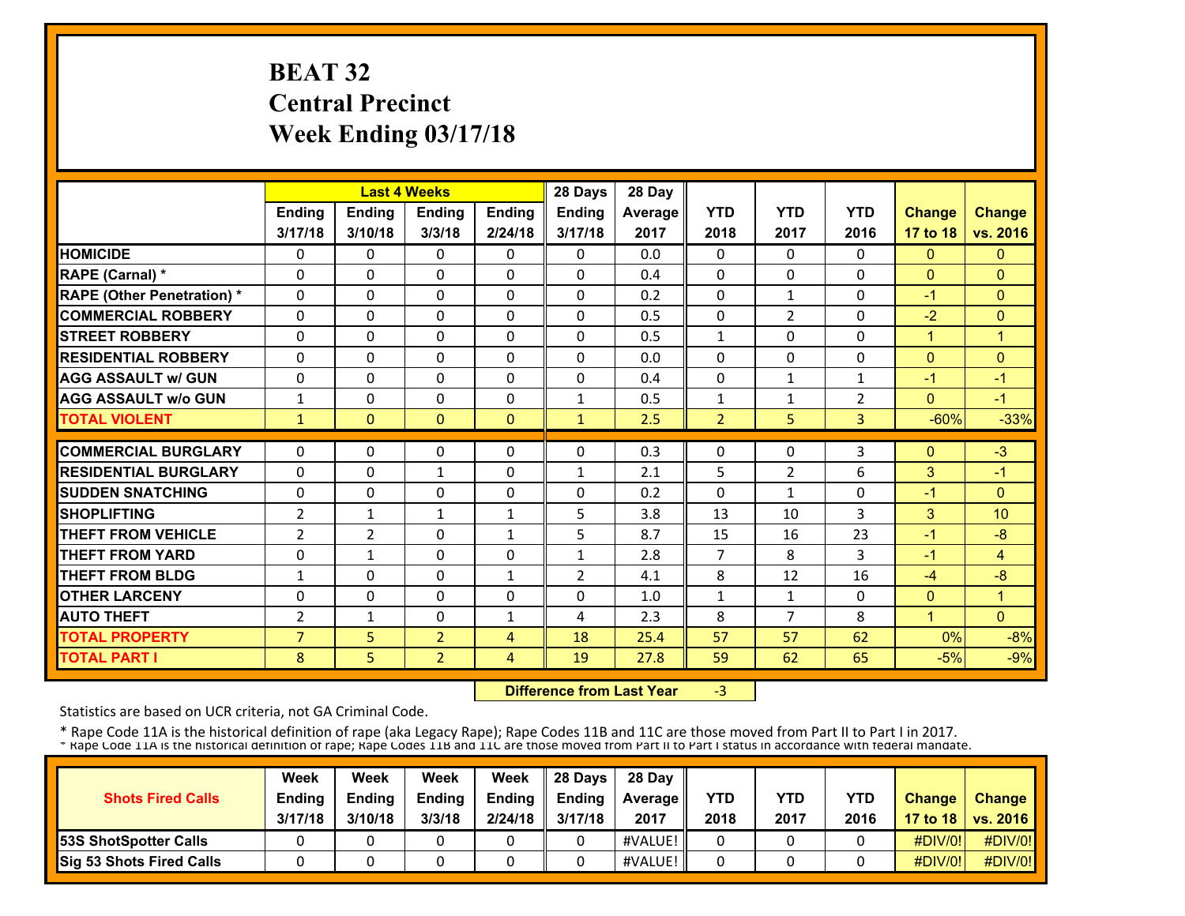# BEAT 32
# Central Precinct
# Week Ending 03/17/18

| | Last 4 Weeks | | | | 28 Days | 28 Day | | | | | |
|---|---|---|---|---|---|---|---|---|---|---|---|
| | Ending 3/17/18 | Ending 3/10/18 | Ending 3/3/18 | Ending 2/24/18 | Ending 3/17/18 | Average 2017 | YTD 2018 | YTD 2017 | YTD 2016 | Change 17 to 18 | Change vs. 2016 |
| HOMICIDE | 0 | 0 | 0 | 0 | 0 | 0.0 | 0 | 0 | 0 | 0 | 0 |
| RAPE (Carnal) * | 0 | 0 | 0 | 0 | 0 | 0.4 | 0 | 0 | 0 | 0 | 0 |
| RAPE (Other Penetration) * | 0 | 0 | 0 | 0 | 0 | 0.2 | 0 | 1 | 0 | -1 | 0 |
| COMMERCIAL ROBBERY | 0 | 0 | 0 | 0 | 0 | 0.5 | 0 | 2 | 0 | -2 | 0 |
| STREET ROBBERY | 0 | 0 | 0 | 0 | 0 | 0.5 | 1 | 0 | 0 | 1 | 1 |
| RESIDENTIAL ROBBERY | 0 | 0 | 0 | 0 | 0 | 0.0 | 0 | 0 | 0 | 0 | 0 |
| AGG ASSAULT w/ GUN | 0 | 0 | 0 | 0 | 0 | 0.4 | 0 | 1 | 1 | -1 | -1 |
| AGG ASSAULT w/o GUN | 1 | 0 | 0 | 0 | 1 | 0.5 | 1 | 1 | 2 | 0 | -1 |
| TOTAL VIOLENT | 1 | 0 | 0 | 0 | 1 | 2.5 | 2 | 5 | 3 | -60% | -33% |
| COMMERCIAL BURGLARY | 0 | 0 | 0 | 0 | 0 | 0.3 | 0 | 0 | 3 | 0 | -3 |
| RESIDENTIAL BURGLARY | 0 | 0 | 1 | 0 | 1 | 2.1 | 5 | 2 | 6 | 3 | -1 |
| SUDDEN SNATCHING | 0 | 0 | 0 | 0 | 0 | 0.2 | 0 | 1 | 0 | -1 | 0 |
| SHOPLIFTING | 2 | 1 | 1 | 1 | 5 | 3.8 | 13 | 10 | 3 | 3 | 10 |
| THEFT FROM VEHICLE | 2 | 2 | 0 | 1 | 5 | 8.7 | 15 | 16 | 23 | -1 | -8 |
| THEFT FROM YARD | 0 | 1 | 0 | 0 | 1 | 2.8 | 7 | 8 | 3 | -1 | 4 |
| THEFT FROM BLDG | 1 | 0 | 0 | 1 | 2 | 4.1 | 8 | 12 | 16 | -4 | -8 |
| OTHER LARCENY | 0 | 0 | 0 | 0 | 0 | 1.0 | 1 | 1 | 0 | 0 | 1 |
| AUTO THEFT | 2 | 1 | 0 | 1 | 4 | 2.3 | 8 | 7 | 8 | 1 | 0 |
| TOTAL PROPERTY | 7 | 5 | 2 | 4 | 18 | 25.4 | 57 | 57 | 62 | 0% | -8% |
| TOTAL PART I | 8 | 5 | 2 | 4 | 19 | 27.8 | 59 | 62 | 65 | -5% | -9% |

**Difference from Last Year** -3

Statistics are based on UCR criteria, not GA Criminal Code.

\* Rape Code 11A is the historical definition of rape (aka Legacy Rape); Rape Codes 11B and 11C are those moved from Part II to Part I in 2017.

\* Rape Code 11A is the historical definition of rape; Rape Codes 11B and 11C are those moved from Part II to Part I status in accordance with federal mandate.

| Shots Fired Calls | Week Ending 3/17/18 | Week Ending 3/10/18 | Week Ending 3/3/18 | Week Ending 2/24/18 | 28 Days Ending 3/17/18 | 28 Day Average 2017 | YTD 2018 | YTD 2017 | YTD 2016 | Change 17 to 18 | Change vs. 2016 |
|---|---|---|---|---|---|---|---|---|---|---|---|
| 53S ShotSpotter Calls | 0 | 0 | 0 | 0 | 0 | #VALUE! | 0 | 0 | 0 | #DIV/0! | #DIV/0! |
| Sig 53 Shots Fired Calls | 0 | 0 | 0 | 0 | 0 | #VALUE! | 0 | 0 | 0 | #DIV/0! | #DIV/0! |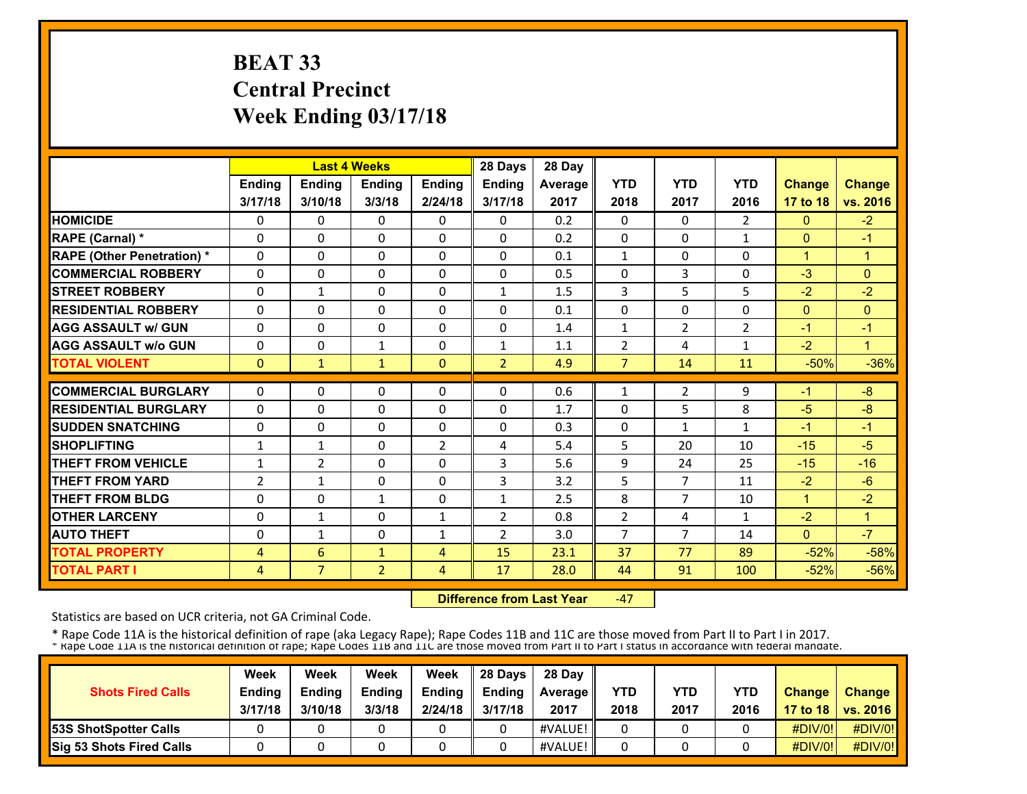# BEAT 33
# Central Precinct
# Week Ending 03/17/18

| | Last 4 Weeks | | | | 28 Days | 28 Day | | | | | |
|---|---|---|---|---|---|---|---|---|---|---|---|
| | Ending 3/17/18 | Ending 3/10/18 | Ending 3/3/18 | Ending 2/24/18 | Ending 3/17/18 | Average 2017 | YTD 2018 | YTD 2017 | YTD 2016 | Change 17 to 18 | Change vs. 2016 |
| HOMICIDE | 0 | 0 | 0 | 0 | 0 | 0.2 | 0 | 0 | 2 | 0 | -2 |
| RAPE (Carnal) * | 0 | 0 | 0 | 0 | 0 | 0.2 | 0 | 0 | 1 | 0 | -1 |
| RAPE (Other Penetration) * | 0 | 0 | 0 | 0 | 0 | 0.1 | 1 | 0 | 0 | 1 | 1 |
| COMMERCIAL ROBBERY | 0 | 0 | 0 | 0 | 0 | 0.5 | 0 | 3 | 0 | -3 | 0 |
| STREET ROBBERY | 0 | 1 | 0 | 0 | 1 | 1.5 | 3 | 5 | 5 | -2 | -2 |
| RESIDENTIAL ROBBERY | 0 | 0 | 0 | 0 | 0 | 0.1 | 0 | 0 | 0 | 0 | 0 |
| AGG ASSAULT w/ GUN | 0 | 0 | 0 | 0 | 0 | 1.4 | 1 | 2 | 2 | -1 | -1 |
| AGG ASSAULT w/o GUN | 0 | 0 | 1 | 0 | 1 | 1.1 | 2 | 4 | 1 | -2 | 1 |
| TOTAL VIOLENT | 0 | 1 | 1 | 0 | 2 | 4.9 | 7 | 14 | 11 | -50% | -36% |
| COMMERCIAL BURGLARY | 0 | 0 | 0 | 0 | 0 | 0.6 | 1 | 2 | 9 | -1 | -8 |
| RESIDENTIAL BURGLARY | 0 | 0 | 0 | 0 | 0 | 1.7 | 0 | 5 | 8 | -5 | -8 |
| SUDDEN SNATCHING | 0 | 0 | 0 | 0 | 0 | 0.3 | 0 | 1 | 1 | -1 | -1 |
| SHOPLIFTING | 1 | 1 | 0 | 2 | 4 | 5.4 | 5 | 20 | 10 | -15 | -5 |
| THEFT FROM VEHICLE | 1 | 2 | 0 | 0 | 3 | 5.6 | 9 | 24 | 25 | -15 | -16 |
| THEFT FROM YARD | 2 | 1 | 0 | 0 | 3 | 3.2 | 5 | 7 | 11 | -2 | -6 |
| THEFT FROM BLDG | 0 | 0 | 1 | 0 | 1 | 2.5 | 8 | 7 | 10 | 1 | -2 |
| OTHER LARCENY | 0 | 1 | 0 | 1 | 2 | 0.8 | 2 | 4 | 1 | -2 | 1 |
| AUTO THEFT | 0 | 1 | 0 | 1 | 2 | 3.0 | 7 | 7 | 14 | 0 | -7 |
| TOTAL PROPERTY | 4 | 6 | 1 | 4 | 15 | 23.1 | 37 | 77 | 89 | -52% | -58% |
| TOTAL PART I | 4 | 7 | 2 | 4 | 17 | 28.0 | 44 | 91 | 100 | -52% | -56% |

**Difference from Last Year** -47

Statistics are based on UCR criteria, not GA Criminal Code.

* Rape Code 11A is the historical definition of rape (aka Legacy Rape); Rape Codes 11B and 11C are those moved from Part II to Part I in 2017.

* Rape Code 11A is the historical definition of rape; Rape Codes 11B and 11C are those moved from Part II to Part I status in accordance with federal mandate.

| Shots Fired Calls | Week Ending 3/17/18 | Week Ending 3/10/18 | Week Ending 3/3/18 | Week Ending 2/24/18 | 28 Days Ending 3/17/18 | 28 Day Average 2017 | YTD 2018 | YTD 2017 | YTD 2016 | Change 17 to 18 | Change vs. 2016 |
|---|---|---|---|---|---|---|---|---|---|---|---|
| 53S ShotSpotter Calls | 0 | 0 | 0 | 0 | 0 | #VALUE! | 0 | 0 | 0 | #DIV/0! | #DIV/0! |
| Sig 53 Shots Fired Calls | 0 | 0 | 0 | 0 | 0 | #VALUE! | 0 | 0 | 0 | #DIV/0! | #DIV/0! |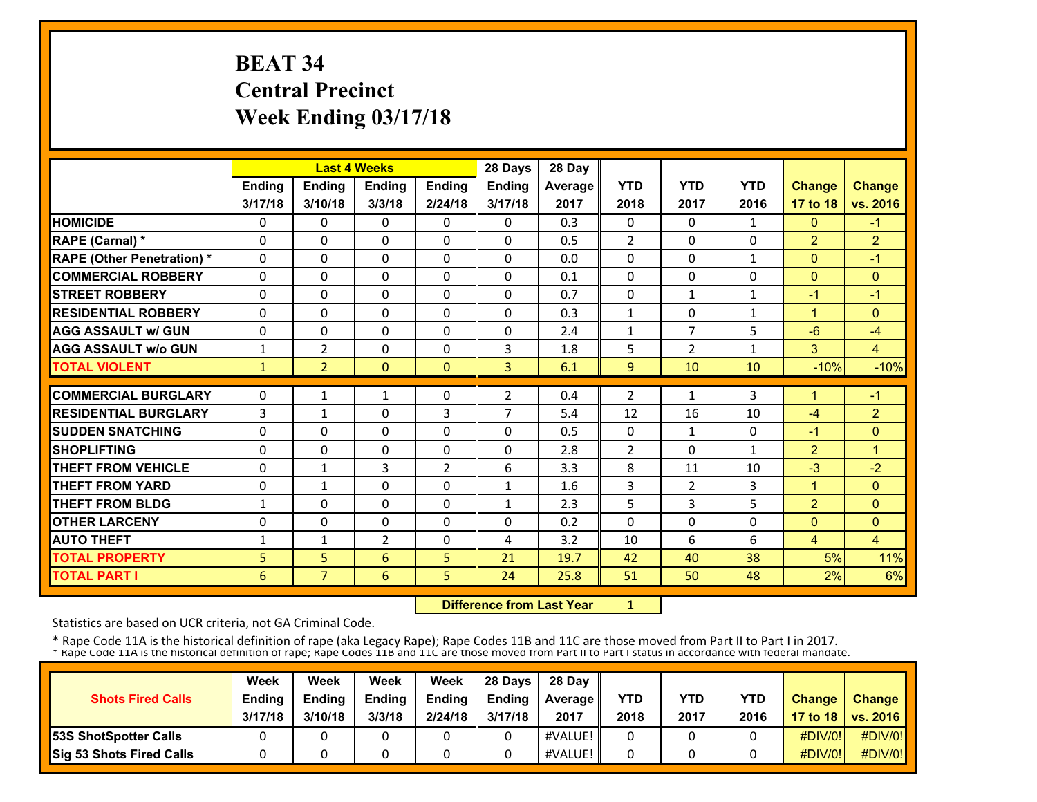# BEAT 34
# Central Precinct
# Week Ending 03/17/18

| | Last 4 Weeks | | | | 28 Days | 28 Day | | | | | |
|---|---|---|---|---|---|---|---|---|---|---|---|
| | Ending 3/17/18 | Ending 3/10/18 | Ending 3/3/18 | Ending 2/24/18 | Ending 3/17/18 | Average 2017 | YTD 2018 | YTD 2017 | YTD 2016 | Change 17 to 18 | Change vs. 2016 |
| HOMICIDE | 0 | 0 | 0 | 0 | 0 | 0.3 | 0 | 0 | 1 | 0 | -1 |
| RAPE (Carnal) * | 0 | 0 | 0 | 0 | 0 | 0.5 | 2 | 0 | 0 | 2 | 2 |
| RAPE (Other Penetration) * | 0 | 0 | 0 | 0 | 0 | 0.0 | 0 | 0 | 1 | 0 | -1 |
| COMMERCIAL ROBBERY | 0 | 0 | 0 | 0 | 0 | 0.1 | 0 | 0 | 0 | 0 | 0 |
| STREET ROBBERY | 0 | 0 | 0 | 0 | 0 | 0.7 | 0 | 1 | 1 | -1 | -1 |
| RESIDENTIAL ROBBERY | 0 | 0 | 0 | 0 | 0 | 0.3 | 1 | 0 | 1 | 1 | 0 |
| AGG ASSAULT w/ GUN | 0 | 0 | 0 | 0 | 0 | 2.4 | 1 | 7 | 5 | -6 | -4 |
| AGG ASSAULT w/o GUN | 1 | 2 | 0 | 0 | 3 | 1.8 | 5 | 2 | 1 | 3 | 4 |
| TOTAL VIOLENT | 1 | 2 | 0 | 0 | 3 | 6.1 | 9 | 10 | 10 | -10% | -10% |
| COMMERCIAL BURGLARY | 0 | 1 | 1 | 0 | 2 | 0.4 | 2 | 1 | 3 | 1 | -1 |
| RESIDENTIAL BURGLARY | 3 | 1 | 0 | 3 | 7 | 5.4 | 12 | 16 | 10 | -4 | 2 |
| SUDDEN SNATCHING | 0 | 0 | 0 | 0 | 0 | 0.5 | 0 | 1 | 0 | -1 | 0 |
| SHOPLIFTING | 0 | 0 | 0 | 0 | 0 | 2.8 | 2 | 0 | 1 | 2 | 1 |
| THEFT FROM VEHICLE | 0 | 1 | 3 | 2 | 6 | 3.3 | 8 | 11 | 10 | -3 | -2 |
| THEFT FROM YARD | 0 | 1 | 0 | 0 | 1 | 1.6 | 3 | 2 | 3 | 1 | 0 |
| THEFT FROM BLDG | 1 | 0 | 0 | 0 | 1 | 2.3 | 5 | 3 | 5 | 2 | 0 |
| OTHER LARCENY | 0 | 0 | 0 | 0 | 0 | 0.2 | 0 | 0 | 0 | 0 | 0 |
| AUTO THEFT | 1 | 1 | 2 | 0 | 4 | 3.2 | 10 | 6 | 6 | 4 | 4 |
| TOTAL PROPERTY | 5 | 5 | 6 | 5 | 21 | 19.7 | 42 | 40 | 38 | 5% | 11% |
| TOTAL PART I | 6 | 7 | 6 | 5 | 24 | 25.8 | 51 | 50 | 48 | 2% | 6% |

**Difference from Last Year** 1

Statistics are based on UCR criteria, not GA Criminal Code.

* Rape Code 11A is the historical definition of rape (aka Legacy Rape); Rape Codes 11B and 11C are those moved from Part II to Part I in 2017.

* Rape Code 11A is the historical definition of rape; Rape Codes 11B and 11C are those moved from Part II to Part I status in accordance with federal mandate.

| Shots Fired Calls | Week Ending 3/17/18 | Week Ending 3/10/18 | Week Ending 3/3/18 | Week Ending 2/24/18 | 28 Days Ending 3/17/18 | 28 Day Average 2017 | YTD 2018 | YTD 2017 | YTD 2016 | Change 17 to 18 | Change vs. 2016 |
|---|---|---|---|---|---|---|---|---|---|---|---|
| 53S ShotSpotter Calls | 0 | 0 | 0 | 0 | 0 | #VALUE! | 0 | 0 | 0 | #DIV/0! | #DIV/0! |
| Sig 53 Shots Fired Calls | 0 | 0 | 0 | 0 | 0 | #VALUE! | 0 | 0 | 0 | #DIV/0! | #DIV/0! |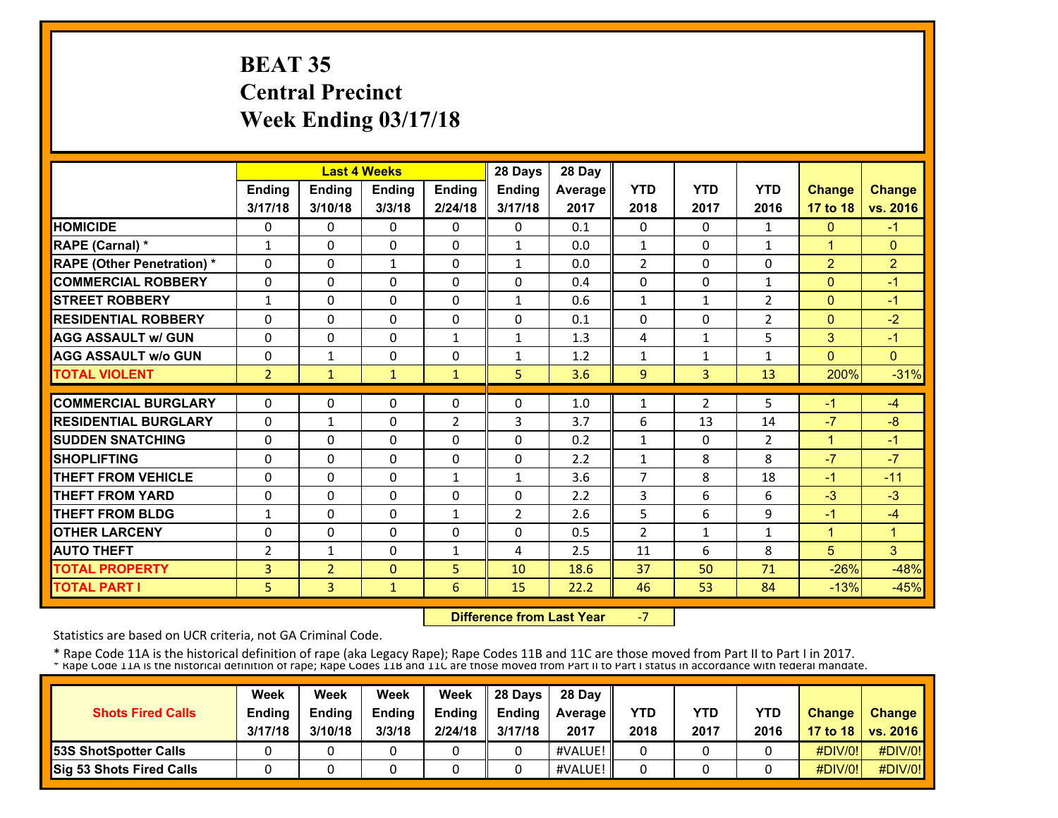# BEAT 35
## Central Precinct
## Week Ending 03/17/18

| | Last 4 Weeks | | | | 28 Days | 28 Day | | | | | |
|---|---|---|---|---|---|---|---|---|---|---|---|
| | Ending 3/17/18 | Ending 3/10/18 | Ending 3/3/18 | Ending 2/24/18 | Ending 3/17/18 | Average 2017 | YTD 2018 | YTD 2017 | YTD 2016 | Change 17 to 18 | Change vs. 2016 |
| HOMICIDE | 0 | 0 | 0 | 0 | 0 | 0.1 | 0 | 0 | 1 | 0 | -1 |
| RAPE (Carnal) * | 1 | 0 | 0 | 0 | 1 | 0.0 | 1 | 0 | 1 | 1 | 0 |
| RAPE (Other Penetration) * | 0 | 0 | 1 | 0 | 1 | 0.0 | 2 | 0 | 0 | 2 | 2 |
| COMMERCIAL ROBBERY | 0 | 0 | 0 | 0 | 0 | 0.4 | 0 | 0 | 1 | 0 | -1 |
| STREET ROBBERY | 1 | 0 | 0 | 0 | 1 | 0.6 | 1 | 1 | 2 | 0 | -1 |
| RESIDENTIAL ROBBERY | 0 | 0 | 0 | 0 | 0 | 0.1 | 0 | 0 | 2 | 0 | -2 |
| AGG ASSAULT w/ GUN | 0 | 0 | 0 | 1 | 1 | 1.3 | 4 | 1 | 5 | 3 | -1 |
| AGG ASSAULT w/o GUN | 0 | 1 | 0 | 0 | 1 | 1.2 | 1 | 1 | 1 | 0 | 0 |
| TOTAL VIOLENT | 2 | 1 | 1 | 1 | 5 | 3.6 | 9 | 3 | 13 | 200% | -31% |
| COMMERCIAL BURGLARY | 0 | 0 | 0 | 0 | 0 | 1.0 | 1 | 2 | 5 | -1 | -4 |
| RESIDENTIAL BURGLARY | 0 | 1 | 0 | 2 | 3 | 3.7 | 6 | 13 | 14 | -7 | -8 |
| SUDDEN SNATCHING | 0 | 0 | 0 | 0 | 0 | 0.2 | 1 | 0 | 2 | 1 | -1 |
| SHOPLIFTING | 0 | 0 | 0 | 0 | 0 | 2.2 | 1 | 8 | 8 | -7 | -7 |
| THEFT FROM VEHICLE | 0 | 0 | 0 | 1 | 1 | 3.6 | 7 | 8 | 18 | -1 | -11 |
| THEFT FROM YARD | 0 | 0 | 0 | 0 | 0 | 2.2 | 3 | 6 | 6 | -3 | -3 |
| THEFT FROM BLDG | 1 | 0 | 0 | 1 | 2 | 2.6 | 5 | 6 | 9 | -1 | -4 |
| OTHER LARCENY | 0 | 0 | 0 | 0 | 0 | 0.5 | 2 | 1 | 1 | 1 | 1 |
| AUTO THEFT | 2 | 1 | 0 | 1 | 4 | 2.5 | 11 | 6 | 8 | 5 | 3 |
| TOTAL PROPERTY | 3 | 2 | 0 | 5 | 10 | 18.6 | 37 | 50 | 71 | -26% | -48% |
| TOTAL PART I | 5 | 3 | 1 | 6 | 15 | 22.2 | 46 | 53 | 84 | -13% | -45% |

**Difference from Last Year** -7

Statistics are based on UCR criteria, not GA Criminal Code.

* Rape Code 11A is the historical definition of rape (aka Legacy Rape); Rape Codes 11B and 11C are those moved from Part II to Part I in 2017.
* Rape Code 11A is the historical definition of rape; Rape Codes 11B and 11C are those moved from Part II to Part I status in accordance with federal mandate.

| Shots Fired Calls | Week Ending 3/17/18 | Week Ending 3/10/18 | Week Ending 3/3/18 | Week Ending 2/24/18 | 28 Days Ending 3/17/18 | 28 Day Average 2017 | YTD 2018 | YTD 2017 | YTD 2016 | Change 17 to 18 | Change vs. 2016 |
|---|---|---|---|---|---|---|---|---|---|---|---|
| 53S ShotSpotter Calls | 0 | 0 | 0 | 0 | 0 | #VALUE! | 0 | 0 | 0 | #DIV/0! | #DIV/0! |
| Sig 53 Shots Fired Calls | 0 | 0 | 0 | 0 | 0 | #VALUE! | 0 | 0 | 0 | #DIV/0! | #DIV/0! |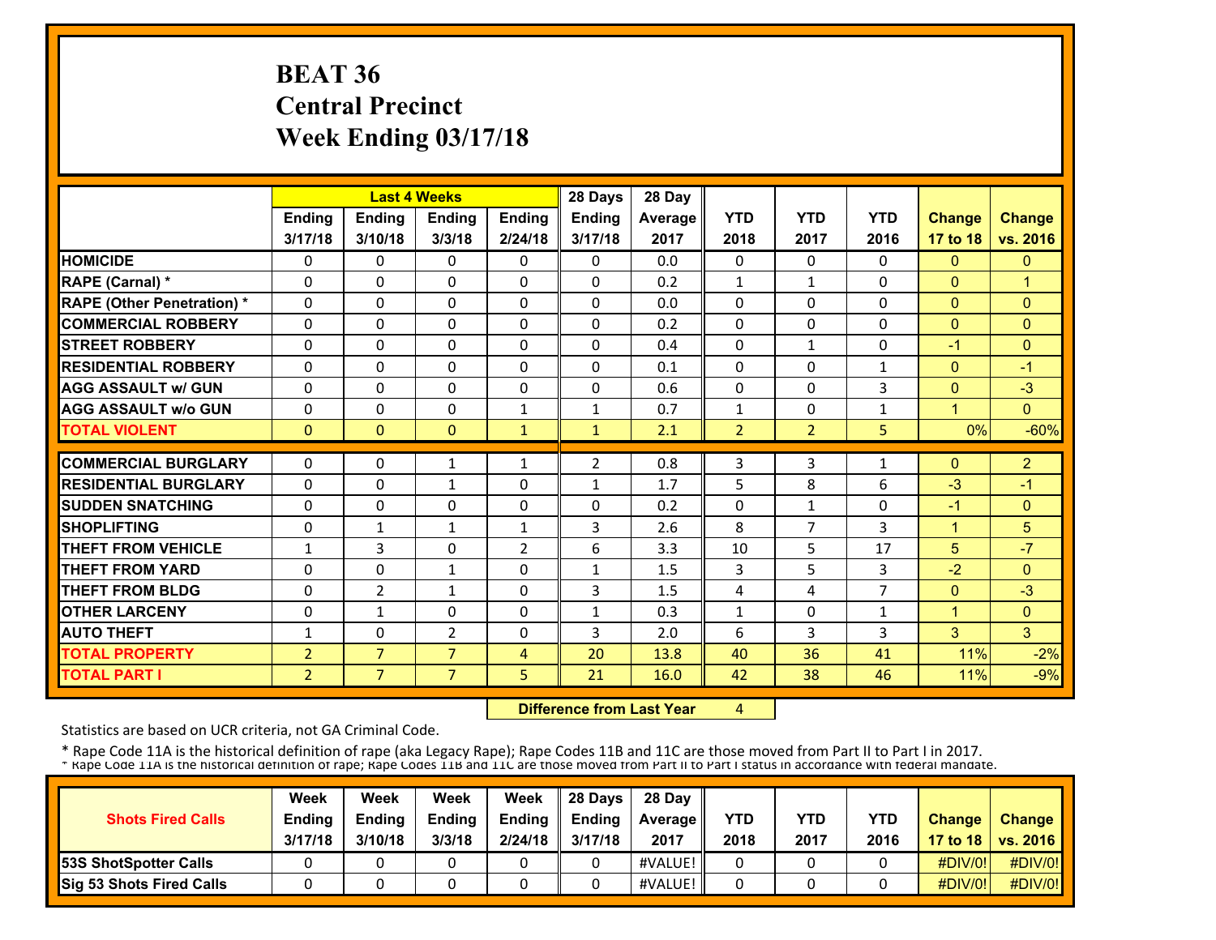# BEAT 36
# Central Precinct
# Week Ending 03/17/18

| | Last 4 Weeks | | | | 28 Days | 28 Day | | | | | |
|---|---|---|---|---|---|---|---|---|---|---|---|
| | Ending 3/17/18 | Ending 3/10/18 | Ending 3/3/18 | Ending 2/24/18 | Ending 3/17/18 | Average 2017 | YTD 2018 | YTD 2017 | YTD 2016 | Change 17 to 18 | Change vs. 2016 |
| HOMICIDE | 0 | 0 | 0 | 0 | 0 | 0.0 | 0 | 0 | 0 | 0 | 0 |
| RAPE (Carnal) * | 0 | 0 | 0 | 0 | 0 | 0.2 | 1 | 1 | 0 | 0 | 1 |
| RAPE (Other Penetration) * | 0 | 0 | 0 | 0 | 0 | 0.0 | 0 | 0 | 0 | 0 | 0 |
| COMMERCIAL ROBBERY | 0 | 0 | 0 | 0 | 0 | 0.2 | 0 | 0 | 0 | 0 | 0 |
| STREET ROBBERY | 0 | 0 | 0 | 0 | 0 | 0.4 | 0 | 1 | 0 | -1 | 0 |
| RESIDENTIAL ROBBERY | 0 | 0 | 0 | 0 | 0 | 0.1 | 0 | 0 | 1 | 0 | -1 |
| AGG ASSAULT w/ GUN | 0 | 0 | 0 | 0 | 0 | 0.6 | 0 | 0 | 3 | 0 | -3 |
| AGG ASSAULT w/o GUN | 0 | 0 | 0 | 1 | 1 | 0.7 | 1 | 0 | 1 | 1 | 0 |
| TOTAL VIOLENT | 0 | 0 | 0 | 1 | 1 | 2.1 | 2 | 2 | 5 | 0% | -60% |
| COMMERCIAL BURGLARY | 0 | 0 | 1 | 1 | 2 | 0.8 | 3 | 3 | 1 | 0 | 2 |
| RESIDENTIAL BURGLARY | 0 | 0 | 1 | 0 | 1 | 1.7 | 5 | 8 | 6 | -3 | -1 |
| SUDDEN SNATCHING | 0 | 0 | 0 | 0 | 0 | 0.2 | 0 | 1 | 0 | -1 | 0 |
| SHOPLIFTING | 0 | 1 | 1 | 1 | 3 | 2.6 | 8 | 7 | 3 | 1 | 5 |
| THEFT FROM VEHICLE | 1 | 3 | 0 | 2 | 6 | 3.3 | 10 | 5 | 17 | 5 | -7 |
| THEFT FROM YARD | 0 | 0 | 1 | 0 | 1 | 1.5 | 3 | 5 | 3 | -2 | 0 |
| THEFT FROM BLDG | 0 | 2 | 1 | 0 | 3 | 1.5 | 4 | 4 | 7 | 0 | -3 |
| OTHER LARCENY | 0 | 1 | 0 | 0 | 1 | 0.3 | 1 | 0 | 1 | 1 | 0 |
| AUTO THEFT | 1 | 0 | 2 | 0 | 3 | 2.0 | 6 | 3 | 3 | 3 | 3 |
| TOTAL PROPERTY | 2 | 7 | 7 | 4 | 20 | 13.8 | 40 | 36 | 41 | 11% | -2% |
| TOTAL PART I | 2 | 7 | 7 | 5 | 21 | 16.0 | 42 | 38 | 46 | 11% | -9% |

**Difference from Last Year** 4

Statistics are based on UCR criteria, not GA Criminal Code.

\* Rape Code 11A is the historical definition of rape (aka Legacy Rape); Rape Codes 11B and 11C are those moved from Part II to Part I in 2017.
\* Rape Code 11A is the historical definition of rape; Rape Codes 11B and 11C are those moved from Part II to Part I status in accordance with federal mandate.

| Shots Fired Calls | Week Ending 3/17/18 | Week Ending 3/10/18 | Week Ending 3/3/18 | Week Ending 2/24/18 | 28 Days Ending 3/17/18 | 28 Day Average 2017 | YTD 2018 | YTD 2017 | YTD 2016 | Change 17 to 18 | Change vs. 2016 |
|---|---|---|---|---|---|---|---|---|---|---|---|
| 53S ShotSpotter Calls | 0 | 0 | 0 | 0 | 0 | #VALUE! | 0 | 0 | 0 | #DIV/0! | #DIV/0! |
| Sig 53 Shots Fired Calls | 0 | 0 | 0 | 0 | 0 | #VALUE! | 0 | 0 | 0 | #DIV/0! | #DIV/0! |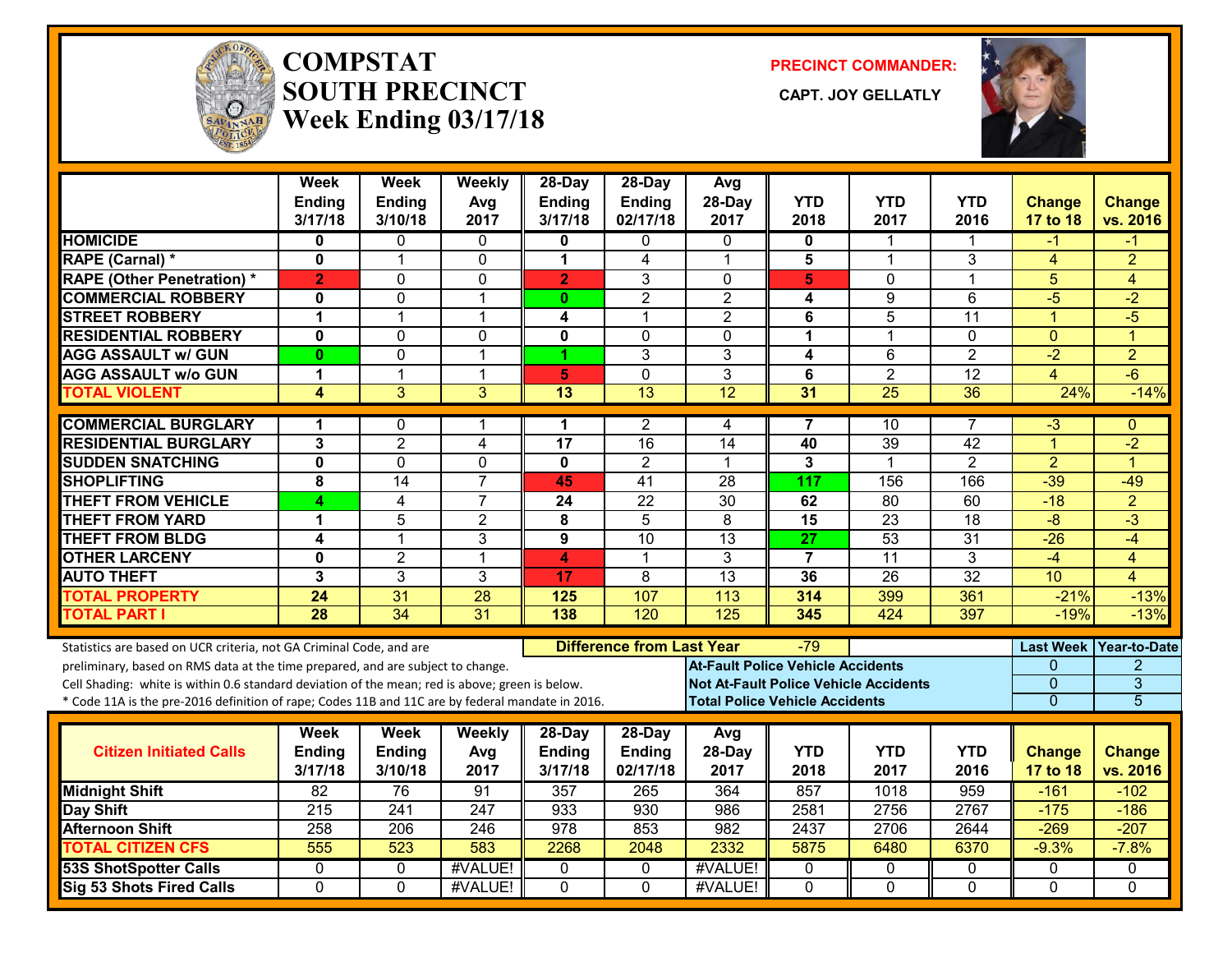# COMPSTAT SOUTH PRECINCT
## Week Ending 03/17/18

**PRECINCT COMMANDER:** CAPT. JOY GELLATLY

| | Week Ending 3/17/18 | Week Ending 3/10/18 | Weekly Avg 2017 | 28-Day Ending 3/17/18 | 28-Day Ending 02/17/18 | Avg 28-Day 2017 | YTD 2018 | YTD 2017 | YTD 2016 | Change 17 to 18 | Change vs. 2016 |
|---|---|---|---|---|---|---|---|---|---|---|---|
| HOMICIDE | 0 | 0 | 0 | 0 | 0 | 0 | 0 | 1 | 1 | -1 | -1 |
| RAPE (Carnal) * | 0 | 1 | 0 | 1 | 4 | 1 | 5 | 1 | 3 | 4 | 2 |
| RAPE (Other Penetration) * | 2 | 0 | 0 | 2 | 3 | 0 | 5 | 0 | 1 | 5 | 4 |
| COMMERCIAL ROBBERY | 0 | 0 | 1 | 0 | 2 | 2 | 4 | 9 | 6 | -5 | -2 |
| STREET ROBBERY | 1 | 1 | 1 | 4 | 1 | 2 | 6 | 5 | 11 | 1 | -5 |
| RESIDENTIAL ROBBERY | 0 | 0 | 0 | 0 | 0 | 0 | 1 | 1 | 0 | 0 | 1 |
| AGG ASSAULT w/ GUN | 0 | 0 | 1 | 1 | 3 | 3 | 4 | 6 | 2 | -2 | 2 |
| AGG ASSAULT w/o GUN | 1 | 1 | 1 | 5 | 0 | 3 | 6 | 2 | 12 | 4 | -6 |
| TOTAL VIOLENT | 4 | 3 | 3 | 13 | 13 | 12 | 31 | 25 | 36 | 24% | -14% |
| COMMERCIAL BURGLARY | 1 | 0 | 1 | 1 | 2 | 4 | 7 | 10 | 7 | -3 | 0 |
| RESIDENTIAL BURGLARY | 3 | 2 | 4 | 17 | 16 | 14 | 40 | 39 | 42 | 1 | -2 |
| SUDDEN SNATCHING | 0 | 0 | 0 | 0 | 2 | 1 | 3 | 1 | 2 | 2 | 1 |
| SHOPLIFTING | 8 | 14 | 7 | 45 | 41 | 28 | 117 | 156 | 166 | -39 | -49 |
| THEFT FROM VEHICLE | 4 | 4 | 7 | 24 | 22 | 30 | 62 | 80 | 60 | -18 | 2 |
| THEFT FROM YARD | 1 | 5 | 2 | 8 | 5 | 8 | 15 | 23 | 18 | -8 | -3 |
| THEFT FROM BLDG | 4 | 1 | 3 | 9 | 10 | 13 | 27 | 53 | 31 | -26 | -4 |
| OTHER LARCENY | 0 | 2 | 1 | 4 | 1 | 3 | 7 | 11 | 3 | -4 | 4 |
| AUTO THEFT | 3 | 3 | 3 | 17 | 8 | 13 | 36 | 26 | 32 | 10 | 4 |
| TOTAL PROPERTY | 24 | 31 | 28 | 125 | 107 | 113 | 314 | 399 | 361 | -21% | -13% |
| TOTAL PART I | 28 | 34 | 31 | 138 | 120 | 125 | 345 | 424 | 397 | -19% | -13% |

Statistics are based on UCR criteria, not GA Criminal Code, and are preliminary, based on RMS data at the time prepared, and are subject to change.
Cell Shading: white is within 0.6 standard deviation of the mean; red is above; green is below.
* Code 11A is the pre-2016 definition of rape; Codes 11B and 11C are by federal mandate in 2016.

**Difference from Last Year:** -79

| | Last Week | Year-to-Date |
|---|---|---|
| At-Fault Police Vehicle Accidents | 0 | 2 |
| Not At-Fault Police Vehicle Accidents | 0 | 3 |
| Total Police Vehicle Accidents | 0 | 5 |

| Citizen Initiated Calls | Week Ending 3/17/18 | Week Ending 3/10/18 | Weekly Avg 2017 | 28-Day Ending 3/17/18 | 28-Day Ending 02/17/18 | Avg 28-Day 2017 | YTD 2018 | YTD 2017 | YTD 2016 | Change 17 to 18 | Change vs. 2016 |
|---|---|---|---|---|---|---|---|---|---|---|---|
| Midnight Shift | 82 | 76 | 91 | 357 | 265 | 364 | 857 | 1018 | 959 | -161 | -102 |
| Day Shift | 215 | 241 | 247 | 933 | 930 | 986 | 2581 | 2756 | 2767 | -175 | -186 |
| Afternoon Shift | 258 | 206 | 246 | 978 | 853 | 982 | 2437 | 2706 | 2644 | -269 | -207 |
| TOTAL CITIZEN CFS | 555 | 523 | 583 | 2268 | 2048 | 2332 | 5875 | 6480 | 6370 | -9.3% | -7.8% |
| 53S ShotSpotter Calls | 0 | 0 | #VALUE! | 0 | 0 | #VALUE! | 0 | 0 | 0 | 0 | 0 |
| Sig 53 Shots Fired Calls | 0 | 0 | #VALUE! | 0 | 0 | #VALUE! | 0 | 0 | 0 | 0 | 0 |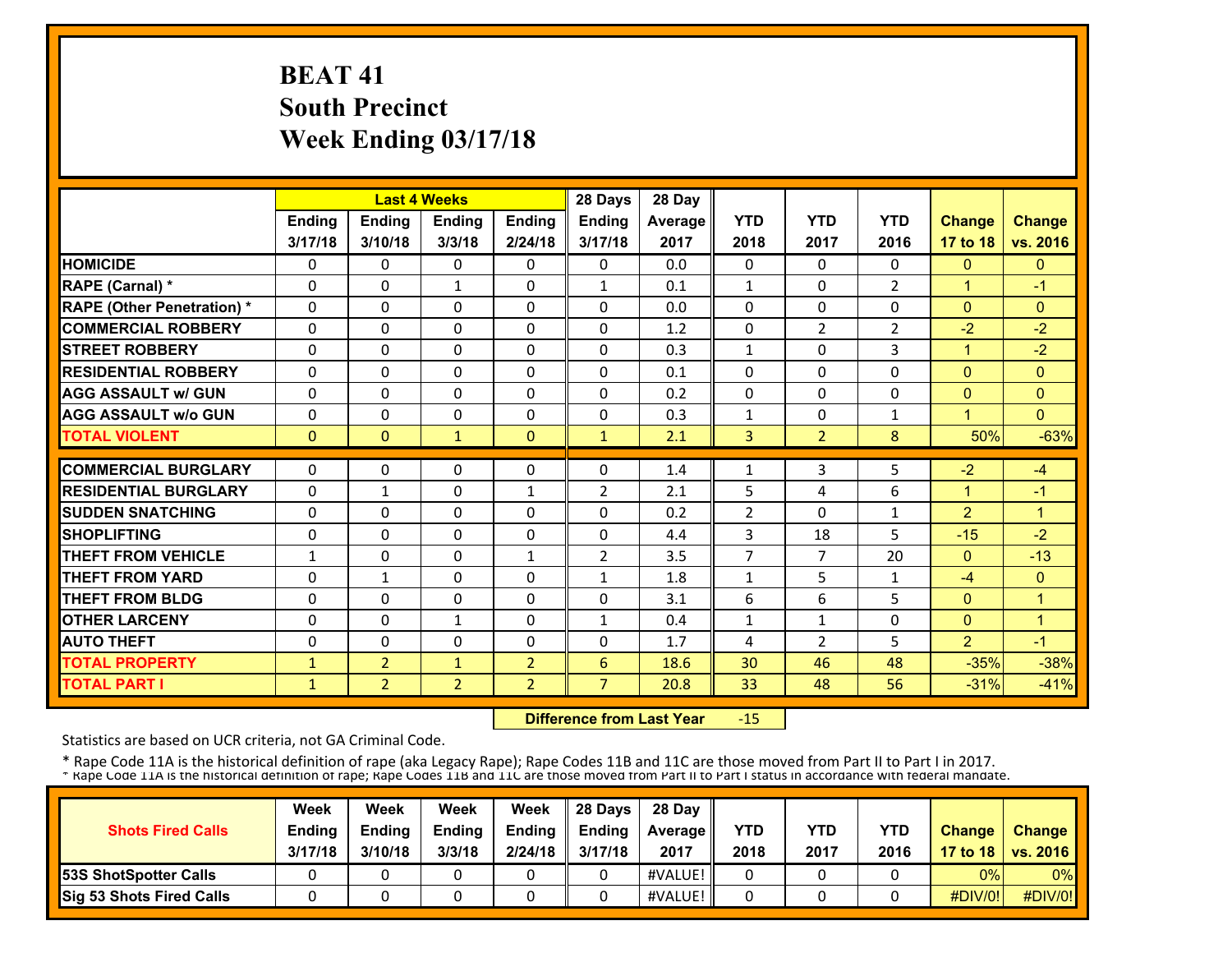# BEAT 41
## South Precinct
## Week Ending 03/17/18

| | Last 4 Weeks | | | | 28 Days | 28 Day | | | | | |
|---|---|---|---|---|---|---|---|---|---|---|---|
| | Ending 3/17/18 | Ending 3/10/18 | Ending 3/3/18 | Ending 2/24/18 | Ending 3/17/18 | Average 2017 | YTD 2018 | YTD 2017 | YTD 2016 | Change 17 to 18 | Change vs. 2016 |
| HOMICIDE | 0 | 0 | 0 | 0 | 0 | 0.0 | 0 | 0 | 0 | 0 | 0 |
| RAPE (Carnal) * | 0 | 0 | 1 | 0 | 1 | 0.1 | 1 | 0 | 2 | 1 | -1 |
| RAPE (Other Penetration) * | 0 | 0 | 0 | 0 | 0 | 0.0 | 0 | 0 | 0 | 0 | 0 |
| COMMERCIAL ROBBERY | 0 | 0 | 0 | 0 | 0 | 1.2 | 0 | 2 | 2 | -2 | -2 |
| STREET ROBBERY | 0 | 0 | 0 | 0 | 0 | 0.3 | 1 | 0 | 3 | 1 | -2 |
| RESIDENTIAL ROBBERY | 0 | 0 | 0 | 0 | 0 | 0.1 | 0 | 0 | 0 | 0 | 0 |
| AGG ASSAULT w/ GUN | 0 | 0 | 0 | 0 | 0 | 0.2 | 0 | 0 | 0 | 0 | 0 |
| AGG ASSAULT w/o GUN | 0 | 0 | 0 | 0 | 0 | 0.3 | 1 | 0 | 1 | 1 | 0 |
| TOTAL VIOLENT | 0 | 0 | 1 | 0 | 1 | 2.1 | 3 | 2 | 8 | 50% | -63% |
| COMMERCIAL BURGLARY | 0 | 0 | 0 | 0 | 0 | 1.4 | 1 | 3 | 5 | -2 | -4 |
| RESIDENTIAL BURGLARY | 0 | 1 | 0 | 1 | 2 | 2.1 | 5 | 4 | 6 | 1 | -1 |
| SUDDEN SNATCHING | 0 | 0 | 0 | 0 | 0 | 0.2 | 2 | 0 | 1 | 2 | 1 |
| SHOPLIFTING | 0 | 0 | 0 | 0 | 0 | 4.4 | 3 | 18 | 5 | -15 | -2 |
| THEFT FROM VEHICLE | 1 | 0 | 0 | 1 | 2 | 3.5 | 7 | 7 | 20 | 0 | -13 |
| THEFT FROM YARD | 0 | 1 | 0 | 0 | 1 | 1.8 | 1 | 5 | 1 | -4 | 0 |
| THEFT FROM BLDG | 0 | 0 | 0 | 0 | 0 | 3.1 | 6 | 6 | 5 | 0 | 1 |
| OTHER LARCENY | 0 | 0 | 1 | 0 | 1 | 0.4 | 1 | 1 | 0 | 0 | 1 |
| AUTO THEFT | 0 | 0 | 0 | 0 | 0 | 1.7 | 4 | 2 | 5 | 2 | -1 |
| TOTAL PROPERTY | 1 | 2 | 1 | 2 | 6 | 18.6 | 30 | 46 | 48 | -35% | -38% |
| TOTAL PART I | 1 | 2 | 2 | 2 | 7 | 20.8 | 33 | 48 | 56 | -31% | -41% |

**Difference from Last Year** -15

Statistics are based on UCR criteria, not GA Criminal Code.

* Rape Code 11A is the historical definition of rape (aka Legacy Rape); Rape Codes 11B and 11C are those moved from Part II to Part I in 2017.
* Rape Code 11A is the historical definition of rape; Rape Codes 11B and 11C are those moved from Part II to Part I status in accordance with federal mandate.

| Shots Fired Calls | Week Ending 3/17/18 | Week Ending 3/10/18 | Week Ending 3/3/18 | Week Ending 2/24/18 | 28 Days Ending 3/17/18 | 28 Day Average 2017 | YTD 2018 | YTD 2017 | YTD 2016 | Change 17 to 18 | Change vs. 2016 |
|---|---|---|---|---|---|---|---|---|---|---|---|
| 53S ShotSpotter Calls | 0 | 0 | 0 | 0 | 0 | #VALUE! | 0 | 0 | 0 | 0% | 0% |
| Sig 53 Shots Fired Calls | 0 | 0 | 0 | 0 | 0 | #VALUE! | 0 | 0 | 0 | #DIV/0! | #DIV/0! |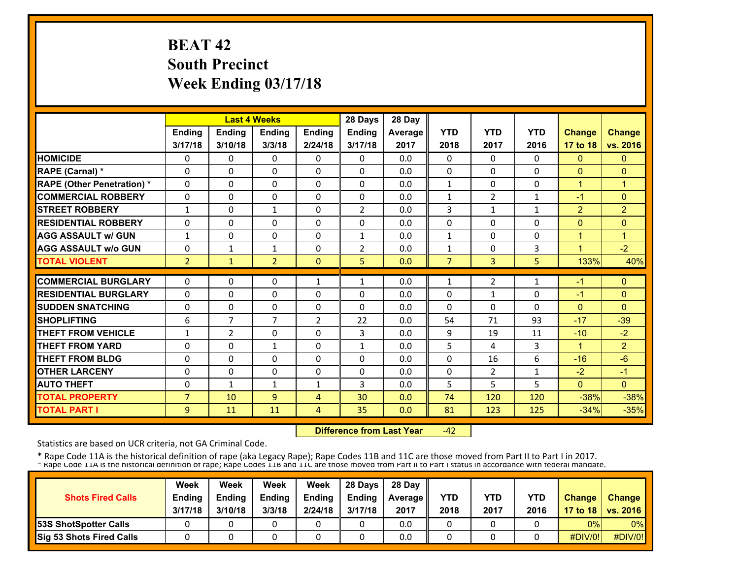# BEAT 42
## South Precinct
## Week Ending 03/17/18

| | Last 4 Weeks | | | | 28 Days | 28 Day | | | | | |
|---|---|---|---|---|---|---|---|---|---|---|---|
| | Ending 3/17/18 | Ending 3/10/18 | Ending 3/3/18 | Ending 2/24/18 | Ending 3/17/18 | Average 2017 | YTD 2018 | YTD 2017 | YTD 2016 | Change 17 to 18 | Change vs. 2016 |
| HOMICIDE | 0 | 0 | 0 | 0 | 0 | 0.0 | 0 | 0 | 0 | 0 | 0 |
| RAPE (Carnal) * | 0 | 0 | 0 | 0 | 0 | 0.0 | 0 | 0 | 0 | 0 | 0 |
| RAPE (Other Penetration) * | 0 | 0 | 0 | 0 | 0 | 0.0 | 1 | 0 | 0 | 1 | 1 |
| COMMERCIAL ROBBERY | 0 | 0 | 0 | 0 | 0 | 0.0 | 1 | 2 | 1 | -1 | 0 |
| STREET ROBBERY | 1 | 0 | 1 | 0 | 2 | 0.0 | 3 | 1 | 1 | 2 | 2 |
| RESIDENTIAL ROBBERY | 0 | 0 | 0 | 0 | 0 | 0.0 | 0 | 0 | 0 | 0 | 0 |
| AGG ASSAULT w/ GUN | 1 | 0 | 0 | 0 | 1 | 0.0 | 1 | 0 | 0 | 1 | 1 |
| AGG ASSAULT w/o GUN | 0 | 1 | 1 | 0 | 2 | 0.0 | 1 | 0 | 3 | 1 | -2 |
| TOTAL VIOLENT | 2 | 1 | 2 | 0 | 5 | 0.0 | 7 | 3 | 5 | 133% | 40% |
| COMMERCIAL BURGLARY | 0 | 0 | 0 | 1 | 1 | 0.0 | 1 | 2 | 1 | -1 | 0 |
| RESIDENTIAL BURGLARY | 0 | 0 | 0 | 0 | 0 | 0.0 | 0 | 1 | 0 | -1 | 0 |
| SUDDEN SNATCHING | 0 | 0 | 0 | 0 | 0 | 0.0 | 0 | 0 | 0 | 0 | 0 |
| SHOPLIFTING | 6 | 7 | 7 | 2 | 22 | 0.0 | 54 | 71 | 93 | -17 | -39 |
| THEFT FROM VEHICLE | 1 | 2 | 0 | 0 | 3 | 0.0 | 9 | 19 | 11 | -10 | -2 |
| THEFT FROM YARD | 0 | 0 | 1 | 0 | 1 | 0.0 | 5 | 4 | 3 | 1 | 2 |
| THEFT FROM BLDG | 0 | 0 | 0 | 0 | 0 | 0.0 | 0 | 16 | 6 | -16 | -6 |
| OTHER LARCENY | 0 | 0 | 0 | 0 | 0 | 0.0 | 0 | 2 | 1 | -2 | -1 |
| AUTO THEFT | 0 | 1 | 1 | 1 | 3 | 0.0 | 5 | 5 | 5 | 0 | 0 |
| TOTAL PROPERTY | 7 | 10 | 9 | 4 | 30 | 0.0 | 74 | 120 | 120 | -38% | -38% |
| TOTAL PART I | 9 | 11 | 11 | 4 | 35 | 0.0 | 81 | 123 | 125 | -34% | -35% |

**Difference from Last Year** -42

Statistics are based on UCR criteria, not GA Criminal Code.

* Rape Code 11A is the historical definition of rape (aka Legacy Rape); Rape Codes 11B and 11C are those moved from Part II to Part I in 2017.
* Rape Code 11A is the historical definition of rape; Rape Codes 11B and 11C are those moved from Part II to Part I status in accordance with federal mandate.

| Shots Fired Calls | Week Ending 3/17/18 | Week Ending 3/10/18 | Week Ending 3/3/18 | Week Ending 2/24/18 | 28 Days Ending 3/17/18 | 28 Day Average 2017 | YTD 2018 | YTD 2017 | YTD 2016 | Change 17 to 18 | Change vs. 2016 |
|---|---|---|---|---|---|---|---|---|---|---|---|
| 53S ShotSpotter Calls | 0 | 0 | 0 | 0 | 0 | 0.0 | 0 | 0 | 0 | 0% | 0% |
| Sig 53 Shots Fired Calls | 0 | 0 | 0 | 0 | 0 | 0.0 | 0 | 0 | 0 | #DIV/0! | #DIV/0! |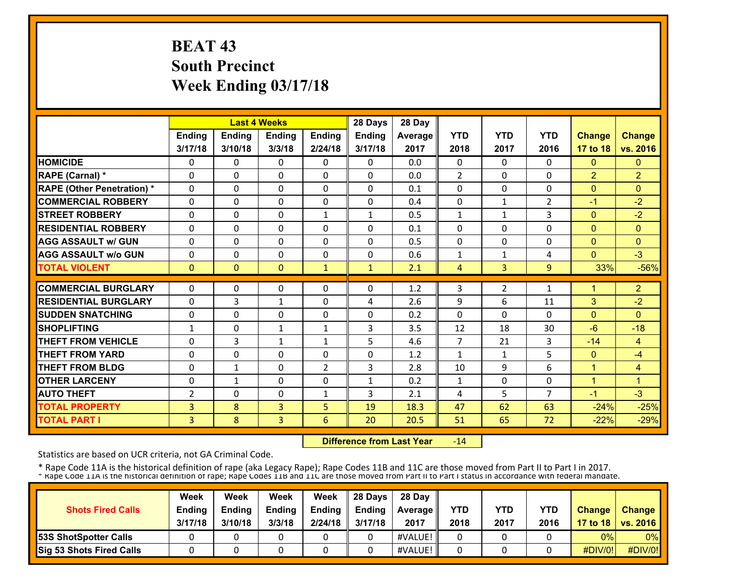# BEAT 43
## South Precinct
## Week Ending 03/17/18

| | Last 4 Weeks | | | | 28 Days | 28 Day | | | | | |
|---|---|---|---|---|---|---|---|---|---|---|---|
| | Ending 3/17/18 | Ending 3/10/18 | Ending 3/3/18 | Ending 2/24/18 | Ending 3/17/18 | Average 2017 | YTD 2018 | YTD 2017 | YTD 2016 | Change 17 to 18 | Change vs. 2016 |
| HOMICIDE | 0 | 0 | 0 | 0 | 0 | 0.0 | 0 | 0 | 0 | 0 | 0 |
| RAPE (Carnal) * | 0 | 0 | 0 | 0 | 0 | 0.0 | 2 | 0 | 0 | 2 | 2 |
| RAPE (Other Penetration) * | 0 | 0 | 0 | 0 | 0 | 0.1 | 0 | 0 | 0 | 0 | 0 |
| COMMERCIAL ROBBERY | 0 | 0 | 0 | 0 | 0 | 0.4 | 0 | 1 | 2 | -1 | -2 |
| STREET ROBBERY | 0 | 0 | 0 | 1 | 1 | 0.5 | 1 | 1 | 3 | 0 | -2 |
| RESIDENTIAL ROBBERY | 0 | 0 | 0 | 0 | 0 | 0.1 | 0 | 0 | 0 | 0 | 0 |
| AGG ASSAULT w/ GUN | 0 | 0 | 0 | 0 | 0 | 0.5 | 0 | 0 | 0 | 0 | 0 |
| AGG ASSAULT w/o GUN | 0 | 0 | 0 | 0 | 0 | 0.6 | 1 | 1 | 4 | 0 | -3 |
| TOTAL VIOLENT | 0 | 0 | 0 | 1 | 1 | 2.1 | 4 | 3 | 9 | 33% | -56% |
| COMMERCIAL BURGLARY | 0 | 0 | 0 | 0 | 0 | 1.2 | 3 | 2 | 1 | 1 | 2 |
| RESIDENTIAL BURGLARY | 0 | 3 | 1 | 0 | 4 | 2.6 | 9 | 6 | 11 | 3 | -2 |
| SUDDEN SNATCHING | 0 | 0 | 0 | 0 | 0 | 0.2 | 0 | 0 | 0 | 0 | 0 |
| SHOPLIFTING | 1 | 0 | 1 | 1 | 3 | 3.5 | 12 | 18 | 30 | -6 | -18 |
| THEFT FROM VEHICLE | 0 | 3 | 1 | 1 | 5 | 4.6 | 7 | 21 | 3 | -14 | 4 |
| THEFT FROM YARD | 0 | 0 | 0 | 0 | 0 | 1.2 | 1 | 1 | 5 | 0 | -4 |
| THEFT FROM BLDG | 0 | 1 | 0 | 2 | 3 | 2.8 | 10 | 9 | 6 | 1 | 4 |
| OTHER LARCENY | 0 | 1 | 0 | 0 | 1 | 0.2 | 1 | 0 | 0 | 1 | 1 |
| AUTO THEFT | 2 | 0 | 0 | 1 | 3 | 2.1 | 4 | 5 | 7 | -1 | -3 |
| TOTAL PROPERTY | 3 | 8 | 3 | 5 | 19 | 18.3 | 47 | 62 | 63 | -24% | -25% |
| TOTAL PART I | 3 | 8 | 3 | 6 | 20 | 20.5 | 51 | 65 | 72 | -22% | -29% |

**Difference from Last Year** -14

Statistics are based on UCR criteria, not GA Criminal Code.

\* Rape Code 11A is the historical definition of rape (aka Legacy Rape); Rape Codes 11B and 11C are those moved from Part II to Part I in 2017.
\* Rape Code 11A is the historical definition of rape; Rape Codes 11B and 11C are those moved from Part II to Part I status in accordance with federal mandate.

| Shots Fired Calls | Week Ending 3/17/18 | Week Ending 3/10/18 | Week Ending 3/3/18 | Week Ending 2/24/18 | 28 Days Ending 3/17/18 | 28 Day Average 2017 | YTD 2018 | YTD 2017 | YTD 2016 | Change 17 to 18 | Change vs. 2016 |
|---|---|---|---|---|---|---|---|---|---|---|---|
| 53S ShotSpotter Calls | 0 | 0 | 0 | 0 | 0 | #VALUE! | 0 | 0 | 0 | 0% | 0% |
| Sig 53 Shots Fired Calls | 0 | 0 | 0 | 0 | 0 | #VALUE! | 0 | 0 | 0 | #DIV/0! | #DIV/0! |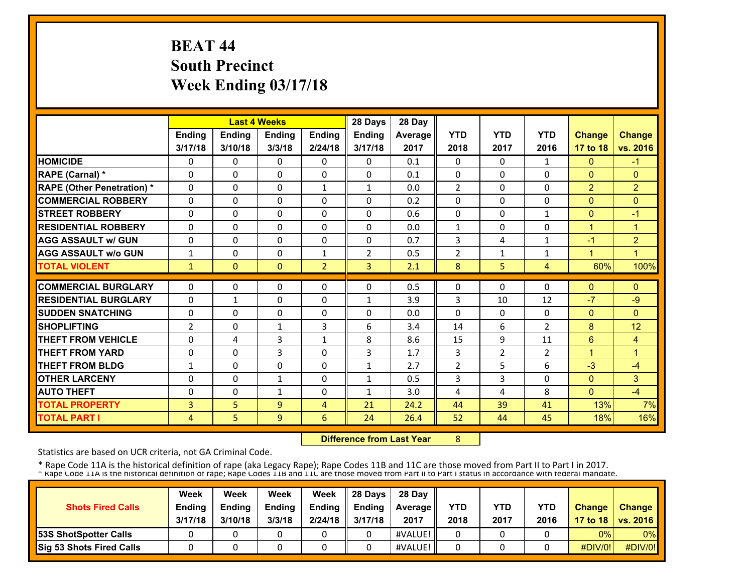# BEAT 44
## South Precinct
## Week Ending 03/17/18

| | Last 4 Weeks | | | | 28 Days | 28 Day | | | | | |
|---|---|---|---|---|---|---|---|---|---|---|---|
| | Ending 3/17/18 | Ending 3/10/18 | Ending 3/3/18 | Ending 2/24/18 | Ending 3/17/18 | Average 2017 | YTD 2018 | YTD 2017 | YTD 2016 | Change 17 to 18 | Change vs. 2016 |
| HOMICIDE | 0 | 0 | 0 | 0 | 0 | 0.1 | 0 | 0 | 1 | 0 | -1 |
| RAPE (Carnal) * | 0 | 0 | 0 | 0 | 0 | 0.1 | 0 | 0 | 0 | 0 | 0 |
| RAPE (Other Penetration) * | 0 | 0 | 0 | 1 | 1 | 0.0 | 2 | 0 | 0 | 2 | 2 |
| COMMERCIAL ROBBERY | 0 | 0 | 0 | 0 | 0 | 0.2 | 0 | 0 | 0 | 0 | 0 |
| STREET ROBBERY | 0 | 0 | 0 | 0 | 0 | 0.6 | 0 | 0 | 1 | 0 | -1 |
| RESIDENTIAL ROBBERY | 0 | 0 | 0 | 0 | 0 | 0.0 | 1 | 0 | 0 | 1 | 1 |
| AGG ASSAULT w/ GUN | 0 | 0 | 0 | 0 | 0 | 0.7 | 3 | 4 | 1 | -1 | 2 |
| AGG ASSAULT w/o GUN | 1 | 0 | 0 | 1 | 2 | 0.5 | 2 | 1 | 1 | 1 | 1 |
| TOTAL VIOLENT | 1 | 0 | 0 | 2 | 3 | 2.1 | 8 | 5 | 4 | 60% | 100% |
| COMMERCIAL BURGLARY | 0 | 0 | 0 | 0 | 0 | 0.5 | 0 | 0 | 0 | 0 | 0 |
| RESIDENTIAL BURGLARY | 0 | 1 | 0 | 0 | 1 | 3.9 | 3 | 10 | 12 | -7 | -9 |
| SUDDEN SNATCHING | 0 | 0 | 0 | 0 | 0 | 0.0 | 0 | 0 | 0 | 0 | 0 |
| SHOPLIFTING | 2 | 0 | 1 | 3 | 6 | 3.4 | 14 | 6 | 2 | 8 | 12 |
| THEFT FROM VEHICLE | 0 | 4 | 3 | 1 | 8 | 8.6 | 15 | 9 | 11 | 6 | 4 |
| THEFT FROM YARD | 0 | 0 | 3 | 0 | 3 | 1.7 | 3 | 2 | 2 | 1 | 1 |
| THEFT FROM BLDG | 1 | 0 | 0 | 0 | 1 | 2.7 | 2 | 5 | 6 | -3 | -4 |
| OTHER LARCENY | 0 | 0 | 1 | 0 | 1 | 0.5 | 3 | 3 | 0 | 0 | 3 |
| AUTO THEFT | 0 | 0 | 1 | 0 | 1 | 3.0 | 4 | 4 | 8 | 0 | -4 |
| TOTAL PROPERTY | 3 | 5 | 9 | 4 | 21 | 24.2 | 44 | 39 | 41 | 13% | 7% |
| TOTAL PART I | 4 | 5 | 9 | 6 | 24 | 26.4 | 52 | 44 | 45 | 18% | 16% |

**Difference from Last Year** 8

Statistics are based on UCR criteria, not GA Criminal Code.

* Rape Code 11A is the historical definition of rape (aka Legacy Rape); Rape Codes 11B and 11C are those moved from Part II to Part I in 2017.

* Rape Code 11A is the historical definition of rape; Rape Codes 11B and 11C are those moved from Part II to Part I status in accordance with federal mandate.

| Shots Fired Calls | Week Ending 3/17/18 | Week Ending 3/10/18 | Week Ending 3/3/18 | Week Ending 2/24/18 | 28 Days Ending 3/17/18 | 28 Day Average 2017 | YTD 2018 | YTD 2017 | YTD 2016 | Change 17 to 18 | Change vs. 2016 |
|---|---|---|---|---|---|---|---|---|---|---|---|
| 53S ShotSpotter Calls | 0 | 0 | 0 | 0 | 0 | #VALUE! | 0 | 0 | 0 | 0% | 0% |
| Sig 53 Shots Fired Calls | 0 | 0 | 0 | 0 | 0 | #VALUE! | 0 | 0 | 0 | #DIV/0! | #DIV/0! |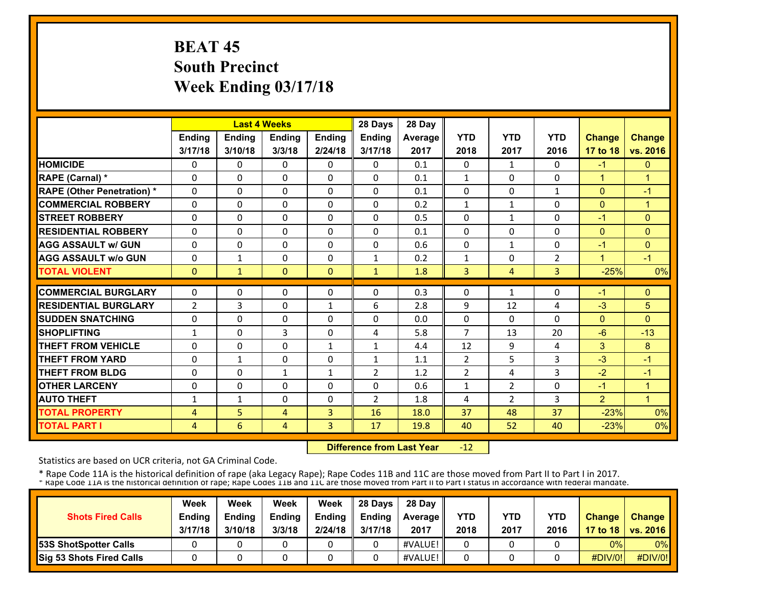# BEAT 45
## South Precinct
## Week Ending 03/17/18

| | Last 4 Weeks | | | | 28 Days | 28 Day | | | | | |
|---|---|---|---|---|---|---|---|---|---|---|---|
| | Ending 3/17/18 | Ending 3/10/18 | Ending 3/3/18 | Ending 2/24/18 | Ending 3/17/18 | Average 2017 | YTD 2018 | YTD 2017 | YTD 2016 | Change 17 to 18 | Change vs. 2016 |
| HOMICIDE | 0 | 0 | 0 | 0 | 0 | 0.1 | 0 | 1 | 0 | -1 | 0 |
| RAPE (Carnal) * | 0 | 0 | 0 | 0 | 0 | 0.1 | 1 | 0 | 0 | 1 | 1 |
| RAPE (Other Penetration) * | 0 | 0 | 0 | 0 | 0 | 0.1 | 0 | 0 | 1 | 0 | -1 |
| COMMERCIAL ROBBERY | 0 | 0 | 0 | 0 | 0 | 0.2 | 1 | 1 | 0 | 0 | 1 |
| STREET ROBBERY | 0 | 0 | 0 | 0 | 0 | 0.5 | 0 | 1 | 0 | -1 | 0 |
| RESIDENTIAL ROBBERY | 0 | 0 | 0 | 0 | 0 | 0.1 | 0 | 0 | 0 | 0 | 0 |
| AGG ASSAULT w/ GUN | 0 | 0 | 0 | 0 | 0 | 0.6 | 0 | 1 | 0 | -1 | 0 |
| AGG ASSAULT w/o GUN | 0 | 1 | 0 | 0 | 1 | 0.2 | 1 | 0 | 2 | 1 | -1 |
| TOTAL VIOLENT | 0 | 1 | 0 | 0 | 1 | 1.8 | 3 | 4 | 3 | -25% | 0% |
| COMMERCIAL BURGLARY | 0 | 0 | 0 | 0 | 0 | 0.3 | 0 | 1 | 0 | -1 | 0 |
| RESIDENTIAL BURGLARY | 2 | 3 | 0 | 1 | 6 | 2.8 | 9 | 12 | 4 | -3 | 5 |
| SUDDEN SNATCHING | 0 | 0 | 0 | 0 | 0 | 0.0 | 0 | 0 | 0 | 0 | 0 |
| SHOPLIFTING | 1 | 0 | 3 | 0 | 4 | 5.8 | 7 | 13 | 20 | -6 | -13 |
| THEFT FROM VEHICLE | 0 | 0 | 0 | 1 | 1 | 4.4 | 12 | 9 | 4 | 3 | 8 |
| THEFT FROM YARD | 0 | 1 | 0 | 0 | 1 | 1.1 | 2 | 5 | 3 | -3 | -1 |
| THEFT FROM BLDG | 0 | 0 | 1 | 1 | 2 | 1.2 | 2 | 4 | 3 | -2 | -1 |
| OTHER LARCENY | 0 | 0 | 0 | 0 | 0 | 0.6 | 1 | 2 | 0 | -1 | 1 |
| AUTO THEFT | 1 | 1 | 0 | 0 | 2 | 1.8 | 4 | 2 | 3 | 2 | 1 |
| TOTAL PROPERTY | 4 | 5 | 4 | 3 | 16 | 18.0 | 37 | 48 | 37 | -23% | 0% |
| TOTAL PART I | 4 | 6 | 4 | 3 | 17 | 19.8 | 40 | 52 | 40 | -23% | 0% |

**Difference from Last Year** -12

Statistics are based on UCR criteria, not GA Criminal Code.

* Rape Code 11A is the historical definition of rape (aka Legacy Rape); Rape Codes 11B and 11C are those moved from Part II to Part I in 2017.
* Rape Code 11A is the historical definition of rape; Rape Codes 11B and 11C are those moved from Part II to Part I status in accordance with federal mandate.

| Shots Fired Calls | Week Ending 3/17/18 | Week Ending 3/10/18 | Week Ending 3/3/18 | Week Ending 2/24/18 | 28 Days Ending 3/17/18 | 28 Day Average 2017 | YTD 2018 | YTD 2017 | YTD 2016 | Change 17 to 18 | Change vs. 2016 |
|---|---|---|---|---|---|---|---|---|---|---|---|
| 53S ShotSpotter Calls | 0 | 0 | 0 | 0 | 0 | #VALUE! | 0 | 0 | 0 | 0% | 0% |
| Sig 53 Shots Fired Calls | 0 | 0 | 0 | 0 | 0 | #VALUE! | 0 | 0 | 0 | #DIV/0! | #DIV/0! |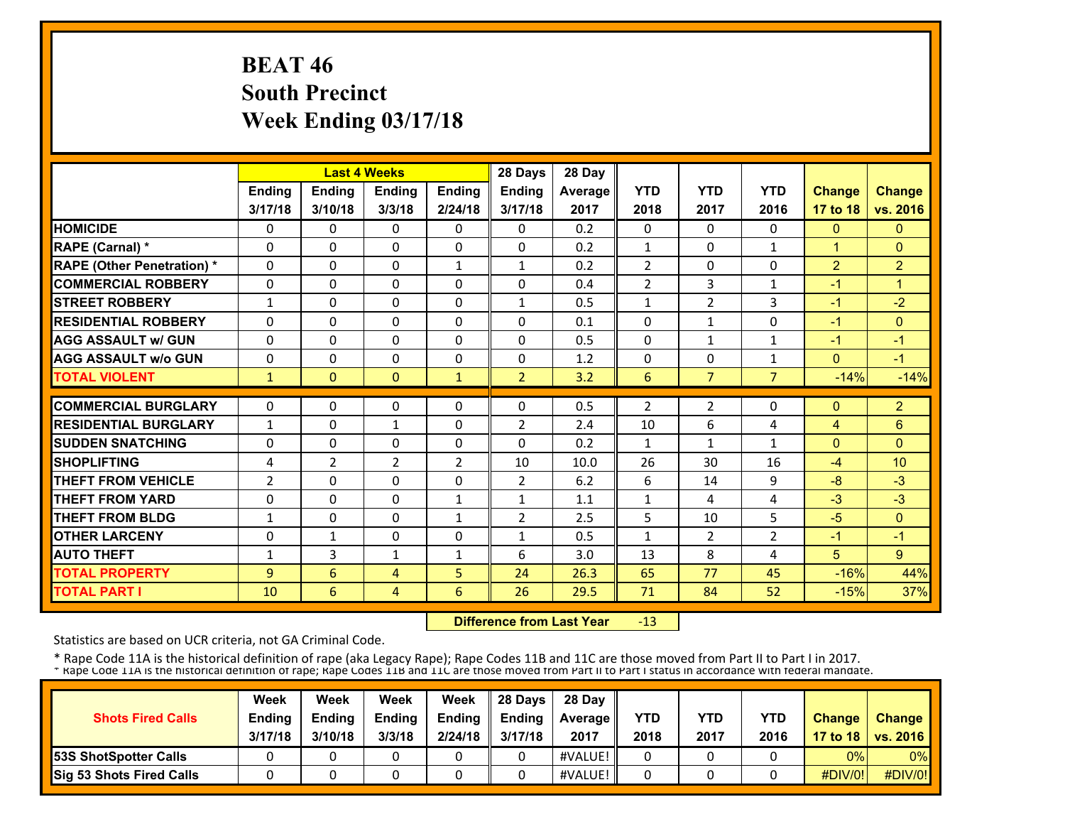# BEAT 46
## South Precinct
## Week Ending 03/17/18

| | Last 4 Weeks | | | | 28 Days | 28 Day | | | | | |
|---|---|---|---|---|---|---|---|---|---|---|---|
| | Ending 3/17/18 | Ending 3/10/18 | Ending 3/3/18 | Ending 2/24/18 | Ending 3/17/18 | Average 2017 | YTD 2018 | YTD 2017 | YTD 2016 | Change 17 to 18 | Change vs. 2016 |
| **HOMICIDE** | 0 | 0 | 0 | 0 | 0 | 0.2 | 0 | 0 | 0 | 0 | 0 |
| **RAPE (Carnal) *** | 0 | 0 | 0 | 0 | 0 | 0.2 | 1 | 0 | 1 | 1 | 0 |
| **RAPE (Other Penetration) *** | 0 | 0 | 0 | 1 | 1 | 0.2 | 2 | 0 | 0 | 2 | 2 |
| **COMMERCIAL ROBBERY** | 0 | 0 | 0 | 0 | 0 | 0.4 | 2 | 3 | 1 | -1 | 1 |
| **STREET ROBBERY** | 1 | 0 | 0 | 0 | 1 | 0.5 | 1 | 2 | 3 | -1 | -2 |
| **RESIDENTIAL ROBBERY** | 0 | 0 | 0 | 0 | 0 | 0.1 | 0 | 1 | 0 | -1 | 0 |
| **AGG ASSAULT w/ GUN** | 0 | 0 | 0 | 0 | 0 | 0.5 | 0 | 1 | 1 | -1 | -1 |
| **AGG ASSAULT w/o GUN** | 0 | 0 | 0 | 0 | 0 | 1.2 | 0 | 0 | 1 | 0 | -1 |
| **TOTAL VIOLENT** | 1 | 0 | 0 | 1 | 2 | 3.2 | 6 | 7 | 7 | -14% | -14% |
| **COMMERCIAL BURGLARY** | 0 | 0 | 0 | 0 | 0 | 0.5 | 2 | 2 | 0 | 0 | 2 |
| **RESIDENTIAL BURGLARY** | 1 | 0 | 1 | 0 | 2 | 2.4 | 10 | 6 | 4 | 4 | 6 |
| **SUDDEN SNATCHING** | 0 | 0 | 0 | 0 | 0 | 0.2 | 1 | 1 | 1 | 0 | 0 |
| **SHOPLIFTING** | 4 | 2 | 2 | 2 | 10 | 10.0 | 26 | 30 | 16 | -4 | 10 |
| **THEFT FROM VEHICLE** | 2 | 0 | 0 | 0 | 2 | 6.2 | 6 | 14 | 9 | -8 | -3 |
| **THEFT FROM YARD** | 0 | 0 | 0 | 1 | 1 | 1.1 | 1 | 4 | 4 | -3 | -3 |
| **THEFT FROM BLDG** | 1 | 0 | 0 | 1 | 2 | 2.5 | 5 | 10 | 5 | -5 | 0 |
| **OTHER LARCENY** | 0 | 1 | 0 | 0 | 1 | 0.5 | 1 | 2 | 2 | -1 | -1 |
| **AUTO THEFT** | 1 | 3 | 1 | 1 | 6 | 3.0 | 13 | 8 | 4 | 5 | 9 |
| **TOTAL PROPERTY** | 9 | 6 | 4 | 5 | 24 | 26.3 | 65 | 77 | 45 | -16% | 44% |
| **TOTAL PART I** | 10 | 6 | 4 | 6 | 26 | 29.5 | 71 | 84 | 52 | -15% | 37% |

**Difference from Last Year** -13

Statistics are based on UCR criteria, not GA Criminal Code.

* Rape Code 11A is the historical definition of rape (aka Legacy Rape); Rape Codes 11B and 11C are those moved from Part II to Part I in 2017.
* Rape Code 11A is the historical definition of rape; Rape Codes 11B and 11C are those moved from Part II to Part I status in accordance with federal mandate.

| Shots Fired Calls | Week Ending 3/17/18 | Week Ending 3/10/18 | Week Ending 3/3/18 | Week Ending 2/24/18 | 28 Days Ending 3/17/18 | 28 Day Average 2017 | YTD 2018 | YTD 2017 | YTD 2016 | Change 17 to 18 | Change vs. 2016 |
|---|---|---|---|---|---|---|---|---|---|---|---|
| **53S ShotSpotter Calls** | 0 | 0 | 0 | 0 | 0 | #VALUE! | 0 | 0 | 0 | 0% | 0% |
| **Sig 53 Shots Fired Calls** | 0 | 0 | 0 | 0 | 0 | #VALUE! | 0 | 0 | 0 | #DIV/0! | #DIV/0! |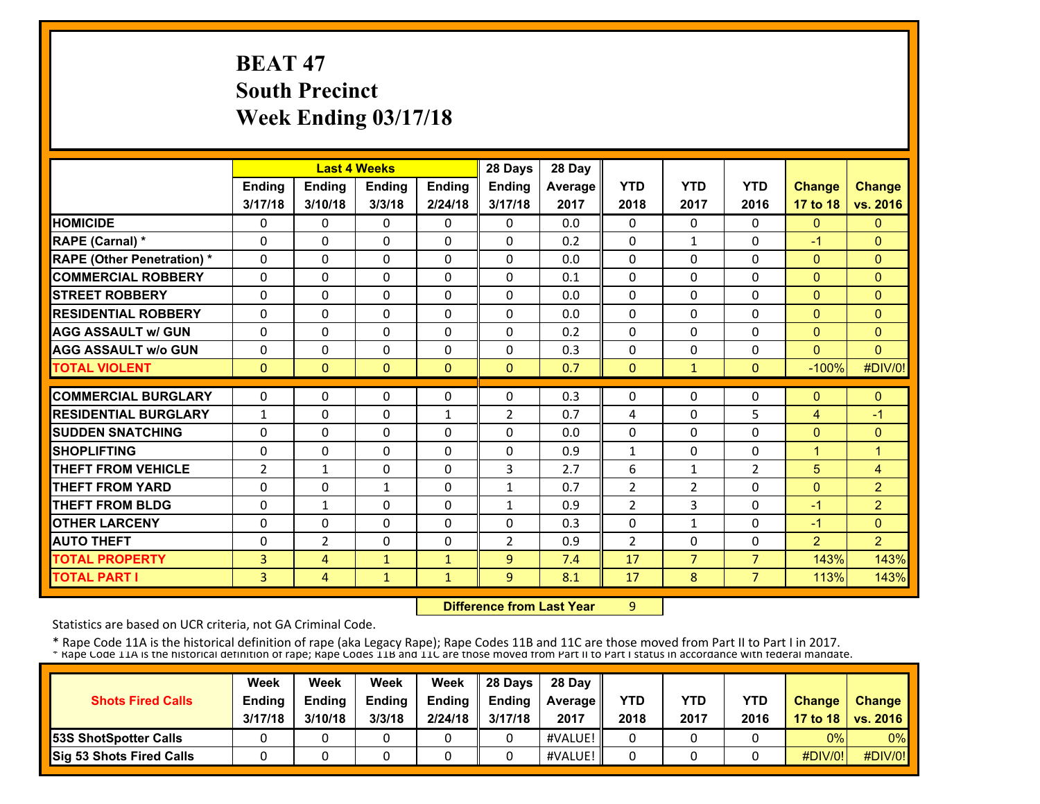# BEAT 47
# South Precinct
# Week Ending 03/17/18

| | Last 4 Weeks | | | | 28 Days | 28 Day | | | | | |
|---|---|---|---|---|---|---|---|---|---|---|---|
| | Ending 3/17/18 | Ending 3/10/18 | Ending 3/3/18 | Ending 2/24/18 | Ending 3/17/18 | Average 2017 | YTD 2018 | YTD 2017 | YTD 2016 | Change 17 to 18 | Change vs. 2016 |
| HOMICIDE | 0 | 0 | 0 | 0 | 0 | 0.0 | 0 | 0 | 0 | 0 | 0 |
| RAPE (Carnal) * | 0 | 0 | 0 | 0 | 0 | 0.2 | 0 | 1 | 0 | -1 | 0 |
| RAPE (Other Penetration) * | 0 | 0 | 0 | 0 | 0 | 0.0 | 0 | 0 | 0 | 0 | 0 |
| COMMERCIAL ROBBERY | 0 | 0 | 0 | 0 | 0 | 0.1 | 0 | 0 | 0 | 0 | 0 |
| STREET ROBBERY | 0 | 0 | 0 | 0 | 0 | 0.0 | 0 | 0 | 0 | 0 | 0 |
| RESIDENTIAL ROBBERY | 0 | 0 | 0 | 0 | 0 | 0.0 | 0 | 0 | 0 | 0 | 0 |
| AGG ASSAULT w/ GUN | 0 | 0 | 0 | 0 | 0 | 0.2 | 0 | 0 | 0 | 0 | 0 |
| AGG ASSAULT w/o GUN | 0 | 0 | 0 | 0 | 0 | 0.3 | 0 | 0 | 0 | 0 | 0 |
| TOTAL VIOLENT | 0 | 0 | 0 | 0 | 0 | 0.7 | 0 | 1 | 0 | -100% | #DIV/0! |
| COMMERCIAL BURGLARY | 0 | 0 | 0 | 0 | 0 | 0.3 | 0 | 0 | 0 | 0 | 0 |
| RESIDENTIAL BURGLARY | 1 | 0 | 0 | 1 | 2 | 0.7 | 4 | 0 | 5 | 4 | -1 |
| SUDDEN SNATCHING | 0 | 0 | 0 | 0 | 0 | 0.0 | 0 | 0 | 0 | 0 | 0 |
| SHOPLIFTING | 0 | 0 | 0 | 0 | 0 | 0.9 | 1 | 0 | 0 | 1 | 1 |
| THEFT FROM VEHICLE | 2 | 1 | 0 | 0 | 3 | 2.7 | 6 | 1 | 2 | 5 | 4 |
| THEFT FROM YARD | 0 | 0 | 1 | 0 | 1 | 0.7 | 2 | 2 | 0 | 0 | 2 |
| THEFT FROM BLDG | 0 | 1 | 0 | 0 | 1 | 0.9 | 2 | 3 | 0 | -1 | 2 |
| OTHER LARCENY | 0 | 0 | 0 | 0 | 0 | 0.3 | 0 | 1 | 0 | -1 | 0 |
| AUTO THEFT | 0 | 2 | 0 | 0 | 2 | 0.9 | 2 | 0 | 0 | 2 | 2 |
| TOTAL PROPERTY | 3 | 4 | 1 | 1 | 9 | 7.4 | 17 | 7 | 7 | 143% | 143% |
| TOTAL PART I | 3 | 4 | 1 | 1 | 9 | 8.1 | 17 | 8 | 7 | 113% | 143% |

**Difference from Last Year** 9

Statistics are based on UCR criteria, not GA Criminal Code.

\* Rape Code 11A is the historical definition of rape (aka Legacy Rape); Rape Codes 11B and 11C are those moved from Part II to Part I in 2017.
\* Rape Code 11A is the historical definition of rape; Rape Codes 11B and 11C are those moved from Part II to Part I status in accordance with federal mandate.

| Shots Fired Calls | Week Ending 3/17/18 | Week Ending 3/10/18 | Week Ending 3/3/18 | Week Ending 2/24/18 | 28 Days Ending 3/17/18 | 28 Day Average 2017 | YTD 2018 | YTD 2017 | YTD 2016 | Change 17 to 18 | Change vs. 2016 |
|---|---|---|---|---|---|---|---|---|---|---|---|
| 53S ShotSpotter Calls | 0 | 0 | 0 | 0 | 0 | #VALUE! | 0 | 0 | 0 | 0% | 0% |
| Sig 53 Shots Fired Calls | 0 | 0 | 0 | 0 | 0 | #VALUE! | 0 | 0 | 0 | #DIV/0! | #DIV/0! |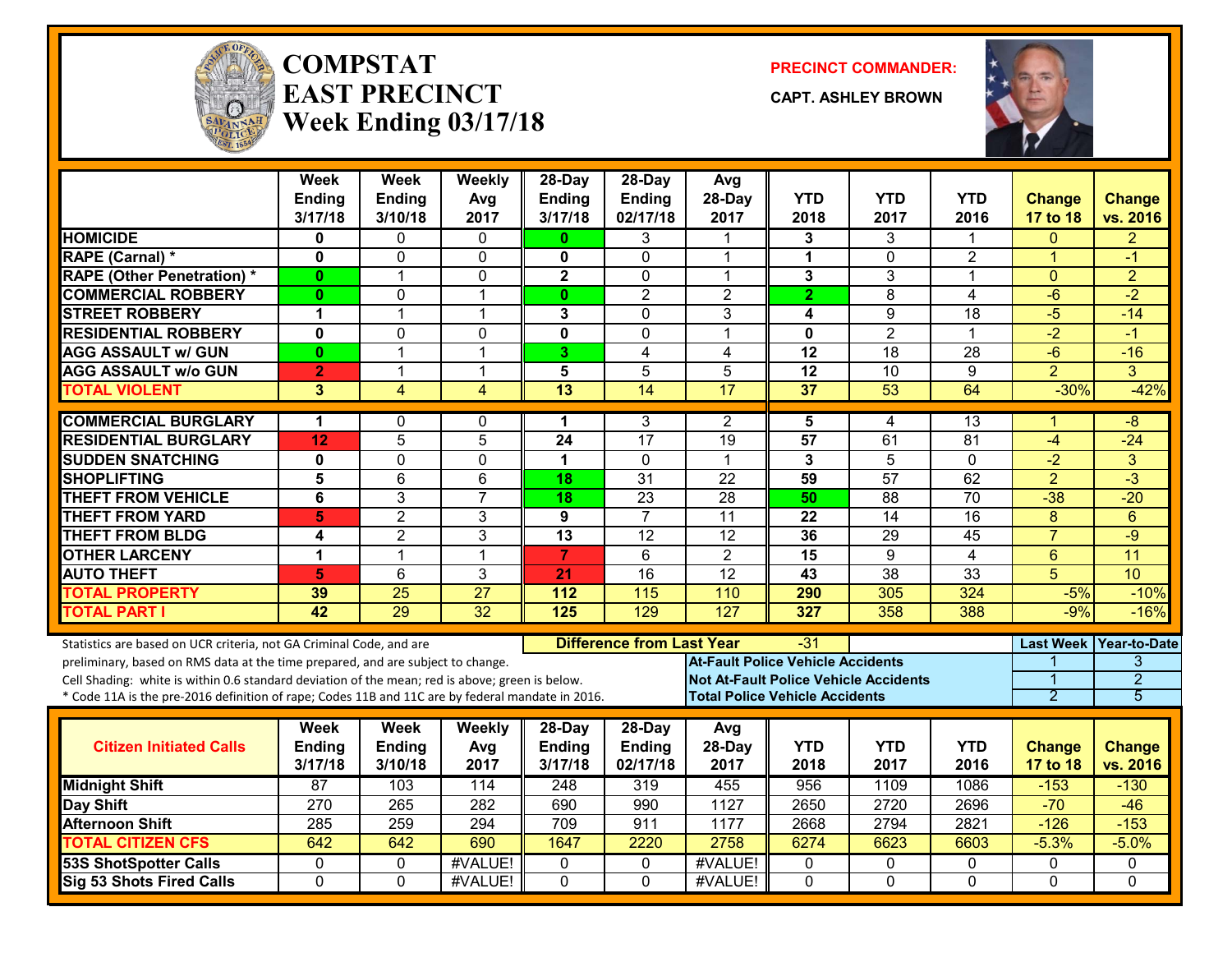# COMPSTAT EAST PRECINCT Week Ending 03/17/18

**PRECINCT COMMANDER:**

**CAPT. ASHLEY BROWN**

| | Week Ending 3/17/18 | Week Ending 3/10/18 | Weekly Avg 2017 | 28-Day Ending 3/17/18 | 28-Day Ending 02/17/18 | Avg 28-Day 2017 | YTD 2018 | YTD 2017 | YTD 2016 | Change 17 to 18 | Change vs. 2016 |
|---|---|---|---|---|---|---|---|---|---|---|---|
| HOMICIDE | 0 | 0 | 0 | 0 | 3 | 1 | 3 | 3 | 1 | 0 | 2 |
| RAPE (Carnal) * | 0 | 0 | 0 | 0 | 0 | 1 | 1 | 0 | 2 | 1 | -1 |
| RAPE (Other Penetration) * | 0 | 1 | 0 | 2 | 0 | 1 | 3 | 3 | 1 | 0 | 2 |
| COMMERCIAL ROBBERY | 0 | 0 | 1 | 0 | 2 | 2 | 2 | 8 | 4 | -6 | -2 |
| STREET ROBBERY | 1 | 1 | 1 | 3 | 0 | 3 | 4 | 9 | 18 | -5 | -14 |
| RESIDENTIAL ROBBERY | 0 | 0 | 0 | 0 | 0 | 1 | 0 | 2 | 1 | -2 | -1 |
| AGG ASSAULT w/ GUN | 0 | 1 | 1 | 3 | 4 | 4 | 12 | 18 | 28 | -6 | -16 |
| AGG ASSAULT w/o GUN | 2 | 1 | 1 | 5 | 5 | 5 | 12 | 10 | 9 | 2 | 3 |
| TOTAL VIOLENT | 3 | 4 | 4 | 13 | 14 | 17 | 37 | 53 | 64 | -30% | -42% |
| COMMERCIAL BURGLARY | 1 | 0 | 0 | 1 | 3 | 2 | 5 | 4 | 13 | 1 | -8 |
| RESIDENTIAL BURGLARY | 12 | 5 | 5 | 24 | 17 | 19 | 57 | 61 | 81 | -4 | -24 |
| SUDDEN SNATCHING | 0 | 0 | 0 | 1 | 0 | 1 | 3 | 5 | 0 | -2 | 3 |
| SHOPLIFTING | 5 | 6 | 6 | 18 | 31 | 22 | 59 | 57 | 62 | 2 | -3 |
| THEFT FROM VEHICLE | 6 | 3 | 7 | 18 | 23 | 28 | 50 | 88 | 70 | -38 | -20 |
| THEFT FROM YARD | 5 | 2 | 3 | 9 | 7 | 11 | 22 | 14 | 16 | 8 | 6 |
| THEFT FROM BLDG | 4 | 2 | 3 | 13 | 12 | 12 | 36 | 29 | 45 | 7 | -9 |
| OTHER LARCENY | 1 | 1 | 1 | 7 | 6 | 2 | 15 | 9 | 4 | 6 | 11 |
| AUTO THEFT | 5 | 6 | 3 | 21 | 16 | 12 | 43 | 38 | 33 | 5 | 10 |
| TOTAL PROPERTY | 39 | 25 | 27 | 112 | 115 | 110 | 290 | 305 | 324 | -5% | -10% |
| TOTAL PART I | 42 | 29 | 32 | 125 | 129 | 127 | 327 | 358 | 388 | -9% | -16% |

Statistics are based on UCR criteria, not GA Criminal Code, and are preliminary, based on RMS data at the time prepared, and are subject to change.
Cell Shading: white is within 0.6 standard deviation of the mean; red is above; green is below.
* Code 11A is the pre-2016 definition of rape; Codes 11B and 11C are by federal mandate in 2016.

**Difference from Last Year:** -31

| | Last Week | Year-to-Date |
|---|---|---|
| At-Fault Police Vehicle Accidents | 1 | 3 |
| Not At-Fault Police Vehicle Accidents | 1 | 2 |
| Total Police Vehicle Accidents | 2 | 5 |

| Citizen Initiated Calls | Week Ending 3/17/18 | Week Ending 3/10/18 | Weekly Avg 2017 | 28-Day Ending 3/17/18 | 28-Day Ending 02/17/18 | Avg 28-Day 2017 | YTD 2018 | YTD 2017 | YTD 2016 | Change 17 to 18 | Change vs. 2016 |
|---|---|---|---|---|---|---|---|---|---|---|---|
| Midnight Shift | 87 | 103 | 114 | 248 | 319 | 455 | 956 | 1109 | 1086 | -153 | -130 |
| Day Shift | 270 | 265 | 282 | 690 | 990 | 1127 | 2650 | 2720 | 2696 | -70 | -46 |
| Afternoon Shift | 285 | 259 | 294 | 709 | 911 | 1177 | 2668 | 2794 | 2821 | -126 | -153 |
| TOTAL CITIZEN CFS | 642 | 642 | 690 | 1647 | 2220 | 2758 | 6274 | 6623 | 6603 | -5.3% | -5.0% |
| 53S ShotSpotter Calls | 0 | 0 | #VALUE! | 0 | 0 | #VALUE! | 0 | 0 | 0 | 0 | 0 |
| Sig 53 Shots Fired Calls | 0 | 0 | #VALUE! | 0 | 0 | #VALUE! | 0 | 0 | 0 | 0 | 0 |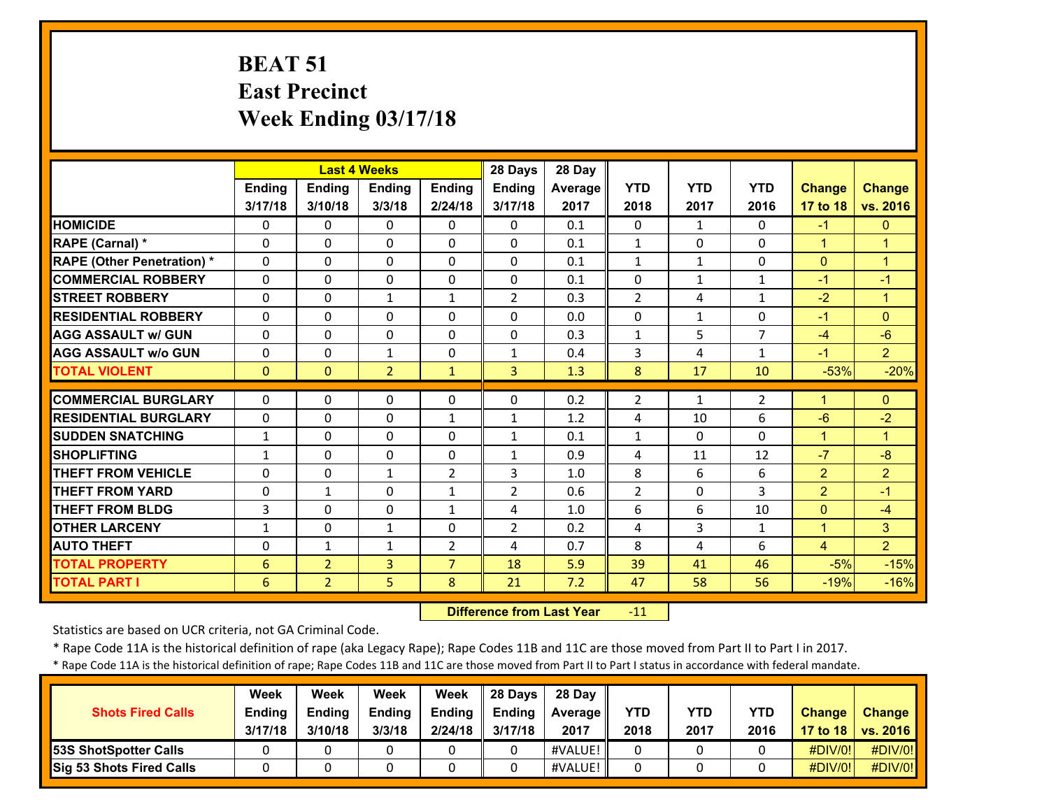# BEAT 51
## East Precinct
## Week Ending 03/17/18

| | Last 4 Weeks | | | | 28 Days | 28 Day | | | | | |
|---|---|---|---|---|---|---|---|---|---|---|---|
| | Ending 3/17/18 | Ending 3/10/18 | Ending 3/3/18 | Ending 2/24/18 | Ending 3/17/18 | Average 2017 | YTD 2018 | YTD 2017 | YTD 2016 | Change 17 to 18 | Change vs. 2016 |
| **HOMICIDE** | 0 | 0 | 0 | 0 | 0 | 0.1 | 0 | 1 | 0 | -1 | 0 |
| **RAPE (Carnal) *** | 0 | 0 | 0 | 0 | 0 | 0.1 | 1 | 0 | 0 | 1 | 1 |
| **RAPE (Other Penetration) *** | 0 | 0 | 0 | 0 | 0 | 0.1 | 1 | 1 | 0 | 0 | 1 |
| **COMMERCIAL ROBBERY** | 0 | 0 | 0 | 0 | 0 | 0.1 | 0 | 1 | 1 | -1 | -1 |
| **STREET ROBBERY** | 0 | 0 | 1 | 1 | 2 | 0.3 | 2 | 4 | 1 | -2 | 1 |
| **RESIDENTIAL ROBBERY** | 0 | 0 | 0 | 0 | 0 | 0.0 | 0 | 1 | 0 | -1 | 0 |
| **AGG ASSAULT w/ GUN** | 0 | 0 | 0 | 0 | 0 | 0.3 | 1 | 5 | 7 | -4 | -6 |
| **AGG ASSAULT w/o GUN** | 0 | 0 | 1 | 0 | 1 | 0.4 | 3 | 4 | 1 | -1 | 2 |
| **TOTAL VIOLENT** | 0 | 0 | 2 | 1 | 3 | 1.3 | 8 | 17 | 10 | -53% | -20% |
| **COMMERCIAL BURGLARY** | 0 | 0 | 0 | 0 | 0 | 0.2 | 2 | 1 | 2 | 1 | 0 |
| **RESIDENTIAL BURGLARY** | 0 | 0 | 0 | 1 | 1 | 1.2 | 4 | 10 | 6 | -6 | -2 |
| **SUDDEN SNATCHING** | 1 | 0 | 0 | 0 | 1 | 0.1 | 1 | 0 | 0 | 1 | 1 |
| **SHOPLIFTING** | 1 | 0 | 0 | 0 | 1 | 0.9 | 4 | 11 | 12 | -7 | -8 |
| **THEFT FROM VEHICLE** | 0 | 0 | 1 | 2 | 3 | 1.0 | 8 | 6 | 6 | 2 | 2 |
| **THEFT FROM YARD** | 0 | 1 | 0 | 1 | 2 | 0.6 | 2 | 0 | 3 | 2 | -1 |
| **THEFT FROM BLDG** | 3 | 0 | 0 | 1 | 4 | 1.0 | 6 | 6 | 10 | 0 | -4 |
| **OTHER LARCENY** | 1 | 0 | 1 | 0 | 2 | 0.2 | 4 | 3 | 1 | 1 | 3 |
| **AUTO THEFT** | 0 | 1 | 1 | 2 | 4 | 0.7 | 8 | 4 | 6 | 4 | 2 |
| **TOTAL PROPERTY** | 6 | 2 | 3 | 7 | 18 | 5.9 | 39 | 41 | 46 | -5% | -15% |
| **TOTAL PART I** | 6 | 2 | 5 | 8 | 21 | 7.2 | 47 | 58 | 56 | -19% | -16% |

**Difference from Last Year** -11

Statistics are based on UCR criteria, not GA Criminal Code.

* Rape Code 11A is the historical definition of rape (aka Legacy Rape); Rape Codes 11B and 11C are those moved from Part II to Part I in 2017.

* Rape Code 11A is the historical definition of rape; Rape Codes 11B and 11C are those moved from Part II to Part I status in accordance with federal mandate.

| Shots Fired Calls | Week Ending 3/17/18 | Week Ending 3/10/18 | Week Ending 3/3/18 | Week Ending 2/24/18 | 28 Days Ending 3/17/18 | 28 Day Average 2017 | YTD 2018 | YTD 2017 | YTD 2016 | Change 17 to 18 | Change vs. 2016 |
|---|---|---|---|---|---|---|---|---|---|---|---|
| **53S ShotSpotter Calls** | 0 | 0 | 0 | 0 | 0 | #VALUE! | 0 | 0 | 0 | #DIV/0! | #DIV/0! |
| **Sig 53 Shots Fired Calls** | 0 | 0 | 0 | 0 | 0 | #VALUE! | 0 | 0 | 0 | #DIV/0! | #DIV/0! |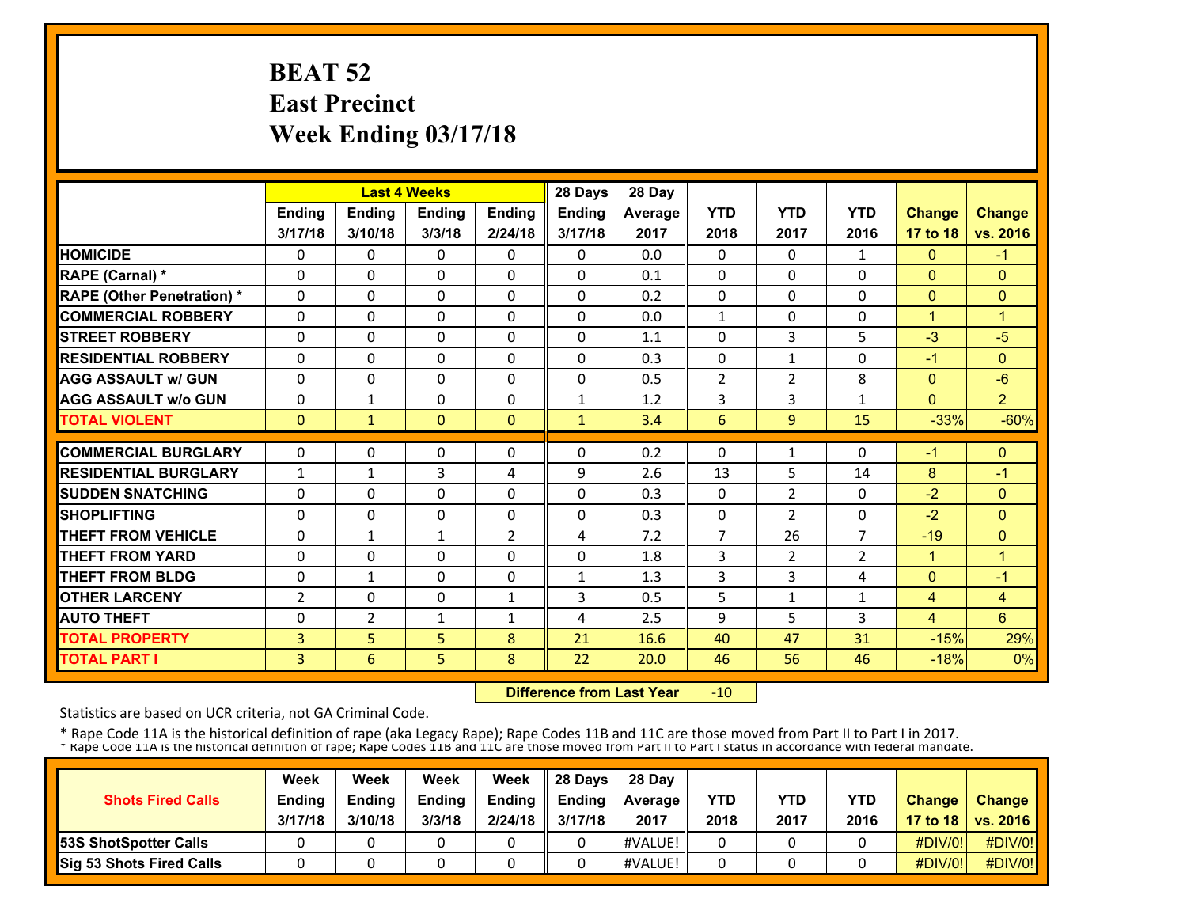# BEAT 52
## East Precinct
## Week Ending 03/17/18

| | Last 4 Weeks | | | | 28 Days | 28 Day | YTD | YTD | YTD | Change | Change |
|---|---|---|---|---|---|---|---|---|---|---|---|
| | Ending 3/17/18 | Ending 3/10/18 | Ending 3/3/18 | Ending 2/24/18 | Ending 3/17/18 | Average 2017 | 2018 | 2017 | 2016 | 17 to 18 | vs. 2016 |
| HOMICIDE | 0 | 0 | 0 | 0 | 0 | 0.0 | 0 | 0 | 1 | 0 | -1 |
| RAPE (Carnal) * | 0 | 0 | 0 | 0 | 0 | 0.1 | 0 | 0 | 0 | 0 | 0 |
| RAPE (Other Penetration) * | 0 | 0 | 0 | 0 | 0 | 0.2 | 0 | 0 | 0 | 0 | 0 |
| COMMERCIAL ROBBERY | 0 | 0 | 0 | 0 | 0 | 0.0 | 1 | 0 | 0 | 1 | 1 |
| STREET ROBBERY | 0 | 0 | 0 | 0 | 0 | 1.1 | 0 | 3 | 5 | -3 | -5 |
| RESIDENTIAL ROBBERY | 0 | 0 | 0 | 0 | 0 | 0.3 | 0 | 1 | 0 | -1 | 0 |
| AGG ASSAULT w/ GUN | 0 | 0 | 0 | 0 | 0 | 0.5 | 2 | 2 | 8 | 0 | -6 |
| AGG ASSAULT w/o GUN | 0 | 1 | 0 | 0 | 1 | 1.2 | 3 | 3 | 1 | 0 | 2 |
| TOTAL VIOLENT | 0 | 1 | 0 | 0 | 1 | 3.4 | 6 | 9 | 15 | -33% | -60% |
| COMMERCIAL BURGLARY | 0 | 0 | 0 | 0 | 0 | 0.2 | 0 | 1 | 0 | -1 | 0 |
| RESIDENTIAL BURGLARY | 1 | 1 | 3 | 4 | 9 | 2.6 | 13 | 5 | 14 | 8 | -1 |
| SUDDEN SNATCHING | 0 | 0 | 0 | 0 | 0 | 0.3 | 0 | 2 | 0 | -2 | 0 |
| SHOPLIFTING | 0 | 0 | 0 | 0 | 0 | 0.3 | 0 | 2 | 0 | -2 | 0 |
| THEFT FROM VEHICLE | 0 | 1 | 1 | 2 | 4 | 7.2 | 7 | 26 | 7 | -19 | 0 |
| THEFT FROM YARD | 0 | 0 | 0 | 0 | 0 | 1.8 | 3 | 2 | 2 | 1 | 1 |
| THEFT FROM BLDG | 0 | 1 | 0 | 0 | 1 | 1.3 | 3 | 3 | 4 | 0 | -1 |
| OTHER LARCENY | 2 | 0 | 0 | 1 | 3 | 0.5 | 5 | 1 | 1 | 4 | 4 |
| AUTO THEFT | 0 | 2 | 1 | 1 | 4 | 2.5 | 9 | 5 | 3 | 4 | 6 |
| TOTAL PROPERTY | 3 | 5 | 5 | 8 | 21 | 16.6 | 40 | 47 | 31 | -15% | 29% |
| TOTAL PART I | 3 | 6 | 5 | 8 | 22 | 20.0 | 46 | 56 | 46 | -18% | 0% |

**Difference from Last Year** -10

Statistics are based on UCR criteria, not GA Criminal Code.

* Rape Code 11A is the historical definition of rape (aka Legacy Rape); Rape Codes 11B and 11C are those moved from Part II to Part I in 2017.
* Rape Code 11A is the historical definition of rape; Rape Codes 11B and 11C are those moved from Part II to Part I status in accordance with federal mandate.

| Shots Fired Calls | Week Ending 3/17/18 | Week Ending 3/10/18 | Week Ending 3/3/18 | Week Ending 2/24/18 | 28 Days Ending 3/17/18 | 28 Day Average 2017 | YTD 2018 | YTD 2017 | YTD 2016 | Change 17 to 18 | Change vs. 2016 |
|---|---|---|---|---|---|---|---|---|---|---|---|
| 53S ShotSpotter Calls | 0 | 0 | 0 | 0 | 0 | #VALUE! | 0 | 0 | 0 | #DIV/0! | #DIV/0! |
| Sig 53 Shots Fired Calls | 0 | 0 | 0 | 0 | 0 | #VALUE! | 0 | 0 | 0 | #DIV/0! | #DIV/0! |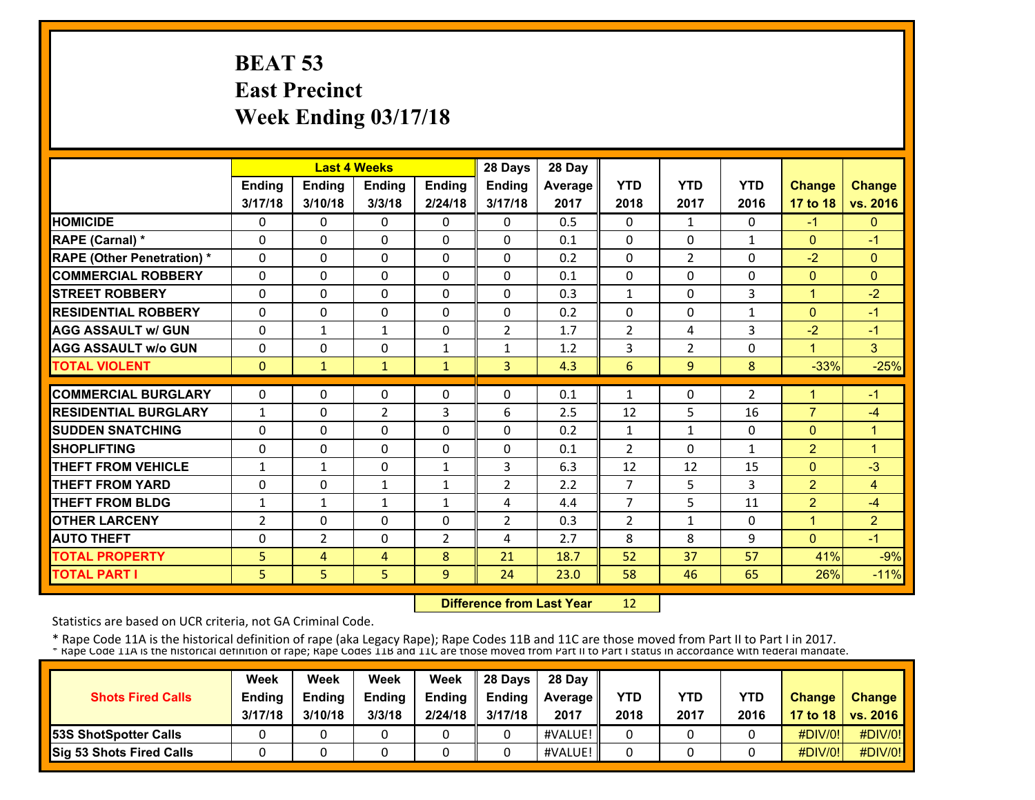# BEAT 53
# East Precinct
# Week Ending 03/17/18

| | Last 4 Weeks | | | | 28 Days | 28 Day | | | | | |
|---|---|---|---|---|---|---|---|---|---|---|---|
| | Ending 3/17/18 | Ending 3/10/18 | Ending 3/3/18 | Ending 2/24/18 | Ending 3/17/18 | Average 2017 | YTD 2018 | YTD 2017 | YTD 2016 | Change 17 to 18 | Change vs. 2016 |
| **HOMICIDE** | 0 | 0 | 0 | 0 | 0 | 0.5 | 0 | 1 | 0 | -1 | 0 |
| **RAPE (Carnal) *** | 0 | 0 | 0 | 0 | 0 | 0.1 | 0 | 0 | 1 | 0 | -1 |
| **RAPE (Other Penetration) *** | 0 | 0 | 0 | 0 | 0 | 0.2 | 0 | 2 | 0 | -2 | 0 |
| **COMMERCIAL ROBBERY** | 0 | 0 | 0 | 0 | 0 | 0.1 | 0 | 0 | 0 | 0 | 0 |
| **STREET ROBBERY** | 0 | 0 | 0 | 0 | 0 | 0.3 | 1 | 0 | 3 | 1 | -2 |
| **RESIDENTIAL ROBBERY** | 0 | 0 | 0 | 0 | 0 | 0.2 | 0 | 0 | 1 | 0 | -1 |
| **AGG ASSAULT w/ GUN** | 0 | 1 | 1 | 0 | 2 | 1.7 | 2 | 4 | 3 | -2 | -1 |
| **AGG ASSAULT w/o GUN** | 0 | 0 | 0 | 1 | 1 | 1.2 | 3 | 2 | 0 | 1 | 3 |
| **TOTAL VIOLENT** | 0 | 1 | 1 | 1 | 3 | 4.3 | 6 | 9 | 8 | -33% | -25% |
| **COMMERCIAL BURGLARY** | 0 | 0 | 0 | 0 | 0 | 0.1 | 1 | 0 | 2 | 1 | -1 |
| **RESIDENTIAL BURGLARY** | 1 | 0 | 2 | 3 | 6 | 2.5 | 12 | 5 | 16 | 7 | -4 |
| **SUDDEN SNATCHING** | 0 | 0 | 0 | 0 | 0 | 0.2 | 1 | 1 | 0 | 0 | 1 |
| **SHOPLIFTING** | 0 | 0 | 0 | 0 | 0 | 0.1 | 2 | 0 | 1 | 2 | 1 |
| **THEFT FROM VEHICLE** | 1 | 1 | 0 | 1 | 3 | 6.3 | 12 | 12 | 15 | 0 | -3 |
| **THEFT FROM YARD** | 0 | 0 | 1 | 1 | 2 | 2.2 | 7 | 5 | 3 | 2 | 4 |
| **THEFT FROM BLDG** | 1 | 1 | 1 | 1 | 4 | 4.4 | 7 | 5 | 11 | 2 | -4 |
| **OTHER LARCENY** | 2 | 0 | 0 | 0 | 2 | 0.3 | 2 | 1 | 0 | 1 | 2 |
| **AUTO THEFT** | 0 | 2 | 0 | 2 | 4 | 2.7 | 8 | 8 | 9 | 0 | -1 |
| **TOTAL PROPERTY** | 5 | 4 | 4 | 8 | 21 | 18.7 | 52 | 37 | 57 | 41% | -9% |
| **TOTAL PART I** | 5 | 5 | 5 | 9 | 24 | 23.0 | 58 | 46 | 65 | 26% | -11% |

**Difference from Last Year** 12

Statistics are based on UCR criteria, not GA Criminal Code.

* Rape Code 11A is the historical definition of rape (aka Legacy Rape); Rape Codes 11B and 11C are those moved from Part II to Part I in 2017.

* Rape Code 11A is the historical definition of rape; Rape Codes 11B and 11C are those moved from Part II to Part I status in accordance with federal mandate.

| Shots Fired Calls | Week Ending 3/17/18 | Week Ending 3/10/18 | Week Ending 3/3/18 | Week Ending 2/24/18 | 28 Days Ending 3/17/18 | 28 Day Average 2017 | YTD 2018 | YTD 2017 | YTD 2016 | Change 17 to 18 | Change vs. 2016 |
|---|---|---|---|---|---|---|---|---|---|---|---|
| **53S ShotSpotter Calls** | 0 | 0 | 0 | 0 | 0 | #VALUE! | 0 | 0 | 0 | #DIV/0! | #DIV/0! |
| **Sig 53 Shots Fired Calls** | 0 | 0 | 0 | 0 | 0 | #VALUE! | 0 | 0 | 0 | #DIV/0! | #DIV/0! |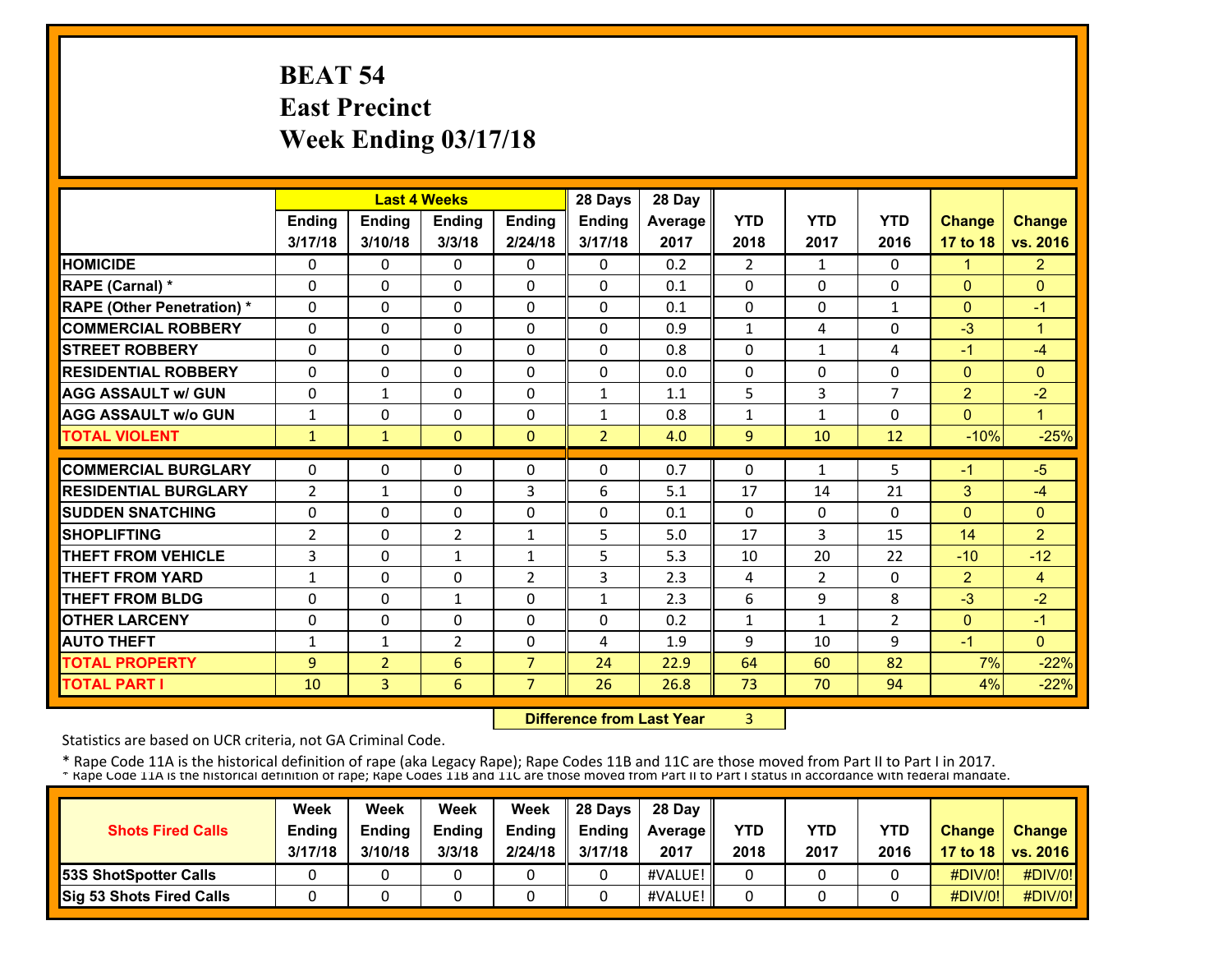# BEAT 54
# East Precinct
# Week Ending 03/17/18

| | Last 4 Weeks | | | | 28 Days | 28 Day | | | | | |
|---|---|---|---|---|---|---|---|---|---|---|---|
| | Ending 3/17/18 | Ending 3/10/18 | Ending 3/3/18 | Ending 2/24/18 | Ending 3/17/18 | Average 2017 | YTD 2018 | YTD 2017 | YTD 2016 | Change 17 to 18 | Change vs. 2016 |
| **HOMICIDE** | 0 | 0 | 0 | 0 | 0 | 0.2 | 2 | 1 | 0 | 1 | 2 |
| **RAPE (Carnal) *** | 0 | 0 | 0 | 0 | 0 | 0.1 | 0 | 0 | 0 | 0 | 0 |
| **RAPE (Other Penetration) *** | 0 | 0 | 0 | 0 | 0 | 0.1 | 0 | 0 | 1 | 0 | -1 |
| **COMMERCIAL ROBBERY** | 0 | 0 | 0 | 0 | 0 | 0.9 | 1 | 4 | 0 | -3 | 1 |
| **STREET ROBBERY** | 0 | 0 | 0 | 0 | 0 | 0.8 | 0 | 1 | 4 | -1 | -4 |
| **RESIDENTIAL ROBBERY** | 0 | 0 | 0 | 0 | 0 | 0.0 | 0 | 0 | 0 | 0 | 0 |
| **AGG ASSAULT w/ GUN** | 0 | 1 | 0 | 0 | 1 | 1.1 | 5 | 3 | 7 | 2 | -2 |
| **AGG ASSAULT w/o GUN** | 1 | 0 | 0 | 0 | 1 | 0.8 | 1 | 1 | 0 | 0 | 1 |
| **TOTAL VIOLENT** | 1 | 1 | 0 | 0 | 2 | 4.0 | 9 | 10 | 12 | -10% | -25% |
| **COMMERCIAL BURGLARY** | 0 | 0 | 0 | 0 | 0 | 0.7 | 0 | 1 | 5 | -1 | -5 |
| **RESIDENTIAL BURGLARY** | 2 | 1 | 0 | 3 | 6 | 5.1 | 17 | 14 | 21 | 3 | -4 |
| **SUDDEN SNATCHING** | 0 | 0 | 0 | 0 | 0 | 0.1 | 0 | 0 | 0 | 0 | 0 |
| **SHOPLIFTING** | 2 | 0 | 2 | 1 | 5 | 5.0 | 17 | 3 | 15 | 14 | 2 |
| **THEFT FROM VEHICLE** | 3 | 0 | 1 | 1 | 5 | 5.3 | 10 | 20 | 22 | -10 | -12 |
| **THEFT FROM YARD** | 1 | 0 | 0 | 2 | 3 | 2.3 | 4 | 2 | 0 | 2 | 4 |
| **THEFT FROM BLDG** | 0 | 0 | 1 | 0 | 1 | 2.3 | 6 | 9 | 8 | -3 | -2 |
| **OTHER LARCENY** | 0 | 0 | 0 | 0 | 0 | 0.2 | 1 | 1 | 2 | 0 | -1 |
| **AUTO THEFT** | 1 | 1 | 2 | 0 | 4 | 1.9 | 9 | 10 | 9 | -1 | 0 |
| **TOTAL PROPERTY** | 9 | 2 | 6 | 7 | 24 | 22.9 | 64 | 60 | 82 | 7% | -22% |
| **TOTAL PART I** | 10 | 3 | 6 | 7 | 26 | 26.8 | 73 | 70 | 94 | 4% | -22% |

**Difference from Last Year** 3

Statistics are based on UCR criteria, not GA Criminal Code.

* Rape Code 11A is the historical definition of rape (aka Legacy Rape); Rape Codes 11B and 11C are those moved from Part II to Part I in 2017.

* Rape Code 11A is the historical definition of rape; Rape Codes 11B and 11C are those moved from Part II to Part I status in accordance with federal mandate.

| Shots Fired Calls | Week Ending 3/17/18 | Week Ending 3/10/18 | Week Ending 3/3/18 | Week Ending 2/24/18 | 28 Days Ending 3/17/18 | 28 Day Average 2017 | YTD 2018 | YTD 2017 | YTD 2016 | Change 17 to 18 | Change vs. 2016 |
|---|---|---|---|---|---|---|---|---|---|---|---|
| **53S ShotSpotter Calls** | 0 | 0 | 0 | 0 | 0 | #VALUE! | 0 | 0 | 0 | #DIV/0! | #DIV/0! |
| **Sig 53 Shots Fired Calls** | 0 | 0 | 0 | 0 | 0 | #VALUE! | 0 | 0 | 0 | #DIV/0! | #DIV/0! |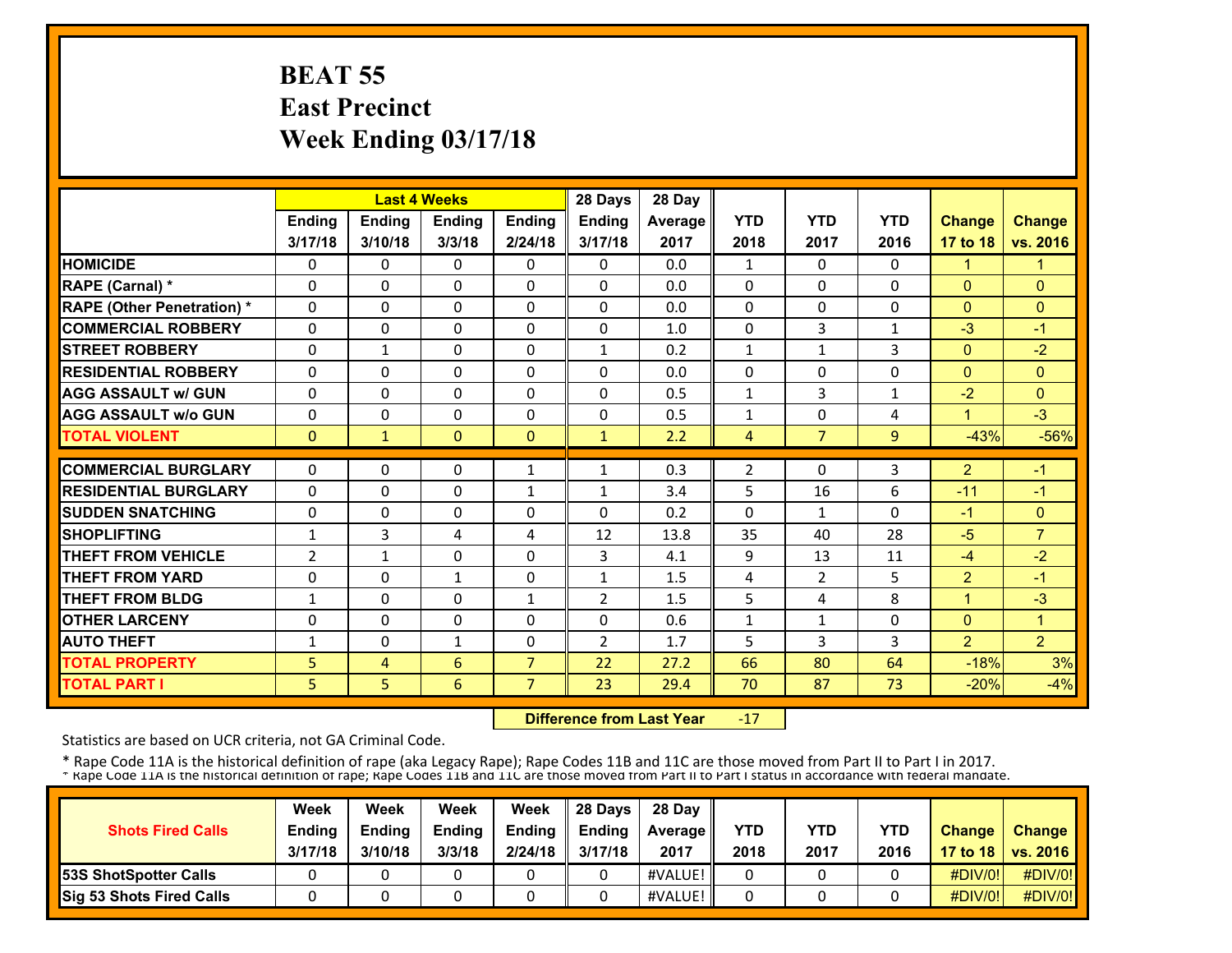# BEAT 55
## East Precinct
## Week Ending 03/17/18

| | Last 4 Weeks | | | | 28 Days | 28 Day | | | | | |
|---|---|---|---|---|---|---|---|---|---|---|---|
| | Ending 3/17/18 | Ending 3/10/18 | Ending 3/3/18 | Ending 2/24/18 | Ending 3/17/18 | Average 2017 | YTD 2018 | YTD 2017 | YTD 2016 | Change 17 to 18 | Change vs. 2016 |
| HOMICIDE | 0 | 0 | 0 | 0 | 0 | 0.0 | 1 | 0 | 0 | 1 | 1 |
| RAPE (Carnal) * | 0 | 0 | 0 | 0 | 0 | 0.0 | 0 | 0 | 0 | 0 | 0 |
| RAPE (Other Penetration) * | 0 | 0 | 0 | 0 | 0 | 0.0 | 0 | 0 | 0 | 0 | 0 |
| COMMERCIAL ROBBERY | 0 | 0 | 0 | 0 | 0 | 1.0 | 0 | 3 | 1 | -3 | -1 |
| STREET ROBBERY | 0 | 1 | 0 | 0 | 1 | 0.2 | 1 | 1 | 3 | 0 | -2 |
| RESIDENTIAL ROBBERY | 0 | 0 | 0 | 0 | 0 | 0.0 | 0 | 0 | 0 | 0 | 0 |
| AGG ASSAULT w/ GUN | 0 | 0 | 0 | 0 | 0 | 0.5 | 1 | 3 | 1 | -2 | 0 |
| AGG ASSAULT w/o GUN | 0 | 0 | 0 | 0 | 0 | 0.5 | 1 | 0 | 4 | 1 | -3 |
| TOTAL VIOLENT | 0 | 1 | 0 | 0 | 1 | 2.2 | 4 | 7 | 9 | -43% | -56% |
| COMMERCIAL BURGLARY | 0 | 0 | 0 | 1 | 1 | 0.3 | 2 | 0 | 3 | 2 | -1 |
| RESIDENTIAL BURGLARY | 0 | 0 | 0 | 1 | 1 | 3.4 | 5 | 16 | 6 | -11 | -1 |
| SUDDEN SNATCHING | 0 | 0 | 0 | 0 | 0 | 0.2 | 0 | 1 | 0 | -1 | 0 |
| SHOPLIFTING | 1 | 3 | 4 | 4 | 12 | 13.8 | 35 | 40 | 28 | -5 | 7 |
| THEFT FROM VEHICLE | 2 | 1 | 0 | 0 | 3 | 4.1 | 9 | 13 | 11 | -4 | -2 |
| THEFT FROM YARD | 0 | 0 | 1 | 0 | 1 | 1.5 | 4 | 2 | 5 | 2 | -1 |
| THEFT FROM BLDG | 1 | 0 | 0 | 1 | 2 | 1.5 | 5 | 4 | 8 | 1 | -3 |
| OTHER LARCENY | 0 | 0 | 0 | 0 | 0 | 0.6 | 1 | 1 | 0 | 0 | 1 |
| AUTO THEFT | 1 | 0 | 1 | 0 | 2 | 1.7 | 5 | 3 | 3 | 2 | 2 |
| TOTAL PROPERTY | 5 | 4 | 6 | 7 | 22 | 27.2 | 66 | 80 | 64 | -18% | 3% |
| TOTAL PART I | 5 | 5 | 6 | 7 | 23 | 29.4 | 70 | 87 | 73 | -20% | -4% |

**Difference from Last Year** -17

Statistics are based on UCR criteria, not GA Criminal Code.

* Rape Code 11A is the historical definition of rape (aka Legacy Rape); Rape Codes 11B and 11C are those moved from Part II to Part I in 2017.
* Rape Code 11A is the historical definition of rape; Rape Codes 11B and 11C are those moved from Part II to Part I status in accordance with federal mandate.

| Shots Fired Calls | Week Ending 3/17/18 | Week Ending 3/10/18 | Week Ending 3/3/18 | Week Ending 2/24/18 | 28 Days Ending 3/17/18 | 28 Day Average 2017 | YTD 2018 | YTD 2017 | YTD 2016 | Change 17 to 18 | Change vs. 2016 |
|---|---|---|---|---|---|---|---|---|---|---|---|
| 53S ShotSpotter Calls | 0 | 0 | 0 | 0 | 0 | #VALUE! | 0 | 0 | 0 | #DIV/0! | #DIV/0! |
| Sig 53 Shots Fired Calls | 0 | 0 | 0 | 0 | 0 | #VALUE! | 0 | 0 | 0 | #DIV/0! | #DIV/0! |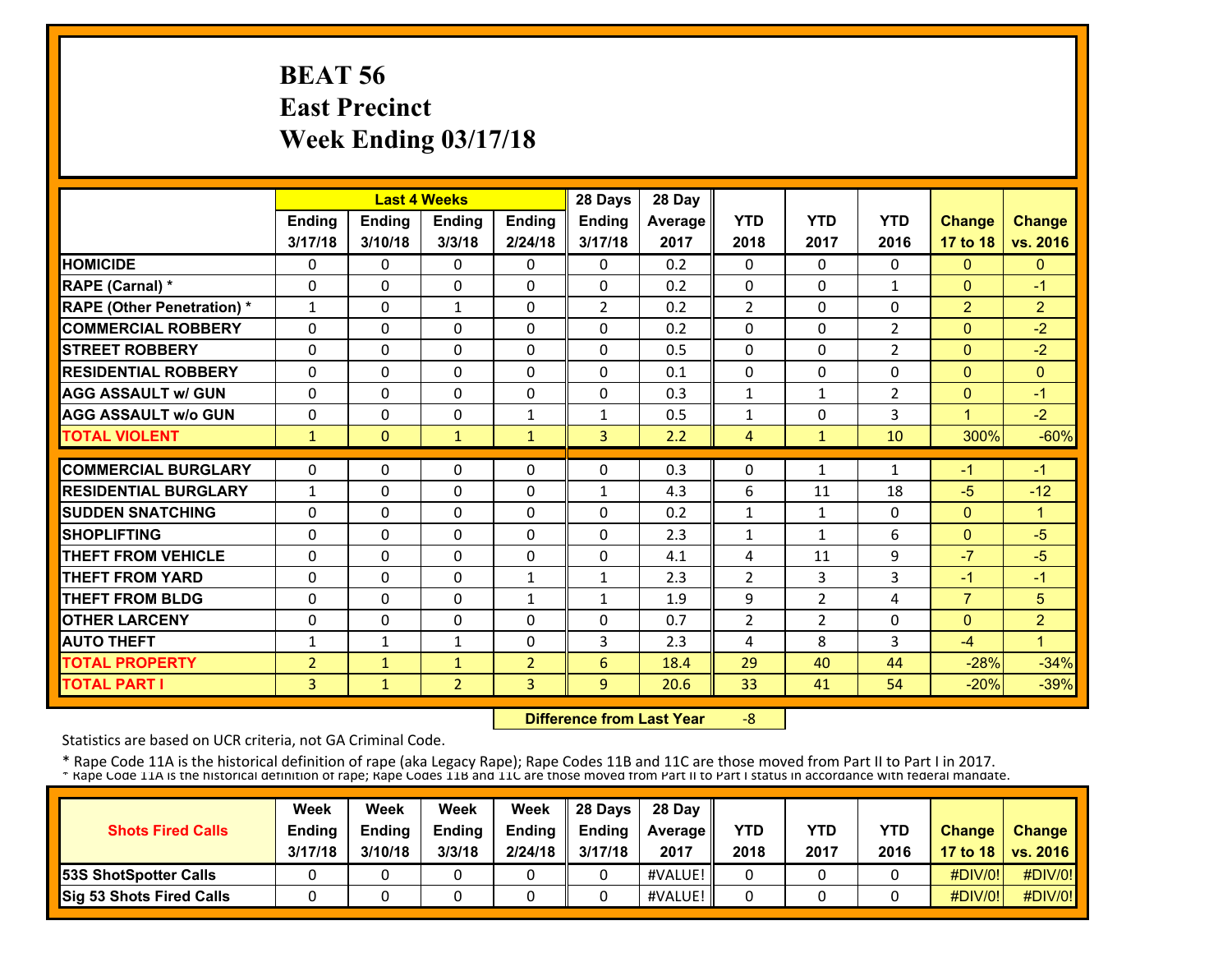# BEAT 56
## East Precinct
## Week Ending 03/17/18

| | Last 4 Weeks | | | | 28 Days | 28 Day | | | | | |
|---|---|---|---|---|---|---|---|---|---|---|---|
| | Ending 3/17/18 | Ending 3/10/18 | Ending 3/3/18 | Ending 2/24/18 | Ending 3/17/18 | Average 2017 | YTD 2018 | YTD 2017 | YTD 2016 | Change 17 to 18 | Change vs. 2016 |
| HOMICIDE | 0 | 0 | 0 | 0 | 0 | 0.2 | 0 | 0 | 0 | 0 | 0 |
| RAPE (Carnal) * | 0 | 0 | 0 | 0 | 0 | 0.2 | 0 | 0 | 1 | 0 | -1 |
| RAPE (Other Penetration) * | 1 | 0 | 1 | 0 | 2 | 0.2 | 2 | 0 | 0 | 2 | 2 |
| COMMERCIAL ROBBERY | 0 | 0 | 0 | 0 | 0 | 0.2 | 0 | 0 | 2 | 0 | -2 |
| STREET ROBBERY | 0 | 0 | 0 | 0 | 0 | 0.5 | 0 | 0 | 2 | 0 | -2 |
| RESIDENTIAL ROBBERY | 0 | 0 | 0 | 0 | 0 | 0.1 | 0 | 0 | 0 | 0 | 0 |
| AGG ASSAULT w/ GUN | 0 | 0 | 0 | 0 | 0 | 0.3 | 1 | 1 | 2 | 0 | -1 |
| AGG ASSAULT w/o GUN | 0 | 0 | 0 | 1 | 1 | 0.5 | 1 | 0 | 3 | 1 | -2 |
| TOTAL VIOLENT | 1 | 0 | 1 | 1 | 3 | 2.2 | 4 | 1 | 10 | 300% | -60% |
| COMMERCIAL BURGLARY | 0 | 0 | 0 | 0 | 0 | 0.3 | 0 | 1 | 1 | -1 | -1 |
| RESIDENTIAL BURGLARY | 1 | 0 | 0 | 0 | 1 | 4.3 | 6 | 11 | 18 | -5 | -12 |
| SUDDEN SNATCHING | 0 | 0 | 0 | 0 | 0 | 0.2 | 1 | 1 | 0 | 0 | 1 |
| SHOPLIFTING | 0 | 0 | 0 | 0 | 0 | 2.3 | 1 | 1 | 6 | 0 | -5 |
| THEFT FROM VEHICLE | 0 | 0 | 0 | 0 | 0 | 4.1 | 4 | 11 | 9 | -7 | -5 |
| THEFT FROM YARD | 0 | 0 | 0 | 1 | 1 | 2.3 | 2 | 3 | 3 | -1 | -1 |
| THEFT FROM BLDG | 0 | 0 | 0 | 1 | 1 | 1.9 | 9 | 2 | 4 | 7 | 5 |
| OTHER LARCENY | 0 | 0 | 0 | 0 | 0 | 0.7 | 2 | 2 | 0 | 0 | 2 |
| AUTO THEFT | 1 | 1 | 1 | 0 | 3 | 2.3 | 4 | 8 | 3 | -4 | 1 |
| TOTAL PROPERTY | 2 | 1 | 1 | 2 | 6 | 18.4 | 29 | 40 | 44 | -28% | -34% |
| TOTAL PART I | 3 | 1 | 2 | 3 | 9 | 20.6 | 33 | 41 | 54 | -20% | -39% |

**Difference from Last Year** -8

Statistics are based on UCR criteria, not GA Criminal Code.

* Rape Code 11A is the historical definition of rape (aka Legacy Rape); Rape Codes 11B and 11C are those moved from Part II to Part I in 2017.
* Rape Code 11A is the historical definition of rape; Rape Codes 11B and 11C are those moved from Part II to Part I status in accordance with federal mandate.

| Shots Fired Calls | Week Ending 3/17/18 | Week Ending 3/10/18 | Week Ending 3/3/18 | Week Ending 2/24/18 | 28 Days Ending 3/17/18 | 28 Day Average 2017 | YTD 2018 | YTD 2017 | YTD 2016 | Change 17 to 18 | Change vs. 2016 |
|---|---|---|---|---|---|---|---|---|---|---|---|
| 53S ShotSpotter Calls | 0 | 0 | 0 | 0 | 0 | #VALUE! | 0 | 0 | 0 | #DIV/0! | #DIV/0! |
| Sig 53 Shots Fired Calls | 0 | 0 | 0 | 0 | 0 | #VALUE! | 0 | 0 | 0 | #DIV/0! | #DIV/0! |